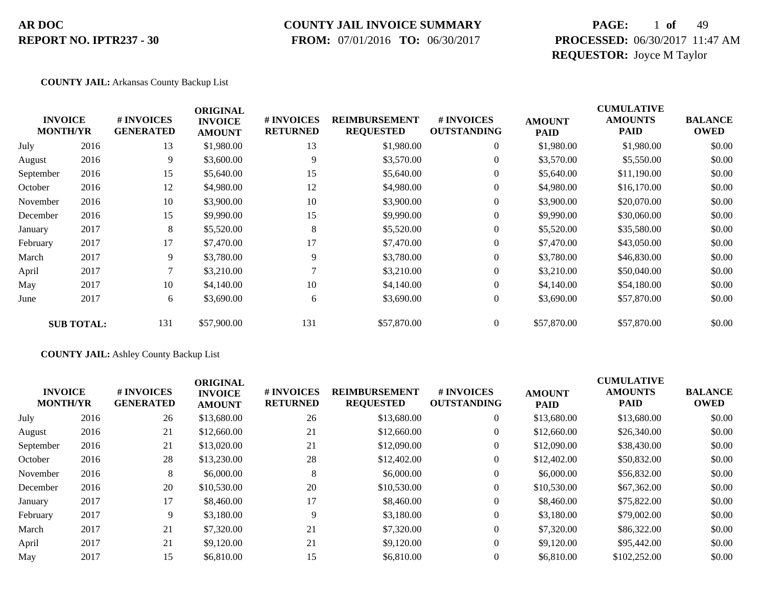**AR DOC**
**REPORT NO. IPTR237 - 30**

**COUNTY JAIL INVOICE SUMMARY**
**FROM:** 07/01/2016 **TO:** 06/30/2017

**PROCESSED:** 06/30/2017 11:47 AM
**REQUESTOR:** Joyce M Taylor

**COUNTY JAIL:** Arkansas County Backup List

| INVOICE MONTH/YR | | # INVOICES GENERATED | ORIGINAL INVOICE AMOUNT | # INVOICES RETURNED | REIMBURSEMENT REQUESTED | # INVOICES OUTSTANDING | AMOUNT PAID | CUMULATIVE AMOUNTS PAID | BALANCE OWED |
|---|---|---|---|---|---|---|---|---|---|
| July | 2016 | 13 | $1,980.00 | 13 | $1,980.00 | 0 | $1,980.00 | $1,980.00 | $0.00 |
| August | 2016 | 9 | $3,600.00 | 9 | $3,570.00 | 0 | $3,570.00 | $5,550.00 | $0.00 |
| September | 2016 | 15 | $5,640.00 | 15 | $5,640.00 | 0 | $5,640.00 | $11,190.00 | $0.00 |
| October | 2016 | 12 | $4,980.00 | 12 | $4,980.00 | 0 | $4,980.00 | $16,170.00 | $0.00 |
| November | 2016 | 10 | $3,900.00 | 10 | $3,900.00 | 0 | $3,900.00 | $20,070.00 | $0.00 |
| December | 2016 | 15 | $9,990.00 | 15 | $9,990.00 | 0 | $9,990.00 | $30,060.00 | $0.00 |
| January | 2017 | 8 | $5,520.00 | 8 | $5,520.00 | 0 | $5,520.00 | $35,580.00 | $0.00 |
| February | 2017 | 17 | $7,470.00 | 17 | $7,470.00 | 0 | $7,470.00 | $43,050.00 | $0.00 |
| March | 2017 | 9 | $3,780.00 | 9 | $3,780.00 | 0 | $3,780.00 | $46,830.00 | $0.00 |
| April | 2017 | 7 | $3,210.00 | 7 | $3,210.00 | 0 | $3,210.00 | $50,040.00 | $0.00 |
| May | 2017 | 10 | $4,140.00 | 10 | $4,140.00 | 0 | $4,140.00 | $54,180.00 | $0.00 |
| June | 2017 | 6 | $3,690.00 | 6 | $3,690.00 | 0 | $3,690.00 | $57,870.00 | $0.00 |
| **SUB TOTAL:** | | 131 | $57,900.00 | 131 | $57,870.00 | 0 | $57,870.00 | $57,870.00 | $0.00 |

**COUNTY JAIL:** Ashley County Backup List

| INVOICE MONTH/YR | | # INVOICES GENERATED | ORIGINAL INVOICE AMOUNT | # INVOICES RETURNED | REIMBURSEMENT REQUESTED | # INVOICES OUTSTANDING | AMOUNT PAID | CUMULATIVE AMOUNTS PAID | BALANCE OWED |
|---|---|---|---|---|---|---|---|---|---|
| July | 2016 | 26 | $13,680.00 | 26 | $13,680.00 | 0 | $13,680.00 | $13,680.00 | $0.00 |
| August | 2016 | 21 | $12,660.00 | 21 | $12,660.00 | 0 | $12,660.00 | $26,340.00 | $0.00 |
| September | 2016 | 21 | $13,020.00 | 21 | $12,090.00 | 0 | $12,090.00 | $38,430.00 | $0.00 |
| October | 2016 | 28 | $13,230.00 | 28 | $12,402.00 | 0 | $12,402.00 | $50,832.00 | $0.00 |
| November | 2016 | 8 | $6,000.00 | 8 | $6,000.00 | 0 | $6,000.00 | $56,832.00 | $0.00 |
| December | 2016 | 20 | $10,530.00 | 20 | $10,530.00 | 0 | $10,530.00 | $67,362.00 | $0.00 |
| January | 2017 | 17 | $8,460.00 | 17 | $8,460.00 | 0 | $8,460.00 | $75,822.00 | $0.00 |
| February | 2017 | 9 | $3,180.00 | 9 | $3,180.00 | 0 | $3,180.00 | $79,002.00 | $0.00 |
| March | 2017 | 21 | $7,320.00 | 21 | $7,320.00 | 0 | $7,320.00 | $86,322.00 | $0.00 |
| April | 2017 | 21 | $9,120.00 | 21 | $9,120.00 | 0 | $9,120.00 | $95,442.00 | $0.00 |
| May | 2017 | 15 | $6,810.00 | 15 | $6,810.00 | 0 | $6,810.00 | $102,252.00 | $0.00 |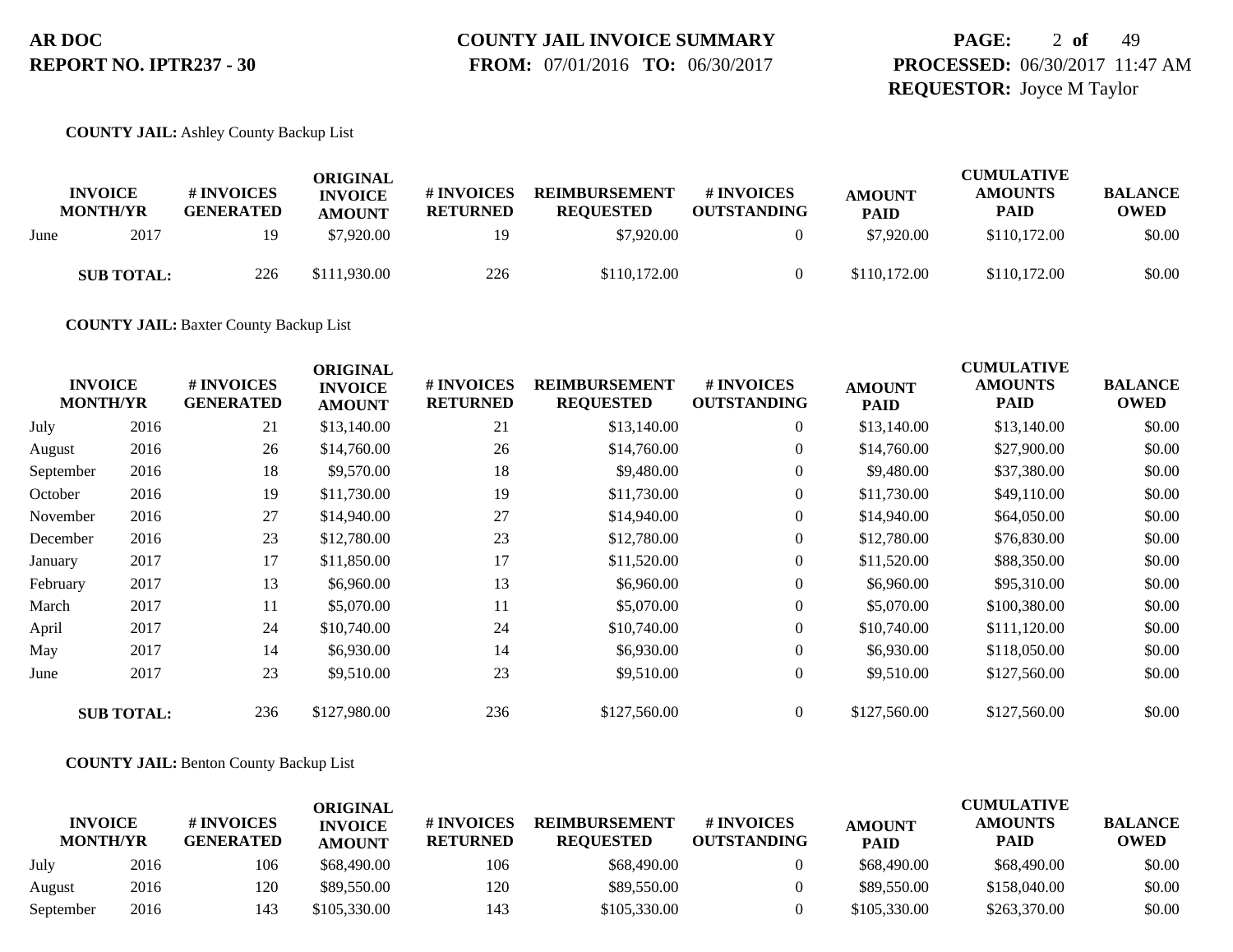**COUNTY JAIL:** Ashley County Backup List

| INVOICE MONTH/YR | | # INVOICES GENERATED | ORIGINAL INVOICE AMOUNT | # INVOICES RETURNED | REIMBURSEMENT REQUESTED | # INVOICES OUTSTANDING | AMOUNT PAID | CUMULATIVE AMOUNTS PAID | BALANCE OWED |
|---|---|---|---|---|---|---|---|---|---|
| June | 2017 | 19 | $7,920.00 | 19 | $7,920.00 | 0 | $7,920.00 | $110,172.00 | $0.00 |
| **SUB TOTAL:** | | 226 | $111,930.00 | 226 | $110,172.00 | 0 | $110,172.00 | $110,172.00 | $0.00 |

**COUNTY JAIL:** Baxter County Backup List

| INVOICE MONTH/YR | | # INVOICES GENERATED | ORIGINAL INVOICE AMOUNT | # INVOICES RETURNED | REIMBURSEMENT REQUESTED | # INVOICES OUTSTANDING | AMOUNT PAID | CUMULATIVE AMOUNTS PAID | BALANCE OWED |
|---|---|---|---|---|---|---|---|---|---|
| July | 2016 | 21 | $13,140.00 | 21 | $13,140.00 | 0 | $13,140.00 | $13,140.00 | $0.00 |
| August | 2016 | 26 | $14,760.00 | 26 | $14,760.00 | 0 | $14,760.00 | $27,900.00 | $0.00 |
| September | 2016 | 18 | $9,570.00 | 18 | $9,480.00 | 0 | $9,480.00 | $37,380.00 | $0.00 |
| October | 2016 | 19 | $11,730.00 | 19 | $11,730.00 | 0 | $11,730.00 | $49,110.00 | $0.00 |
| November | 2016 | 27 | $14,940.00 | 27 | $14,940.00 | 0 | $14,940.00 | $64,050.00 | $0.00 |
| December | 2016 | 23 | $12,780.00 | 23 | $12,780.00 | 0 | $12,780.00 | $76,830.00 | $0.00 |
| January | 2017 | 17 | $11,850.00 | 17 | $11,520.00 | 0 | $11,520.00 | $88,350.00 | $0.00 |
| February | 2017 | 13 | $6,960.00 | 13 | $6,960.00 | 0 | $6,960.00 | $95,310.00 | $0.00 |
| March | 2017 | 11 | $5,070.00 | 11 | $5,070.00 | 0 | $5,070.00 | $100,380.00 | $0.00 |
| April | 2017 | 24 | $10,740.00 | 24 | $10,740.00 | 0 | $10,740.00 | $111,120.00 | $0.00 |
| May | 2017 | 14 | $6,930.00 | 14 | $6,930.00 | 0 | $6,930.00 | $118,050.00 | $0.00 |
| June | 2017 | 23 | $9,510.00 | 23 | $9,510.00 | 0 | $9,510.00 | $127,560.00 | $0.00 |
| **SUB TOTAL:** | | 236 | $127,980.00 | 236 | $127,560.00 | 0 | $127,560.00 | $127,560.00 | $0.00 |

**COUNTY JAIL:** Benton County Backup List

| INVOICE MONTH/YR | | # INVOICES GENERATED | ORIGINAL INVOICE AMOUNT | # INVOICES RETURNED | REIMBURSEMENT REQUESTED | # INVOICES OUTSTANDING | AMOUNT PAID | CUMULATIVE AMOUNTS PAID | BALANCE OWED |
|---|---|---|---|---|---|---|---|---|---|
| July | 2016 | 106 | $68,490.00 | 106 | $68,490.00 | 0 | $68,490.00 | $68,490.00 | $0.00 |
| August | 2016 | 120 | $89,550.00 | 120 | $89,550.00 | 0 | $89,550.00 | $158,040.00 | $0.00 |
| September | 2016 | 143 | $105,330.00 | 143 | $105,330.00 | 0 | $105,330.00 | $263,370.00 | $0.00 |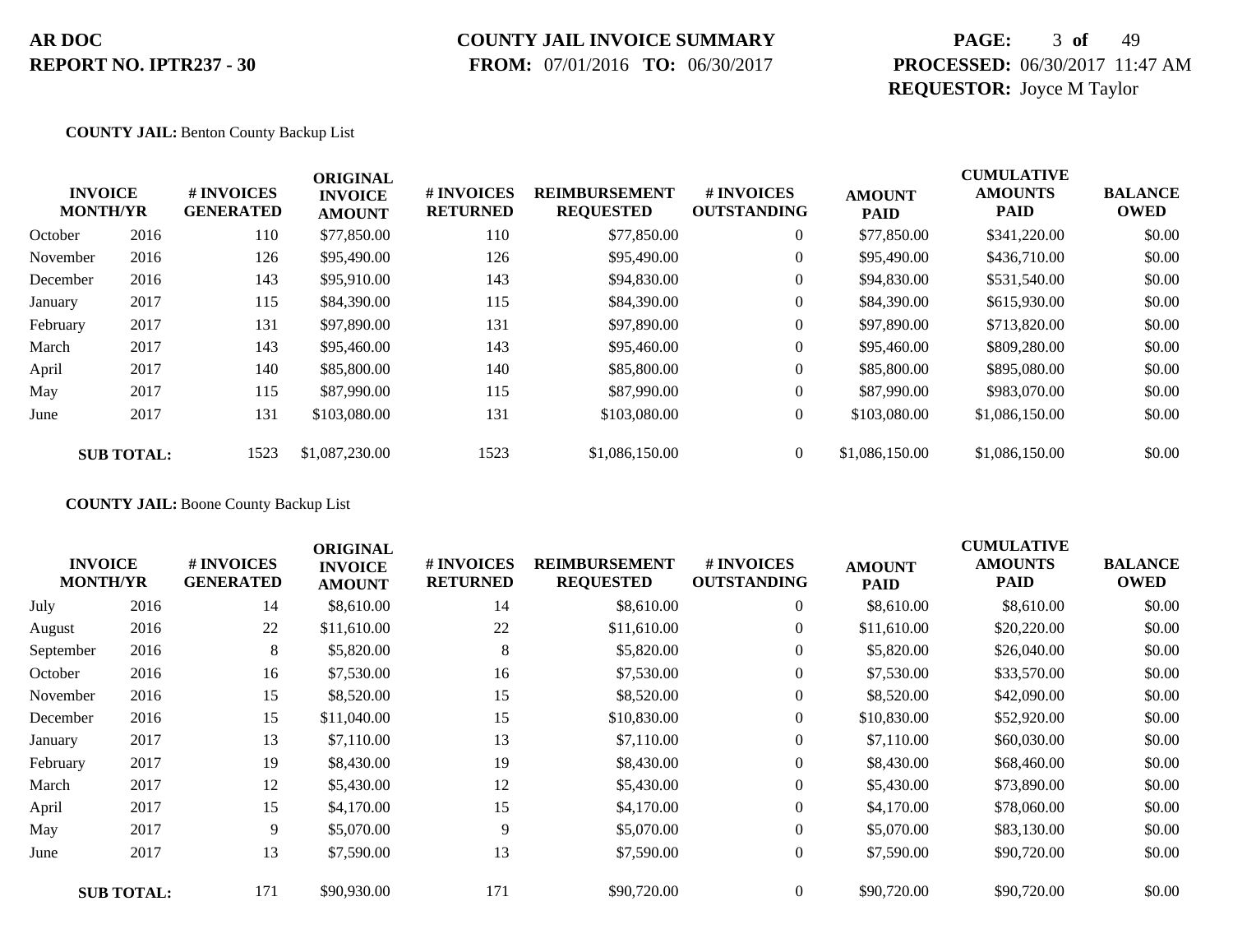**COUNTY JAIL:** Benton County Backup List

| INVOICE MONTH/YR | | # INVOICES GENERATED | ORIGINAL INVOICE AMOUNT | # INVOICES RETURNED | REIMBURSEMENT REQUESTED | # INVOICES OUTSTANDING | AMOUNT PAID | CUMULATIVE AMOUNTS PAID | BALANCE OWED |
|---|---|---|---|---|---|---|---|---|---|
| October | 2016 | 110 | $77,850.00 | 110 | $77,850.00 | 0 | $77,850.00 | $341,220.00 | $0.00 |
| November | 2016 | 126 | $95,490.00 | 126 | $95,490.00 | 0 | $95,490.00 | $436,710.00 | $0.00 |
| December | 2016 | 143 | $95,910.00 | 143 | $94,830.00 | 0 | $94,830.00 | $531,540.00 | $0.00 |
| January | 2017 | 115 | $84,390.00 | 115 | $84,390.00 | 0 | $84,390.00 | $615,930.00 | $0.00 |
| February | 2017 | 131 | $97,890.00 | 131 | $97,890.00 | 0 | $97,890.00 | $713,820.00 | $0.00 |
| March | 2017 | 143 | $95,460.00 | 143 | $95,460.00 | 0 | $95,460.00 | $809,280.00 | $0.00 |
| April | 2017 | 140 | $85,800.00 | 140 | $85,800.00 | 0 | $85,800.00 | $895,080.00 | $0.00 |
| May | 2017 | 115 | $87,990.00 | 115 | $87,990.00 | 0 | $87,990.00 | $983,070.00 | $0.00 |
| June | 2017 | 131 | $103,080.00 | 131 | $103,080.00 | 0 | $103,080.00 | $1,086,150.00 | $0.00 |
| **SUB TOTAL:** | | 1523 | $1,087,230.00 | 1523 | $1,086,150.00 | 0 | $1,086,150.00 | $1,086,150.00 | $0.00 |

**COUNTY JAIL:** Boone County Backup List

| INVOICE MONTH/YR | | # INVOICES GENERATED | ORIGINAL INVOICE AMOUNT | # INVOICES RETURNED | REIMBURSEMENT REQUESTED | # INVOICES OUTSTANDING | AMOUNT PAID | CUMULATIVE AMOUNTS PAID | BALANCE OWED |
|---|---|---|---|---|---|---|---|---|---|
| July | 2016 | 14 | $8,610.00 | 14 | $8,610.00 | 0 | $8,610.00 | $8,610.00 | $0.00 |
| August | 2016 | 22 | $11,610.00 | 22 | $11,610.00 | 0 | $11,610.00 | $20,220.00 | $0.00 |
| September | 2016 | 8 | $5,820.00 | 8 | $5,820.00 | 0 | $5,820.00 | $26,040.00 | $0.00 |
| October | 2016 | 16 | $7,530.00 | 16 | $7,530.00 | 0 | $7,530.00 | $33,570.00 | $0.00 |
| November | 2016 | 15 | $8,520.00 | 15 | $8,520.00 | 0 | $8,520.00 | $42,090.00 | $0.00 |
| December | 2016 | 15 | $11,040.00 | 15 | $10,830.00 | 0 | $10,830.00 | $52,920.00 | $0.00 |
| January | 2017 | 13 | $7,110.00 | 13 | $7,110.00 | 0 | $7,110.00 | $60,030.00 | $0.00 |
| February | 2017 | 19 | $8,430.00 | 19 | $8,430.00 | 0 | $8,430.00 | $68,460.00 | $0.00 |
| March | 2017 | 12 | $5,430.00 | 12 | $5,430.00 | 0 | $5,430.00 | $73,890.00 | $0.00 |
| April | 2017 | 15 | $4,170.00 | 15 | $4,170.00 | 0 | $4,170.00 | $78,060.00 | $0.00 |
| May | 2017 | 9 | $5,070.00 | 9 | $5,070.00 | 0 | $5,070.00 | $83,130.00 | $0.00 |
| June | 2017 | 13 | $7,590.00 | 13 | $7,590.00 | 0 | $7,590.00 | $90,720.00 | $0.00 |
| **SUB TOTAL:** | | 171 | $90,930.00 | 171 | $90,720.00 | 0 | $90,720.00 | $90,720.00 | $0.00 |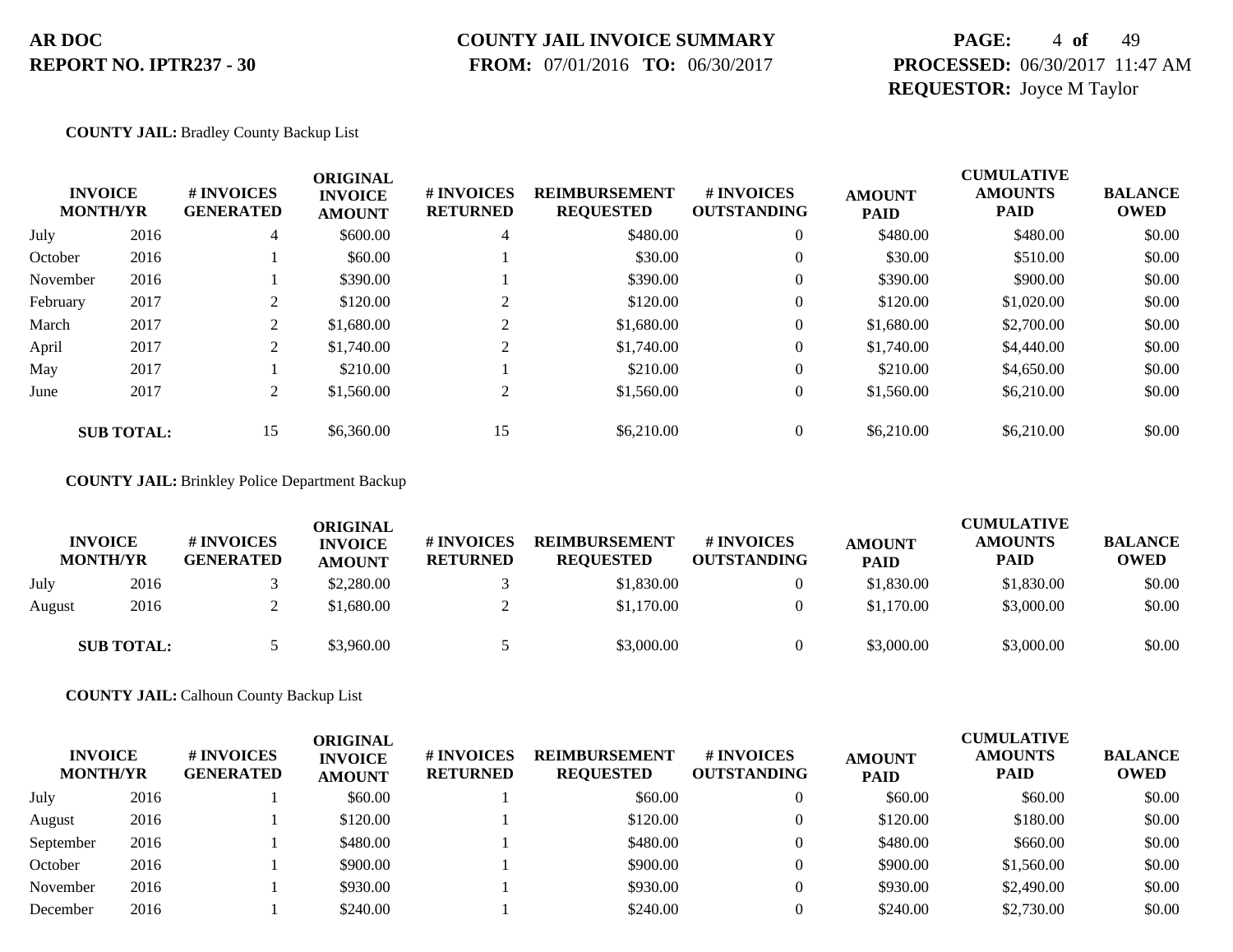**AR DOC**
**REPORT NO. IPTR237 - 30**

**COUNTY JAIL INVOICE SUMMARY**
**FROM:** 07/01/2016 **TO:** 06/30/2017

**PROCESSED:** 06/30/2017 11:47 AM
**REQUESTOR:** Joyce M Taylor

**COUNTY JAIL:** Bradley County Backup List

| INVOICE MONTH/YR | | # INVOICES GENERATED | ORIGINAL INVOICE AMOUNT | # INVOICES RETURNED | REIMBURSEMENT REQUESTED | # INVOICES OUTSTANDING | AMOUNT PAID | CUMULATIVE AMOUNTS PAID | BALANCE OWED |
|---|---|---|---|---|---|---|---|---|---|
| July | 2016 | 4 | $600.00 | 4 | $480.00 | 0 | $480.00 | $480.00 | $0.00 |
| October | 2016 | 1 | $60.00 | 1 | $30.00 | 0 | $30.00 | $510.00 | $0.00 |
| November | 2016 | 1 | $390.00 | 1 | $390.00 | 0 | $390.00 | $900.00 | $0.00 |
| February | 2017 | 2 | $120.00 | 2 | $120.00 | 0 | $120.00 | $1,020.00 | $0.00 |
| March | 2017 | 2 | $1,680.00 | 2 | $1,680.00 | 0 | $1,680.00 | $2,700.00 | $0.00 |
| April | 2017 | 2 | $1,740.00 | 2 | $1,740.00 | 0 | $1,740.00 | $4,440.00 | $0.00 |
| May | 2017 | 1 | $210.00 | 1 | $210.00 | 0 | $210.00 | $4,650.00 | $0.00 |
| June | 2017 | 2 | $1,560.00 | 2 | $1,560.00 | 0 | $1,560.00 | $6,210.00 | $0.00 |
| **SUB TOTAL:** | | 15 | $6,360.00 | 15 | $6,210.00 | 0 | $6,210.00 | $6,210.00 | $0.00 |

**COUNTY JAIL:** Brinkley Police Department Backup

| INVOICE MONTH/YR | | # INVOICES GENERATED | ORIGINAL INVOICE AMOUNT | # INVOICES RETURNED | REIMBURSEMENT REQUESTED | # INVOICES OUTSTANDING | AMOUNT PAID | CUMULATIVE AMOUNTS PAID | BALANCE OWED |
|---|---|---|---|---|---|---|---|---|---|
| July | 2016 | 3 | $2,280.00 | 3 | $1,830.00 | 0 | $1,830.00 | $1,830.00 | $0.00 |
| August | 2016 | 2 | $1,680.00 | 2 | $1,170.00 | 0 | $1,170.00 | $3,000.00 | $0.00 |
| **SUB TOTAL:** | | 5 | $3,960.00 | 5 | $3,000.00 | 0 | $3,000.00 | $3,000.00 | $0.00 |

**COUNTY JAIL:** Calhoun County Backup List

| INVOICE MONTH/YR | | # INVOICES GENERATED | ORIGINAL INVOICE AMOUNT | # INVOICES RETURNED | REIMBURSEMENT REQUESTED | # INVOICES OUTSTANDING | AMOUNT PAID | CUMULATIVE AMOUNTS PAID | BALANCE OWED |
|---|---|---|---|---|---|---|---|---|---|
| July | 2016 | 1 | $60.00 | 1 | $60.00 | 0 | $60.00 | $60.00 | $0.00 |
| August | 2016 | 1 | $120.00 | 1 | $120.00 | 0 | $120.00 | $180.00 | $0.00 |
| September | 2016 | 1 | $480.00 | 1 | $480.00 | 0 | $480.00 | $660.00 | $0.00 |
| October | 2016 | 1 | $900.00 | 1 | $900.00 | 0 | $900.00 | $1,560.00 | $0.00 |
| November | 2016 | 1 | $930.00 | 1 | $930.00 | 0 | $930.00 | $2,490.00 | $0.00 |
| December | 2016 | 1 | $240.00 | 1 | $240.00 | 0 | $240.00 | $2,730.00 | $0.00 |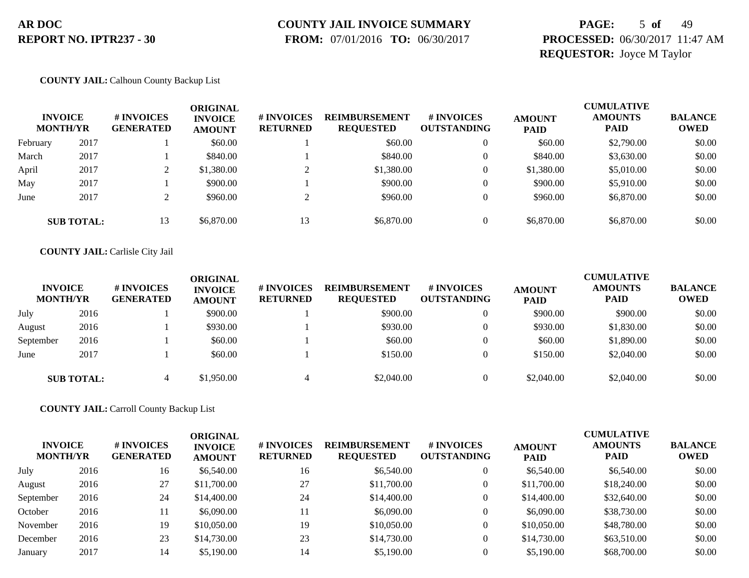**COUNTY JAIL:** Calhoun County Backup List

| INVOICE MONTH/YR | | # INVOICES GENERATED | ORIGINAL INVOICE AMOUNT | # INVOICES RETURNED | REIMBURSEMENT REQUESTED | # INVOICES OUTSTANDING | AMOUNT PAID | CUMULATIVE AMOUNTS PAID | BALANCE OWED |
|---|---|---|---|---|---|---|---|---|---|
| February | 2017 | 1 | $60.00 | 1 | $60.00 | 0 | $60.00 | $2,790.00 | $0.00 |
| March | 2017 | 1 | $840.00 | 1 | $840.00 | 0 | $840.00 | $3,630.00 | $0.00 |
| April | 2017 | 2 | $1,380.00 | 2 | $1,380.00 | 0 | $1,380.00 | $5,010.00 | $0.00 |
| May | 2017 | 1 | $900.00 | 1 | $900.00 | 0 | $900.00 | $5,910.00 | $0.00 |
| June | 2017 | 2 | $960.00 | 2 | $960.00 | 0 | $960.00 | $6,870.00 | $0.00 |
| **SUB TOTAL:** | | 13 | $6,870.00 | 13 | $6,870.00 | 0 | $6,870.00 | $6,870.00 | $0.00 |

**COUNTY JAIL:** Carlisle City Jail

| INVOICE MONTH/YR | | # INVOICES GENERATED | ORIGINAL INVOICE AMOUNT | # INVOICES RETURNED | REIMBURSEMENT REQUESTED | # INVOICES OUTSTANDING | AMOUNT PAID | CUMULATIVE AMOUNTS PAID | BALANCE OWED |
|---|---|---|---|---|---|---|---|---|---|
| July | 2016 | 1 | $900.00 | 1 | $900.00 | 0 | $900.00 | $900.00 | $0.00 |
| August | 2016 | 1 | $930.00 | 1 | $930.00 | 0 | $930.00 | $1,830.00 | $0.00 |
| September | 2016 | 1 | $60.00 | 1 | $60.00 | 0 | $60.00 | $1,890.00 | $0.00 |
| June | 2017 | 1 | $60.00 | 1 | $150.00 | 0 | $150.00 | $2,040.00 | $0.00 |
| **SUB TOTAL:** | | 4 | $1,950.00 | 4 | $2,040.00 | 0 | $2,040.00 | $2,040.00 | $0.00 |

**COUNTY JAIL:** Carroll County Backup List

| INVOICE MONTH/YR | | # INVOICES GENERATED | ORIGINAL INVOICE AMOUNT | # INVOICES RETURNED | REIMBURSEMENT REQUESTED | # INVOICES OUTSTANDING | AMOUNT PAID | CUMULATIVE AMOUNTS PAID | BALANCE OWED |
|---|---|---|---|---|---|---|---|---|---|
| July | 2016 | 16 | $6,540.00 | 16 | $6,540.00 | 0 | $6,540.00 | $6,540.00 | $0.00 |
| August | 2016 | 27 | $11,700.00 | 27 | $11,700.00 | 0 | $11,700.00 | $18,240.00 | $0.00 |
| September | 2016 | 24 | $14,400.00 | 24 | $14,400.00 | 0 | $14,400.00 | $32,640.00 | $0.00 |
| October | 2016 | 11 | $6,090.00 | 11 | $6,090.00 | 0 | $6,090.00 | $38,730.00 | $0.00 |
| November | 2016 | 19 | $10,050.00 | 19 | $10,050.00 | 0 | $10,050.00 | $48,780.00 | $0.00 |
| December | 2016 | 23 | $14,730.00 | 23 | $14,730.00 | 0 | $14,730.00 | $63,510.00 | $0.00 |
| January | 2017 | 14 | $5,190.00 | 14 | $5,190.00 | 0 | $5,190.00 | $68,700.00 | $0.00 |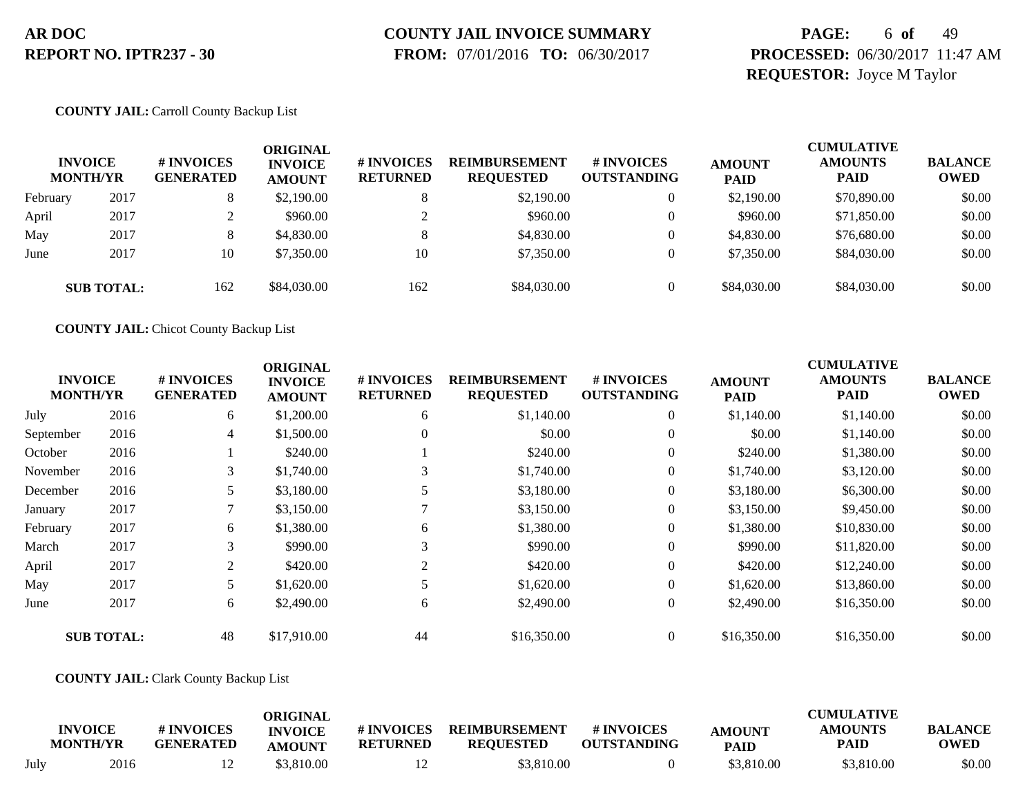**COUNTY JAIL:** Carroll County Backup List

| INVOICE MONTH/YR | | # INVOICES GENERATED | ORIGINAL INVOICE AMOUNT | # INVOICES RETURNED | REIMBURSEMENT REQUESTED | # INVOICES OUTSTANDING | AMOUNT PAID | CUMULATIVE AMOUNTS PAID | BALANCE OWED |
|---|---|---|---|---|---|---|---|---|---|
| February | 2017 | 8 | $2,190.00 | 8 | $2,190.00 | 0 | $2,190.00 | $70,890.00 | $0.00 |
| April | 2017 | 2 | $960.00 | 2 | $960.00 | 0 | $960.00 | $71,850.00 | $0.00 |
| May | 2017 | 8 | $4,830.00 | 8 | $4,830.00 | 0 | $4,830.00 | $76,680.00 | $0.00 |
| June | 2017 | 10 | $7,350.00 | 10 | $7,350.00 | 0 | $7,350.00 | $84,030.00 | $0.00 |
| **SUB TOTAL:** | | 162 | $84,030.00 | 162 | $84,030.00 | 0 | $84,030.00 | $84,030.00 | $0.00 |

**COUNTY JAIL:** Chicot County Backup List

| INVOICE MONTH/YR | | # INVOICES GENERATED | ORIGINAL INVOICE AMOUNT | # INVOICES RETURNED | REIMBURSEMENT REQUESTED | # INVOICES OUTSTANDING | AMOUNT PAID | CUMULATIVE AMOUNTS PAID | BALANCE OWED |
|---|---|---|---|---|---|---|---|---|---|
| July | 2016 | 6 | $1,200.00 | 6 | $1,140.00 | 0 | $1,140.00 | $1,140.00 | $0.00 |
| September | 2016 | 4 | $1,500.00 | 0 | $0.00 | 0 | $0.00 | $1,140.00 | $0.00 |
| October | 2016 | 1 | $240.00 | 1 | $240.00 | 0 | $240.00 | $1,380.00 | $0.00 |
| November | 2016 | 3 | $1,740.00 | 3 | $1,740.00 | 0 | $1,740.00 | $3,120.00 | $0.00 |
| December | 2016 | 5 | $3,180.00 | 5 | $3,180.00 | 0 | $3,180.00 | $6,300.00 | $0.00 |
| January | 2017 | 7 | $3,150.00 | 7 | $3,150.00 | 0 | $3,150.00 | $9,450.00 | $0.00 |
| February | 2017 | 6 | $1,380.00 | 6 | $1,380.00 | 0 | $1,380.00 | $10,830.00 | $0.00 |
| March | 2017 | 3 | $990.00 | 3 | $990.00 | 0 | $990.00 | $11,820.00 | $0.00 |
| April | 2017 | 2 | $420.00 | 2 | $420.00 | 0 | $420.00 | $12,240.00 | $0.00 |
| May | 2017 | 5 | $1,620.00 | 5 | $1,620.00 | 0 | $1,620.00 | $13,860.00 | $0.00 |
| June | 2017 | 6 | $2,490.00 | 6 | $2,490.00 | 0 | $2,490.00 | $16,350.00 | $0.00 |
| **SUB TOTAL:** | | 48 | $17,910.00 | 44 | $16,350.00 | 0 | $16,350.00 | $16,350.00 | $0.00 |

**COUNTY JAIL:** Clark County Backup List

| INVOICE MONTH/YR | | # INVOICES GENERATED | ORIGINAL INVOICE AMOUNT | # INVOICES RETURNED | REIMBURSEMENT REQUESTED | # INVOICES OUTSTANDING | AMOUNT PAID | CUMULATIVE AMOUNTS PAID | BALANCE OWED |
|---|---|---|---|---|---|---|---|---|---|
| July | 2016 | 12 | $3,810.00 | 12 | $3,810.00 | 0 | $3,810.00 | $3,810.00 | $0.00 |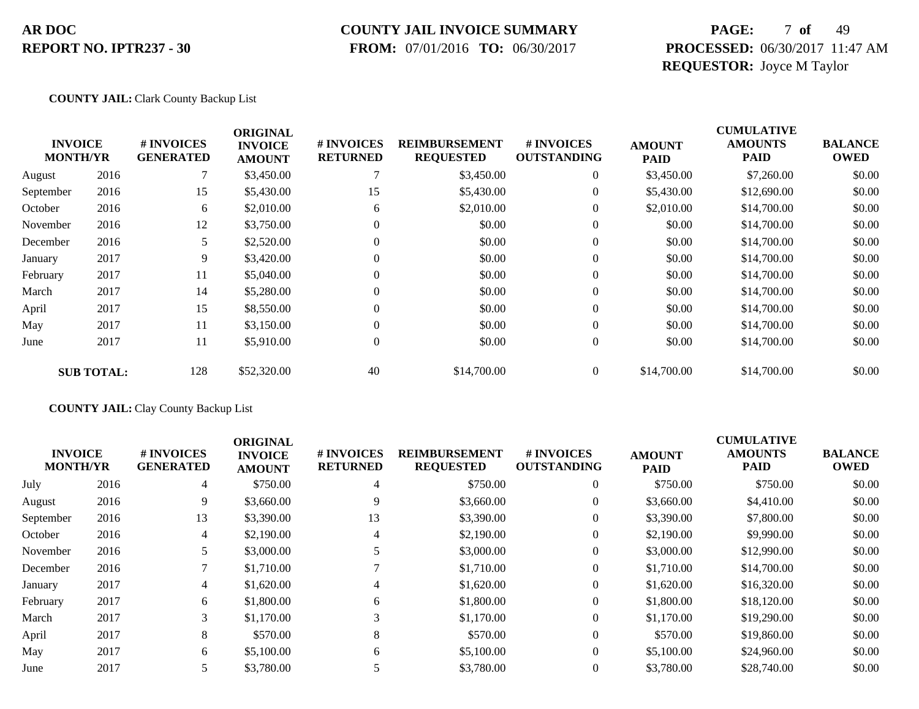**COUNTY JAIL:** Clark County Backup List

| INVOICE MONTH/YR | | # INVOICES GENERATED | ORIGINAL INVOICE AMOUNT | # INVOICES RETURNED | REIMBURSEMENT REQUESTED | # INVOICES OUTSTANDING | AMOUNT PAID | CUMULATIVE AMOUNTS PAID | BALANCE OWED |
|---|---|---|---|---|---|---|---|---|---|
| August | 2016 | 7 | $3,450.00 | 7 | $3,450.00 | 0 | $3,450.00 | $7,260.00 | $0.00 |
| September | 2016 | 15 | $5,430.00 | 15 | $5,430.00 | 0 | $5,430.00 | $12,690.00 | $0.00 |
| October | 2016 | 6 | $2,010.00 | 6 | $2,010.00 | 0 | $2,010.00 | $14,700.00 | $0.00 |
| November | 2016 | 12 | $3,750.00 | 0 | $0.00 | 0 | $0.00 | $14,700.00 | $0.00 |
| December | 2016 | 5 | $2,520.00 | 0 | $0.00 | 0 | $0.00 | $14,700.00 | $0.00 |
| January | 2017 | 9 | $3,420.00 | 0 | $0.00 | 0 | $0.00 | $14,700.00 | $0.00 |
| February | 2017 | 11 | $5,040.00 | 0 | $0.00 | 0 | $0.00 | $14,700.00 | $0.00 |
| March | 2017 | 14 | $5,280.00 | 0 | $0.00 | 0 | $0.00 | $14,700.00 | $0.00 |
| April | 2017 | 15 | $8,550.00 | 0 | $0.00 | 0 | $0.00 | $14,700.00 | $0.00 |
| May | 2017 | 11 | $3,150.00 | 0 | $0.00 | 0 | $0.00 | $14,700.00 | $0.00 |
| June | 2017 | 11 | $5,910.00 | 0 | $0.00 | 0 | $0.00 | $14,700.00 | $0.00 |
| **SUB TOTAL:** | | 128 | $52,320.00 | 40 | $14,700.00 | 0 | $14,700.00 | $14,700.00 | $0.00 |

**COUNTY JAIL:** Clay County Backup List

| INVOICE MONTH/YR | | # INVOICES GENERATED | ORIGINAL INVOICE AMOUNT | # INVOICES RETURNED | REIMBURSEMENT REQUESTED | # INVOICES OUTSTANDING | AMOUNT PAID | CUMULATIVE AMOUNTS PAID | BALANCE OWED |
|---|---|---|---|---|---|---|---|---|---|
| July | 2016 | 4 | $750.00 | 4 | $750.00 | 0 | $750.00 | $750.00 | $0.00 |
| August | 2016 | 9 | $3,660.00 | 9 | $3,660.00 | 0 | $3,660.00 | $4,410.00 | $0.00 |
| September | 2016 | 13 | $3,390.00 | 13 | $3,390.00 | 0 | $3,390.00 | $7,800.00 | $0.00 |
| October | 2016 | 4 | $2,190.00 | 4 | $2,190.00 | 0 | $2,190.00 | $9,990.00 | $0.00 |
| November | 2016 | 5 | $3,000.00 | 5 | $3,000.00 | 0 | $3,000.00 | $12,990.00 | $0.00 |
| December | 2016 | 7 | $1,710.00 | 7 | $1,710.00 | 0 | $1,710.00 | $14,700.00 | $0.00 |
| January | 2017 | 4 | $1,620.00 | 4 | $1,620.00 | 0 | $1,620.00 | $16,320.00 | $0.00 |
| February | 2017 | 6 | $1,800.00 | 6 | $1,800.00 | 0 | $1,800.00 | $18,120.00 | $0.00 |
| March | 2017 | 3 | $1,170.00 | 3 | $1,170.00 | 0 | $1,170.00 | $19,290.00 | $0.00 |
| April | 2017 | 8 | $570.00 | 8 | $570.00 | 0 | $570.00 | $19,860.00 | $0.00 |
| May | 2017 | 6 | $5,100.00 | 6 | $5,100.00 | 0 | $5,100.00 | $24,960.00 | $0.00 |
| June | 2017 | 5 | $3,780.00 | 5 | $3,780.00 | 0 | $3,780.00 | $28,740.00 | $0.00 |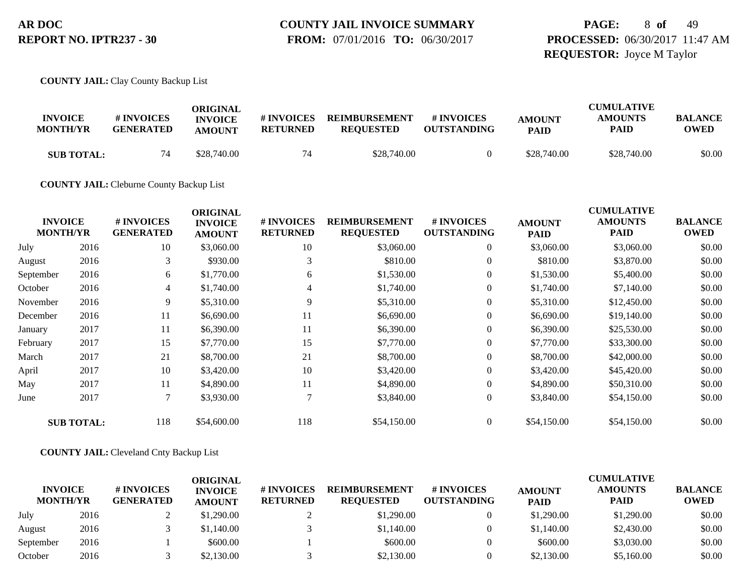**AR DOC**
**REPORT NO. IPTR237 - 30**

**COUNTY JAIL INVOICE SUMMARY**
**FROM:** 07/01/2016 **TO:** 06/30/2017

**PROCESSED:** 06/30/2017 11:47 AM
**REQUESTOR:** Joyce M Taylor

**COUNTY JAIL:** Clay County Backup List

| INVOICE MONTH/YR | | # INVOICES GENERATED | ORIGINAL INVOICE AMOUNT | # INVOICES RETURNED | REIMBURSEMENT REQUESTED | # INVOICES OUTSTANDING | AMOUNT PAID | CUMULATIVE AMOUNTS PAID | BALANCE OWED |
|---|---|---|---|---|---|---|---|---|---|
| **SUB TOTAL:** | | 74 | $28,740.00 | 74 | $28,740.00 | 0 | $28,740.00 | $28,740.00 | $0.00 |

**COUNTY JAIL:** Cleburne County Backup List

| INVOICE MONTH/YR | | # INVOICES GENERATED | ORIGINAL INVOICE AMOUNT | # INVOICES RETURNED | REIMBURSEMENT REQUESTED | # INVOICES OUTSTANDING | AMOUNT PAID | CUMULATIVE AMOUNTS PAID | BALANCE OWED |
|---|---|---|---|---|---|---|---|---|---|
| July | 2016 | 10 | $3,060.00 | 10 | $3,060.00 | 0 | $3,060.00 | $3,060.00 | $0.00 |
| August | 2016 | 3 | $930.00 | 3 | $810.00 | 0 | $810.00 | $3,870.00 | $0.00 |
| September | 2016 | 6 | $1,770.00 | 6 | $1,530.00 | 0 | $1,530.00 | $5,400.00 | $0.00 |
| October | 2016 | 4 | $1,740.00 | 4 | $1,740.00 | 0 | $1,740.00 | $7,140.00 | $0.00 |
| November | 2016 | 9 | $5,310.00 | 9 | $5,310.00 | 0 | $5,310.00 | $12,450.00 | $0.00 |
| December | 2016 | 11 | $6,690.00 | 11 | $6,690.00 | 0 | $6,690.00 | $19,140.00 | $0.00 |
| January | 2017 | 11 | $6,390.00 | 11 | $6,390.00 | 0 | $6,390.00 | $25,530.00 | $0.00 |
| February | 2017 | 15 | $7,770.00 | 15 | $7,770.00 | 0 | $7,770.00 | $33,300.00 | $0.00 |
| March | 2017 | 21 | $8,700.00 | 21 | $8,700.00 | 0 | $8,700.00 | $42,000.00 | $0.00 |
| April | 2017 | 10 | $3,420.00 | 10 | $3,420.00 | 0 | $3,420.00 | $45,420.00 | $0.00 |
| May | 2017 | 11 | $4,890.00 | 11 | $4,890.00 | 0 | $4,890.00 | $50,310.00 | $0.00 |
| June | 2017 | 7 | $3,930.00 | 7 | $3,840.00 | 0 | $3,840.00 | $54,150.00 | $0.00 |
| **SUB TOTAL:** | | 118 | $54,600.00 | 118 | $54,150.00 | 0 | $54,150.00 | $54,150.00 | $0.00 |

**COUNTY JAIL:** Cleveland Cnty Backup List

| INVOICE MONTH/YR | | # INVOICES GENERATED | ORIGINAL INVOICE AMOUNT | # INVOICES RETURNED | REIMBURSEMENT REQUESTED | # INVOICES OUTSTANDING | AMOUNT PAID | CUMULATIVE AMOUNTS PAID | BALANCE OWED |
|---|---|---|---|---|---|---|---|---|---|
| July | 2016 | 2 | $1,290.00 | 2 | $1,290.00 | 0 | $1,290.00 | $1,290.00 | $0.00 |
| August | 2016 | 3 | $1,140.00 | 3 | $1,140.00 | 0 | $1,140.00 | $2,430.00 | $0.00 |
| September | 2016 | 1 | $600.00 | 1 | $600.00 | 0 | $600.00 | $3,030.00 | $0.00 |
| October | 2016 | 3 | $2,130.00 | 3 | $2,130.00 | 0 | $2,130.00 | $5,160.00 | $0.00 |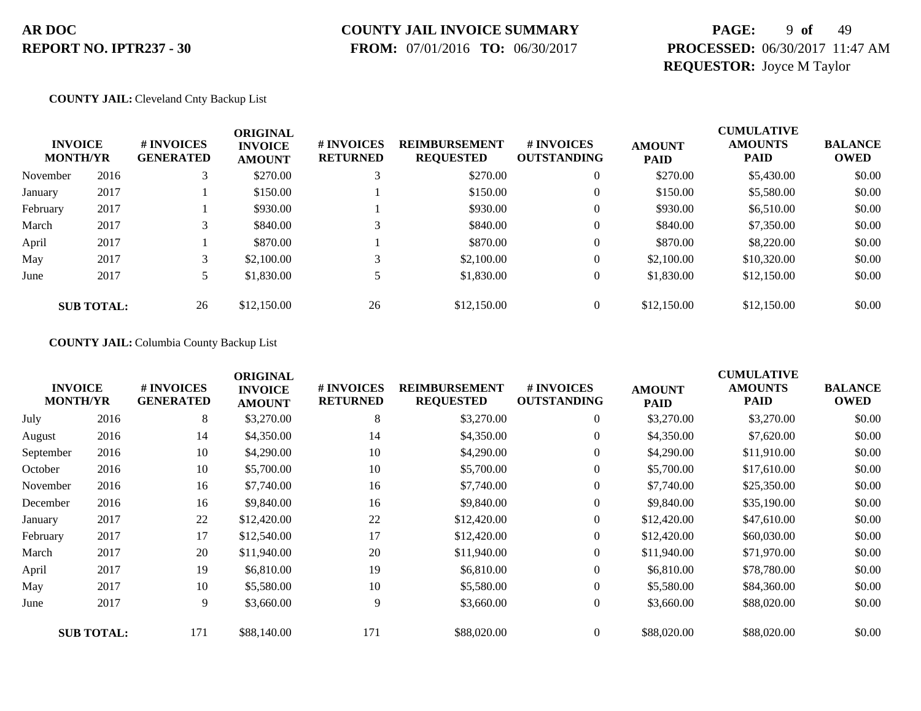**COUNTY JAIL:** Cleveland Cnty Backup List

| INVOICE MONTH/YR | | # INVOICES GENERATED | ORIGINAL INVOICE AMOUNT | # INVOICES RETURNED | REIMBURSEMENT REQUESTED | # INVOICES OUTSTANDING | AMOUNT PAID | CUMULATIVE AMOUNTS PAID | BALANCE OWED |
|---|---|---|---|---|---|---|---|---|---|
| November | 2016 | 3 | $270.00 | 3 | $270.00 | 0 | $270.00 | $5,430.00 | $0.00 |
| January | 2017 | 1 | $150.00 | 1 | $150.00 | 0 | $150.00 | $5,580.00 | $0.00 |
| February | 2017 | 1 | $930.00 | 1 | $930.00 | 0 | $930.00 | $6,510.00 | $0.00 |
| March | 2017 | 3 | $840.00 | 3 | $840.00 | 0 | $840.00 | $7,350.00 | $0.00 |
| April | 2017 | 1 | $870.00 | 1 | $870.00 | 0 | $870.00 | $8,220.00 | $0.00 |
| May | 2017 | 3 | $2,100.00 | 3 | $2,100.00 | 0 | $2,100.00 | $10,320.00 | $0.00 |
| June | 2017 | 5 | $1,830.00 | 5 | $1,830.00 | 0 | $1,830.00 | $12,150.00 | $0.00 |
| **SUB TOTAL:** | | 26 | $12,150.00 | 26 | $12,150.00 | 0 | $12,150.00 | $12,150.00 | $0.00 |

**COUNTY JAIL:** Columbia County Backup List

| INVOICE MONTH/YR | | # INVOICES GENERATED | ORIGINAL INVOICE AMOUNT | # INVOICES RETURNED | REIMBURSEMENT REQUESTED | # INVOICES OUTSTANDING | AMOUNT PAID | CUMULATIVE AMOUNTS PAID | BALANCE OWED |
|---|---|---|---|---|---|---|---|---|---|
| July | 2016 | 8 | $3,270.00 | 8 | $3,270.00 | 0 | $3,270.00 | $3,270.00 | $0.00 |
| August | 2016 | 14 | $4,350.00 | 14 | $4,350.00 | 0 | $4,350.00 | $7,620.00 | $0.00 |
| September | 2016 | 10 | $4,290.00 | 10 | $4,290.00 | 0 | $4,290.00 | $11,910.00 | $0.00 |
| October | 2016 | 10 | $5,700.00 | 10 | $5,700.00 | 0 | $5,700.00 | $17,610.00 | $0.00 |
| November | 2016 | 16 | $7,740.00 | 16 | $7,740.00 | 0 | $7,740.00 | $25,350.00 | $0.00 |
| December | 2016 | 16 | $9,840.00 | 16 | $9,840.00 | 0 | $9,840.00 | $35,190.00 | $0.00 |
| January | 2017 | 22 | $12,420.00 | 22 | $12,420.00 | 0 | $12,420.00 | $47,610.00 | $0.00 |
| February | 2017 | 17 | $12,540.00 | 17 | $12,420.00 | 0 | $12,420.00 | $60,030.00 | $0.00 |
| March | 2017 | 20 | $11,940.00 | 20 | $11,940.00 | 0 | $11,940.00 | $71,970.00 | $0.00 |
| April | 2017 | 19 | $6,810.00 | 19 | $6,810.00 | 0 | $6,810.00 | $78,780.00 | $0.00 |
| May | 2017 | 10 | $5,580.00 | 10 | $5,580.00 | 0 | $5,580.00 | $84,360.00 | $0.00 |
| June | 2017 | 9 | $3,660.00 | 9 | $3,660.00 | 0 | $3,660.00 | $88,020.00 | $0.00 |
| **SUB TOTAL:** | | 171 | $88,140.00 | 171 | $88,020.00 | 0 | $88,020.00 | $88,020.00 | $0.00 |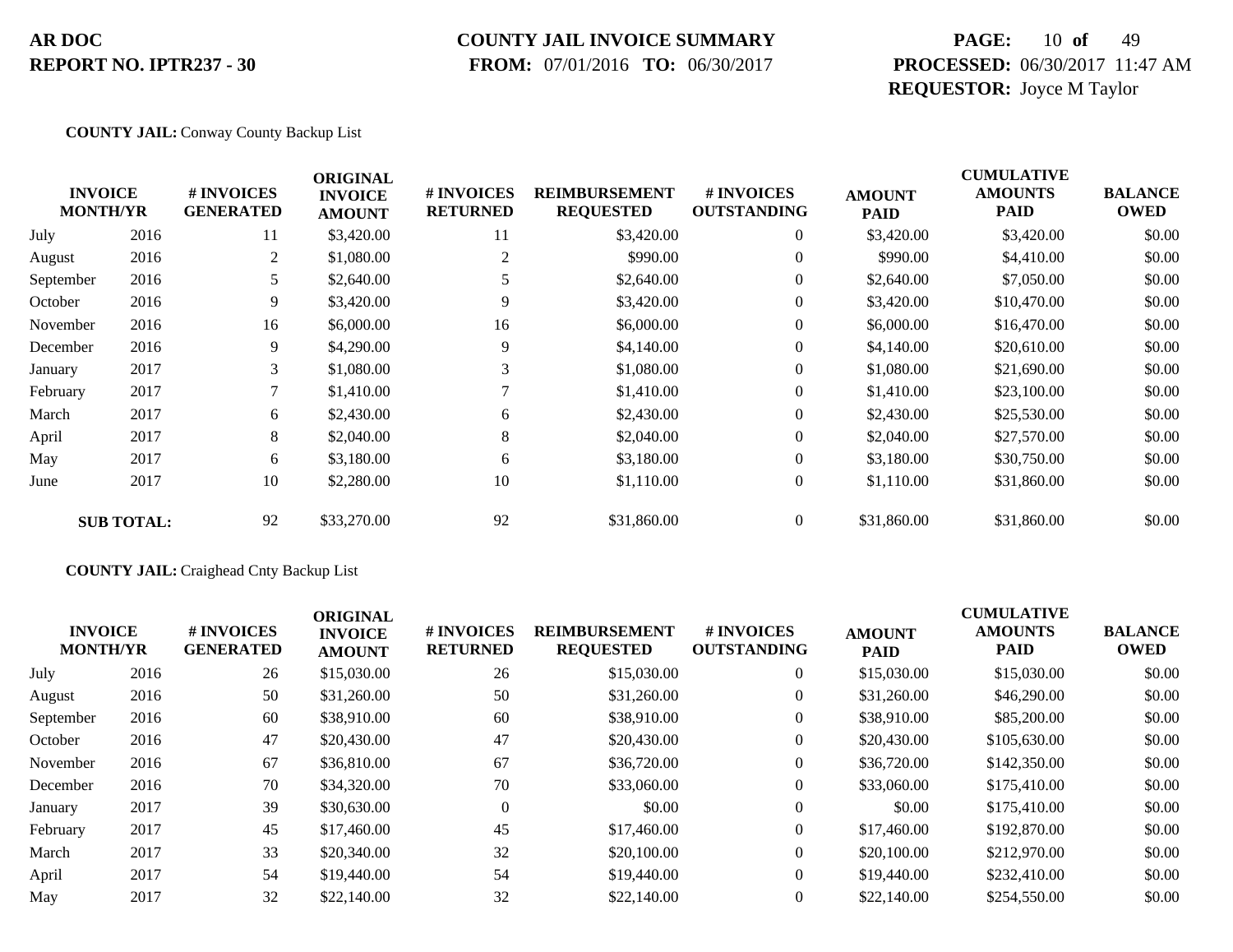**AR DOC**
**REPORT NO. IPTR237 - 30**

**COUNTY JAIL INVOICE SUMMARY**
**FROM:** 07/01/2016 **TO:** 06/30/2017

**PROCESSED:** 06/30/2017 11:47 AM
**REQUESTOR:** Joyce M Taylor

**COUNTY JAIL:** Conway County Backup List

| INVOICE MONTH/YR | | # INVOICES GENERATED | ORIGINAL INVOICE AMOUNT | # INVOICES RETURNED | REIMBURSEMENT REQUESTED | # INVOICES OUTSTANDING | AMOUNT PAID | CUMULATIVE AMOUNTS PAID | BALANCE OWED |
|---|---|---|---|---|---|---|---|---|---|
| July | 2016 | 11 | $3,420.00 | 11 | $3,420.00 | 0 | $3,420.00 | $3,420.00 | $0.00 |
| August | 2016 | 2 | $1,080.00 | 2 | $990.00 | 0 | $990.00 | $4,410.00 | $0.00 |
| September | 2016 | 5 | $2,640.00 | 5 | $2,640.00 | 0 | $2,640.00 | $7,050.00 | $0.00 |
| October | 2016 | 9 | $3,420.00 | 9 | $3,420.00 | 0 | $3,420.00 | $10,470.00 | $0.00 |
| November | 2016 | 16 | $6,000.00 | 16 | $6,000.00 | 0 | $6,000.00 | $16,470.00 | $0.00 |
| December | 2016 | 9 | $4,290.00 | 9 | $4,140.00 | 0 | $4,140.00 | $20,610.00 | $0.00 |
| January | 2017 | 3 | $1,080.00 | 3 | $1,080.00 | 0 | $1,080.00 | $21,690.00 | $0.00 |
| February | 2017 | 7 | $1,410.00 | 7 | $1,410.00 | 0 | $1,410.00 | $23,100.00 | $0.00 |
| March | 2017 | 6 | $2,430.00 | 6 | $2,430.00 | 0 | $2,430.00 | $25,530.00 | $0.00 |
| April | 2017 | 8 | $2,040.00 | 8 | $2,040.00 | 0 | $2,040.00 | $27,570.00 | $0.00 |
| May | 2017 | 6 | $3,180.00 | 6 | $3,180.00 | 0 | $3,180.00 | $30,750.00 | $0.00 |
| June | 2017 | 10 | $2,280.00 | 10 | $1,110.00 | 0 | $1,110.00 | $31,860.00 | $0.00 |
| **SUB TOTAL:** | | 92 | $33,270.00 | 92 | $31,860.00 | 0 | $31,860.00 | $31,860.00 | $0.00 |

**COUNTY JAIL:** Craighead Cnty Backup List

| INVOICE MONTH/YR | | # INVOICES GENERATED | ORIGINAL INVOICE AMOUNT | # INVOICES RETURNED | REIMBURSEMENT REQUESTED | # INVOICES OUTSTANDING | AMOUNT PAID | CUMULATIVE AMOUNTS PAID | BALANCE OWED |
|---|---|---|---|---|---|---|---|---|---|
| July | 2016 | 26 | $15,030.00 | 26 | $15,030.00 | 0 | $15,030.00 | $15,030.00 | $0.00 |
| August | 2016 | 50 | $31,260.00 | 50 | $31,260.00 | 0 | $31,260.00 | $46,290.00 | $0.00 |
| September | 2016 | 60 | $38,910.00 | 60 | $38,910.00 | 0 | $38,910.00 | $85,200.00 | $0.00 |
| October | 2016 | 47 | $20,430.00 | 47 | $20,430.00 | 0 | $20,430.00 | $105,630.00 | $0.00 |
| November | 2016 | 67 | $36,810.00 | 67 | $36,720.00 | 0 | $36,720.00 | $142,350.00 | $0.00 |
| December | 2016 | 70 | $34,320.00 | 70 | $33,060.00 | 0 | $33,060.00 | $175,410.00 | $0.00 |
| January | 2017 | 39 | $30,630.00 | 0 | $0.00 | 0 | $0.00 | $175,410.00 | $0.00 |
| February | 2017 | 45 | $17,460.00 | 45 | $17,460.00 | 0 | $17,460.00 | $192,870.00 | $0.00 |
| March | 2017 | 33 | $20,340.00 | 32 | $20,100.00 | 0 | $20,100.00 | $212,970.00 | $0.00 |
| April | 2017 | 54 | $19,440.00 | 54 | $19,440.00 | 0 | $19,440.00 | $232,410.00 | $0.00 |
| May | 2017 | 32 | $22,140.00 | 32 | $22,140.00 | 0 | $22,140.00 | $254,550.00 | $0.00 |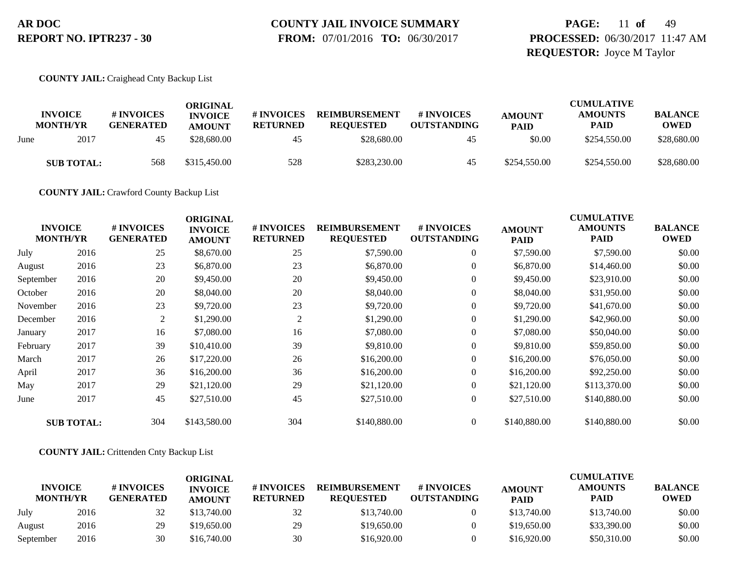**AR DOC**
**REPORT NO. IPTR237 - 30**

**COUNTY JAIL INVOICE SUMMARY**
**FROM:** 07/01/2016 **TO:** 06/30/2017

**PROCESSED:** 06/30/2017 11:47 AM
**REQUESTOR:** Joyce M Taylor

**COUNTY JAIL:** Craighead Cnty Backup List

| INVOICE MONTH/YR | | # INVOICES GENERATED | ORIGINAL INVOICE AMOUNT | # INVOICES RETURNED | REIMBURSEMENT REQUESTED | # INVOICES OUTSTANDING | AMOUNT PAID | CUMULATIVE AMOUNTS PAID | BALANCE OWED |
|---|---|---|---|---|---|---|---|---|---|
| June | 2017 | 45 | $28,680.00 | 45 | $28,680.00 | 45 | $0.00 | $254,550.00 | $28,680.00 |
| **SUB TOTAL:** | | 568 | $315,450.00 | 528 | $283,230.00 | 45 | $254,550.00 | $254,550.00 | $28,680.00 |

**COUNTY JAIL:** Crawford County Backup List

| INVOICE MONTH/YR | | # INVOICES GENERATED | ORIGINAL INVOICE AMOUNT | # INVOICES RETURNED | REIMBURSEMENT REQUESTED | # INVOICES OUTSTANDING | AMOUNT PAID | CUMULATIVE AMOUNTS PAID | BALANCE OWED |
|---|---|---|---|---|---|---|---|---|---|
| July | 2016 | 25 | $8,670.00 | 25 | $7,590.00 | 0 | $7,590.00 | $7,590.00 | $0.00 |
| August | 2016 | 23 | $6,870.00 | 23 | $6,870.00 | 0 | $6,870.00 | $14,460.00 | $0.00 |
| September | 2016 | 20 | $9,450.00 | 20 | $9,450.00 | 0 | $9,450.00 | $23,910.00 | $0.00 |
| October | 2016 | 20 | $8,040.00 | 20 | $8,040.00 | 0 | $8,040.00 | $31,950.00 | $0.00 |
| November | 2016 | 23 | $9,720.00 | 23 | $9,720.00 | 0 | $9,720.00 | $41,670.00 | $0.00 |
| December | 2016 | 2 | $1,290.00 | 2 | $1,290.00 | 0 | $1,290.00 | $42,960.00 | $0.00 |
| January | 2017 | 16 | $7,080.00 | 16 | $7,080.00 | 0 | $7,080.00 | $50,040.00 | $0.00 |
| February | 2017 | 39 | $10,410.00 | 39 | $9,810.00 | 0 | $9,810.00 | $59,850.00 | $0.00 |
| March | 2017 | 26 | $17,220.00 | 26 | $16,200.00 | 0 | $16,200.00 | $76,050.00 | $0.00 |
| April | 2017 | 36 | $16,200.00 | 36 | $16,200.00 | 0 | $16,200.00 | $92,250.00 | $0.00 |
| May | 2017 | 29 | $21,120.00 | 29 | $21,120.00 | 0 | $21,120.00 | $113,370.00 | $0.00 |
| June | 2017 | 45 | $27,510.00 | 45 | $27,510.00 | 0 | $27,510.00 | $140,880.00 | $0.00 |
| **SUB TOTAL:** | | 304 | $143,580.00 | 304 | $140,880.00 | 0 | $140,880.00 | $140,880.00 | $0.00 |

**COUNTY JAIL:** Crittenden Cnty Backup List

| INVOICE MONTH/YR | | # INVOICES GENERATED | ORIGINAL INVOICE AMOUNT | # INVOICES RETURNED | REIMBURSEMENT REQUESTED | # INVOICES OUTSTANDING | AMOUNT PAID | CUMULATIVE AMOUNTS PAID | BALANCE OWED |
|---|---|---|---|---|---|---|---|---|---|
| July | 2016 | 32 | $13,740.00 | 32 | $13,740.00 | 0 | $13,740.00 | $13,740.00 | $0.00 |
| August | 2016 | 29 | $19,650.00 | 29 | $19,650.00 | 0 | $19,650.00 | $33,390.00 | $0.00 |
| September | 2016 | 30 | $16,740.00 | 30 | $16,920.00 | 0 | $16,920.00 | $50,310.00 | $0.00 |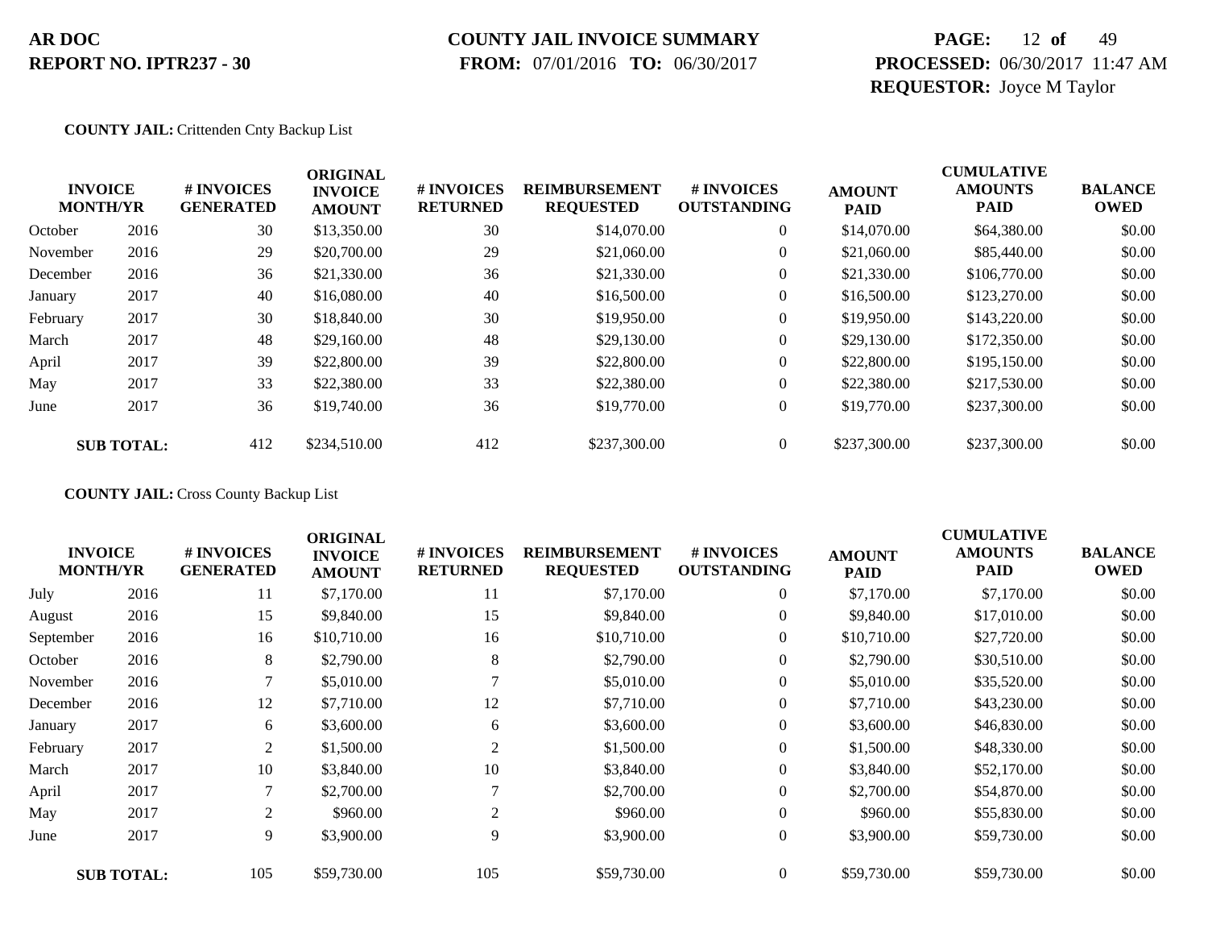**AR DOC**
**REPORT NO. IPTR237 - 30**

**COUNTY JAIL INVOICE SUMMARY**
**FROM:** 07/01/2016 **TO:** 06/30/2017

**PROCESSED:** 06/30/2017 11:47 AM
**REQUESTOR:** Joyce M Taylor

**COUNTY JAIL:** Crittenden Cnty Backup List

| INVOICE MONTH/YR | | # INVOICES GENERATED | ORIGINAL INVOICE AMOUNT | # INVOICES RETURNED | REIMBURSEMENT REQUESTED | # INVOICES OUTSTANDING | AMOUNT PAID | CUMULATIVE AMOUNTS PAID | BALANCE OWED |
|---|---|---|---|---|---|---|---|---|---|
| October | 2016 | 30 | $13,350.00 | 30 | $14,070.00 | 0 | $14,070.00 | $64,380.00 | $0.00 |
| November | 2016 | 29 | $20,700.00 | 29 | $21,060.00 | 0 | $21,060.00 | $85,440.00 | $0.00 |
| December | 2016 | 36 | $21,330.00 | 36 | $21,330.00 | 0 | $21,330.00 | $106,770.00 | $0.00 |
| January | 2017 | 40 | $16,080.00 | 40 | $16,500.00 | 0 | $16,500.00 | $123,270.00 | $0.00 |
| February | 2017 | 30 | $18,840.00 | 30 | $19,950.00 | 0 | $19,950.00 | $143,220.00 | $0.00 |
| March | 2017 | 48 | $29,160.00 | 48 | $29,130.00 | 0 | $29,130.00 | $172,350.00 | $0.00 |
| April | 2017 | 39 | $22,800.00 | 39 | $22,800.00 | 0 | $22,800.00 | $195,150.00 | $0.00 |
| May | 2017 | 33 | $22,380.00 | 33 | $22,380.00 | 0 | $22,380.00 | $217,530.00 | $0.00 |
| June | 2017 | 36 | $19,740.00 | 36 | $19,770.00 | 0 | $19,770.00 | $237,300.00 | $0.00 |
| **SUB TOTAL:** | | 412 | $234,510.00 | 412 | $237,300.00 | 0 | $237,300.00 | $237,300.00 | $0.00 |

**COUNTY JAIL:** Cross County Backup List

| INVOICE MONTH/YR | | # INVOICES GENERATED | ORIGINAL INVOICE AMOUNT | # INVOICES RETURNED | REIMBURSEMENT REQUESTED | # INVOICES OUTSTANDING | AMOUNT PAID | CUMULATIVE AMOUNTS PAID | BALANCE OWED |
|---|---|---|---|---|---|---|---|---|---|
| July | 2016 | 11 | $7,170.00 | 11 | $7,170.00 | 0 | $7,170.00 | $7,170.00 | $0.00 |
| August | 2016 | 15 | $9,840.00 | 15 | $9,840.00 | 0 | $9,840.00 | $17,010.00 | $0.00 |
| September | 2016 | 16 | $10,710.00 | 16 | $10,710.00 | 0 | $10,710.00 | $27,720.00 | $0.00 |
| October | 2016 | 8 | $2,790.00 | 8 | $2,790.00 | 0 | $2,790.00 | $30,510.00 | $0.00 |
| November | 2016 | 7 | $5,010.00 | 7 | $5,010.00 | 0 | $5,010.00 | $35,520.00 | $0.00 |
| December | 2016 | 12 | $7,710.00 | 12 | $7,710.00 | 0 | $7,710.00 | $43,230.00 | $0.00 |
| January | 2017 | 6 | $3,600.00 | 6 | $3,600.00 | 0 | $3,600.00 | $46,830.00 | $0.00 |
| February | 2017 | 2 | $1,500.00 | 2 | $1,500.00 | 0 | $1,500.00 | $48,330.00 | $0.00 |
| March | 2017 | 10 | $3,840.00 | 10 | $3,840.00 | 0 | $3,840.00 | $52,170.00 | $0.00 |
| April | 2017 | 7 | $2,700.00 | 7 | $2,700.00 | 0 | $2,700.00 | $54,870.00 | $0.00 |
| May | 2017 | 2 | $960.00 | 2 | $960.00 | 0 | $960.00 | $55,830.00 | $0.00 |
| June | 2017 | 9 | $3,900.00 | 9 | $3,900.00 | 0 | $3,900.00 | $59,730.00 | $0.00 |
| **SUB TOTAL:** | | 105 | $59,730.00 | 105 | $59,730.00 | 0 | $59,730.00 | $59,730.00 | $0.00 |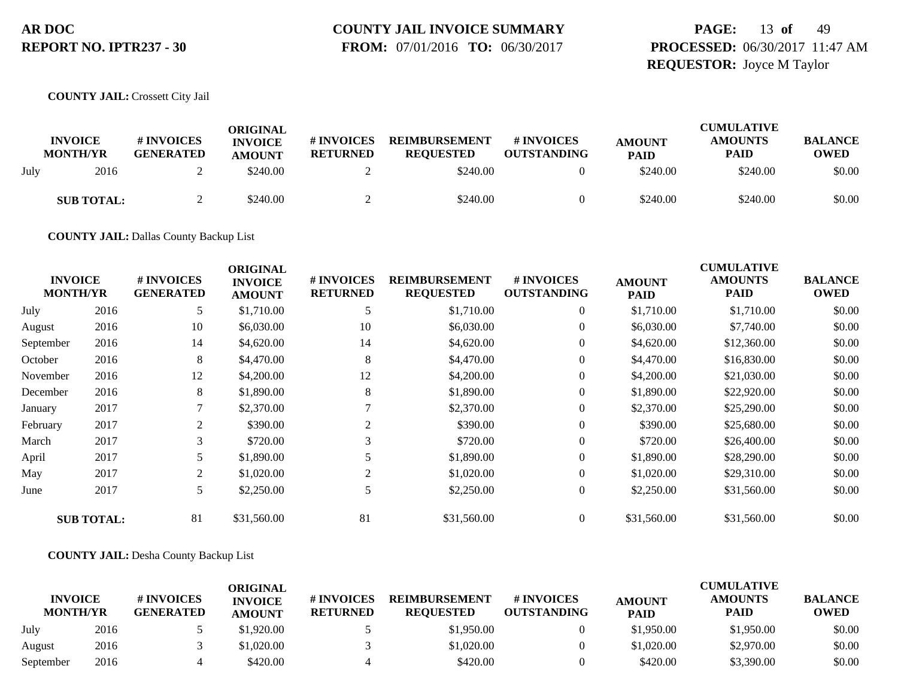**COUNTY JAIL:** Crossett City Jail

| INVOICE MONTH/YR | | # INVOICES GENERATED | ORIGINAL INVOICE AMOUNT | # INVOICES RETURNED | REIMBURSEMENT REQUESTED | # INVOICES OUTSTANDING | AMOUNT PAID | CUMULATIVE AMOUNTS PAID | BALANCE OWED |
|---|---|---|---|---|---|---|---|---|---|
| July | 2016 | 2 | $240.00 | 2 | $240.00 | 0 | $240.00 | $240.00 | $0.00 |
| **SUB TOTAL:** | | 2 | $240.00 | 2 | $240.00 | 0 | $240.00 | $240.00 | $0.00 |

**COUNTY JAIL:** Dallas County Backup List

| INVOICE MONTH/YR | | # INVOICES GENERATED | ORIGINAL INVOICE AMOUNT | # INVOICES RETURNED | REIMBURSEMENT REQUESTED | # INVOICES OUTSTANDING | AMOUNT PAID | CUMULATIVE AMOUNTS PAID | BALANCE OWED |
|---|---|---|---|---|---|---|---|---|---|
| July | 2016 | 5 | $1,710.00 | 5 | $1,710.00 | 0 | $1,710.00 | $1,710.00 | $0.00 |
| August | 2016 | 10 | $6,030.00 | 10 | $6,030.00 | 0 | $6,030.00 | $7,740.00 | $0.00 |
| September | 2016 | 14 | $4,620.00 | 14 | $4,620.00 | 0 | $4,620.00 | $12,360.00 | $0.00 |
| October | 2016 | 8 | $4,470.00 | 8 | $4,470.00 | 0 | $4,470.00 | $16,830.00 | $0.00 |
| November | 2016 | 12 | $4,200.00 | 12 | $4,200.00 | 0 | $4,200.00 | $21,030.00 | $0.00 |
| December | 2016 | 8 | $1,890.00 | 8 | $1,890.00 | 0 | $1,890.00 | $22,920.00 | $0.00 |
| January | 2017 | 7 | $2,370.00 | 7 | $2,370.00 | 0 | $2,370.00 | $25,290.00 | $0.00 |
| February | 2017 | 2 | $390.00 | 2 | $390.00 | 0 | $390.00 | $25,680.00 | $0.00 |
| March | 2017 | 3 | $720.00 | 3 | $720.00 | 0 | $720.00 | $26,400.00 | $0.00 |
| April | 2017 | 5 | $1,890.00 | 5 | $1,890.00 | 0 | $1,890.00 | $28,290.00 | $0.00 |
| May | 2017 | 2 | $1,020.00 | 2 | $1,020.00 | 0 | $1,020.00 | $29,310.00 | $0.00 |
| June | 2017 | 5 | $2,250.00 | 5 | $2,250.00 | 0 | $2,250.00 | $31,560.00 | $0.00 |
| **SUB TOTAL:** | | 81 | $31,560.00 | 81 | $31,560.00 | 0 | $31,560.00 | $31,560.00 | $0.00 |

**COUNTY JAIL:** Desha County Backup List

| INVOICE MONTH/YR | | # INVOICES GENERATED | ORIGINAL INVOICE AMOUNT | # INVOICES RETURNED | REIMBURSEMENT REQUESTED | # INVOICES OUTSTANDING | AMOUNT PAID | CUMULATIVE AMOUNTS PAID | BALANCE OWED |
|---|---|---|---|---|---|---|---|---|---|
| July | 2016 | 5 | $1,920.00 | 5 | $1,950.00 | 0 | $1,950.00 | $1,950.00 | $0.00 |
| August | 2016 | 3 | $1,020.00 | 3 | $1,020.00 | 0 | $1,020.00 | $2,970.00 | $0.00 |
| September | 2016 | 4 | $420.00 | 4 | $420.00 | 0 | $420.00 | $3,390.00 | $0.00 |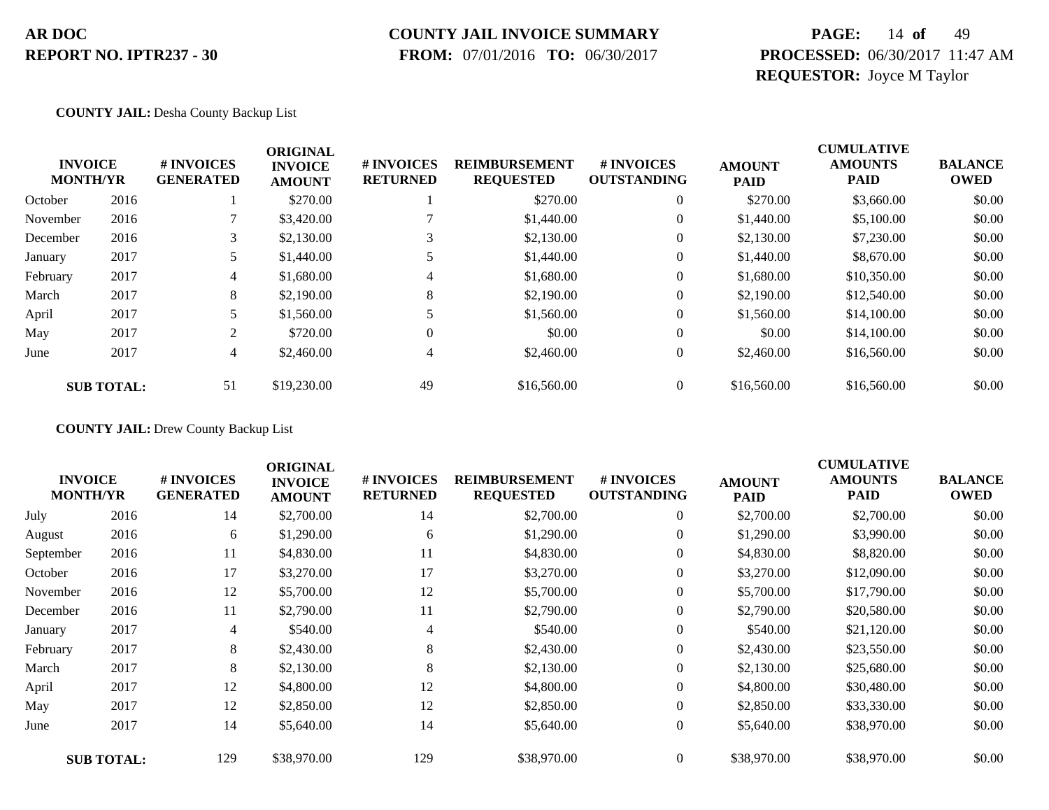**AR DOC**
**REPORT NO. IPTR237 - 30**

**COUNTY JAIL INVOICE SUMMARY**
**FROM:** 07/01/2016 **TO:** 06/30/2017

**PROCESSED:** 06/30/2017 11:47 AM
**REQUESTOR:** Joyce M Taylor

**COUNTY JAIL:** Desha County Backup List

| INVOICE MONTH/YR | | # INVOICES GENERATED | ORIGINAL INVOICE AMOUNT | # INVOICES RETURNED | REIMBURSEMENT REQUESTED | # INVOICES OUTSTANDING | AMOUNT PAID | CUMULATIVE AMOUNTS PAID | BALANCE OWED |
|---|---|---|---|---|---|---|---|---|---|
| October | 2016 | 1 | $270.00 | 1 | $270.00 | 0 | $270.00 | $3,660.00 | $0.00 |
| November | 2016 | 7 | $3,420.00 | 7 | $1,440.00 | 0 | $1,440.00 | $5,100.00 | $0.00 |
| December | 2016 | 3 | $2,130.00 | 3 | $2,130.00 | 0 | $2,130.00 | $7,230.00 | $0.00 |
| January | 2017 | 5 | $1,440.00 | 5 | $1,440.00 | 0 | $1,440.00 | $8,670.00 | $0.00 |
| February | 2017 | 4 | $1,680.00 | 4 | $1,680.00 | 0 | $1,680.00 | $10,350.00 | $0.00 |
| March | 2017 | 8 | $2,190.00 | 8 | $2,190.00 | 0 | $2,190.00 | $12,540.00 | $0.00 |
| April | 2017 | 5 | $1,560.00 | 5 | $1,560.00 | 0 | $1,560.00 | $14,100.00 | $0.00 |
| May | 2017 | 2 | $720.00 | 0 | $0.00 | 0 | $0.00 | $14,100.00 | $0.00 |
| June | 2017 | 4 | $2,460.00 | 4 | $2,460.00 | 0 | $2,460.00 | $16,560.00 | $0.00 |
| **SUB TOTAL:** | | 51 | $19,230.00 | 49 | $16,560.00 | 0 | $16,560.00 | $16,560.00 | $0.00 |

**COUNTY JAIL:** Drew County Backup List

| INVOICE MONTH/YR | | # INVOICES GENERATED | ORIGINAL INVOICE AMOUNT | # INVOICES RETURNED | REIMBURSEMENT REQUESTED | # INVOICES OUTSTANDING | AMOUNT PAID | CUMULATIVE AMOUNTS PAID | BALANCE OWED |
|---|---|---|---|---|---|---|---|---|---|
| July | 2016 | 14 | $2,700.00 | 14 | $2,700.00 | 0 | $2,700.00 | $2,700.00 | $0.00 |
| August | 2016 | 6 | $1,290.00 | 6 | $1,290.00 | 0 | $1,290.00 | $3,990.00 | $0.00 |
| September | 2016 | 11 | $4,830.00 | 11 | $4,830.00 | 0 | $4,830.00 | $8,820.00 | $0.00 |
| October | 2016 | 17 | $3,270.00 | 17 | $3,270.00 | 0 | $3,270.00 | $12,090.00 | $0.00 |
| November | 2016 | 12 | $5,700.00 | 12 | $5,700.00 | 0 | $5,700.00 | $17,790.00 | $0.00 |
| December | 2016 | 11 | $2,790.00 | 11 | $2,790.00 | 0 | $2,790.00 | $20,580.00 | $0.00 |
| January | 2017 | 4 | $540.00 | 4 | $540.00 | 0 | $540.00 | $21,120.00 | $0.00 |
| February | 2017 | 8 | $2,430.00 | 8 | $2,430.00 | 0 | $2,430.00 | $23,550.00 | $0.00 |
| March | 2017 | 8 | $2,130.00 | 8 | $2,130.00 | 0 | $2,130.00 | $25,680.00 | $0.00 |
| April | 2017 | 12 | $4,800.00 | 12 | $4,800.00 | 0 | $4,800.00 | $30,480.00 | $0.00 |
| May | 2017 | 12 | $2,850.00 | 12 | $2,850.00 | 0 | $2,850.00 | $33,330.00 | $0.00 |
| June | 2017 | 14 | $5,640.00 | 14 | $5,640.00 | 0 | $5,640.00 | $38,970.00 | $0.00 |
| **SUB TOTAL:** | | 129 | $38,970.00 | 129 | $38,970.00 | 0 | $38,970.00 | $38,970.00 | $0.00 |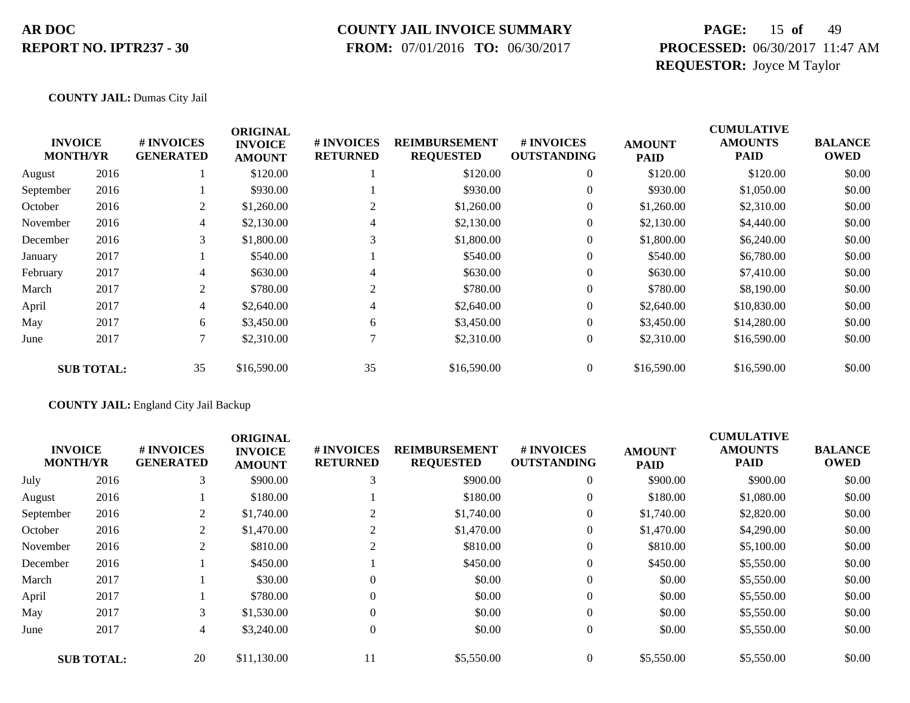**AR DOC**
**REPORT NO. IPTR237 - 30**

**COUNTY JAIL INVOICE SUMMARY**
**FROM:** 07/01/2016 **TO:** 06/30/2017

**PROCESSED:** 06/30/2017 11:47 AM
**REQUESTOR:** Joyce M Taylor

**COUNTY JAIL:** Dumas City Jail

| INVOICE MONTH/YR | | # INVOICES GENERATED | ORIGINAL INVOICE AMOUNT | # INVOICES RETURNED | REIMBURSEMENT REQUESTED | # INVOICES OUTSTANDING | AMOUNT PAID | CUMULATIVE AMOUNTS PAID | BALANCE OWED |
|---|---|---|---|---|---|---|---|---|---|
| August | 2016 | 1 | $120.00 | 1 | $120.00 | 0 | $120.00 | $120.00 | $0.00 |
| September | 2016 | 1 | $930.00 | 1 | $930.00 | 0 | $930.00 | $1,050.00 | $0.00 |
| October | 2016 | 2 | $1,260.00 | 2 | $1,260.00 | 0 | $1,260.00 | $2,310.00 | $0.00 |
| November | 2016 | 4 | $2,130.00 | 4 | $2,130.00 | 0 | $2,130.00 | $4,440.00 | $0.00 |
| December | 2016 | 3 | $1,800.00 | 3 | $1,800.00 | 0 | $1,800.00 | $6,240.00 | $0.00 |
| January | 2017 | 1 | $540.00 | 1 | $540.00 | 0 | $540.00 | $6,780.00 | $0.00 |
| February | 2017 | 4 | $630.00 | 4 | $630.00 | 0 | $630.00 | $7,410.00 | $0.00 |
| March | 2017 | 2 | $780.00 | 2 | $780.00 | 0 | $780.00 | $8,190.00 | $0.00 |
| April | 2017 | 4 | $2,640.00 | 4 | $2,640.00 | 0 | $2,640.00 | $10,830.00 | $0.00 |
| May | 2017 | 6 | $3,450.00 | 6 | $3,450.00 | 0 | $3,450.00 | $14,280.00 | $0.00 |
| June | 2017 | 7 | $2,310.00 | 7 | $2,310.00 | 0 | $2,310.00 | $16,590.00 | $0.00 |
| **SUB TOTAL:** | | 35 | $16,590.00 | 35 | $16,590.00 | 0 | $16,590.00 | $16,590.00 | $0.00 |

**COUNTY JAIL:** England City Jail Backup

| INVOICE MONTH/YR | | # INVOICES GENERATED | ORIGINAL INVOICE AMOUNT | # INVOICES RETURNED | REIMBURSEMENT REQUESTED | # INVOICES OUTSTANDING | AMOUNT PAID | CUMULATIVE AMOUNTS PAID | BALANCE OWED |
|---|---|---|---|---|---|---|---|---|---|
| July | 2016 | 3 | $900.00 | 3 | $900.00 | 0 | $900.00 | $900.00 | $0.00 |
| August | 2016 | 1 | $180.00 | 1 | $180.00 | 0 | $180.00 | $1,080.00 | $0.00 |
| September | 2016 | 2 | $1,740.00 | 2 | $1,740.00 | 0 | $1,740.00 | $2,820.00 | $0.00 |
| October | 2016 | 2 | $1,470.00 | 2 | $1,470.00 | 0 | $1,470.00 | $4,290.00 | $0.00 |
| November | 2016 | 2 | $810.00 | 2 | $810.00 | 0 | $810.00 | $5,100.00 | $0.00 |
| December | 2016 | 1 | $450.00 | 1 | $450.00 | 0 | $450.00 | $5,550.00 | $0.00 |
| March | 2017 | 1 | $30.00 | 0 | $0.00 | 0 | $0.00 | $5,550.00 | $0.00 |
| April | 2017 | 1 | $780.00 | 0 | $0.00 | 0 | $0.00 | $5,550.00 | $0.00 |
| May | 2017 | 3 | $1,530.00 | 0 | $0.00 | 0 | $0.00 | $5,550.00 | $0.00 |
| June | 2017 | 4 | $3,240.00 | 0 | $0.00 | 0 | $0.00 | $5,550.00 | $0.00 |
| **SUB TOTAL:** | | 20 | $11,130.00 | 11 | $5,550.00 | 0 | $5,550.00 | $5,550.00 | $0.00 |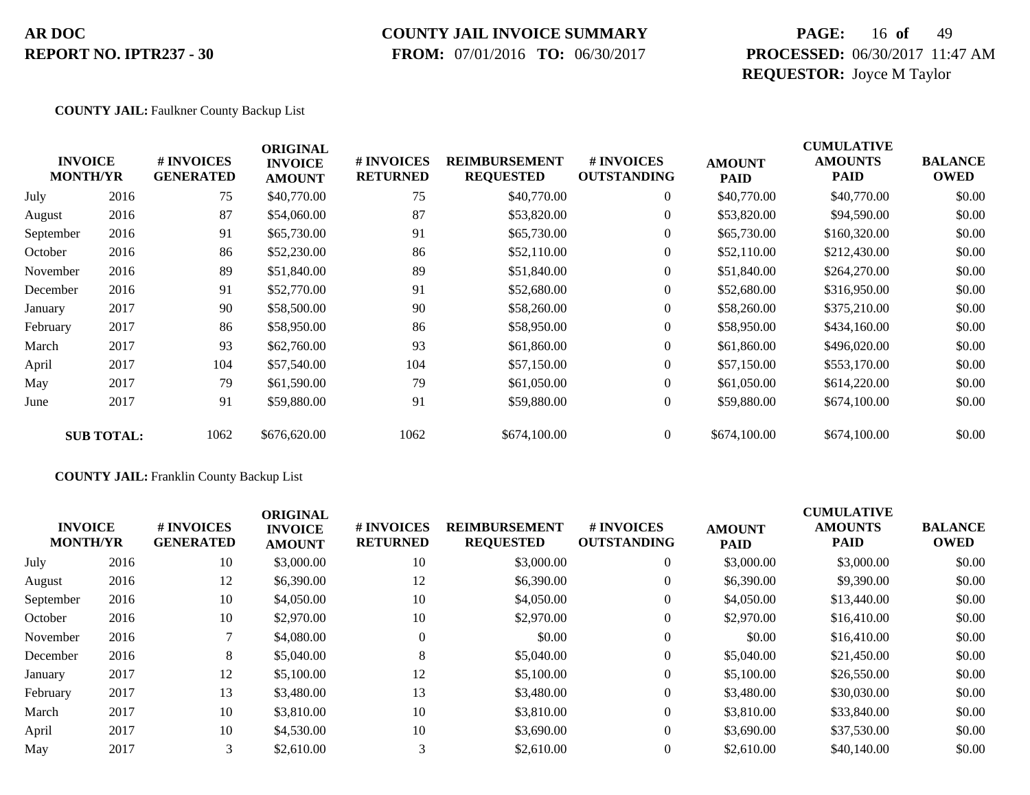**COUNTY JAIL:** Faulkner County Backup List

| INVOICE MONTH/YR | | # INVOICES GENERATED | ORIGINAL INVOICE AMOUNT | # INVOICES RETURNED | REIMBURSEMENT REQUESTED | # INVOICES OUTSTANDING | AMOUNT PAID | CUMULATIVE AMOUNTS PAID | BALANCE OWED |
|---|---|---|---|---|---|---|---|---|---|
| July | 2016 | 75 | $40,770.00 | 75 | $40,770.00 | 0 | $40,770.00 | $40,770.00 | $0.00 |
| August | 2016 | 87 | $54,060.00 | 87 | $53,820.00 | 0 | $53,820.00 | $94,590.00 | $0.00 |
| September | 2016 | 91 | $65,730.00 | 91 | $65,730.00 | 0 | $65,730.00 | $160,320.00 | $0.00 |
| October | 2016 | 86 | $52,230.00 | 86 | $52,110.00 | 0 | $52,110.00 | $212,430.00 | $0.00 |
| November | 2016 | 89 | $51,840.00 | 89 | $51,840.00 | 0 | $51,840.00 | $264,270.00 | $0.00 |
| December | 2016 | 91 | $52,770.00 | 91 | $52,680.00 | 0 | $52,680.00 | $316,950.00 | $0.00 |
| January | 2017 | 90 | $58,500.00 | 90 | $58,260.00 | 0 | $58,260.00 | $375,210.00 | $0.00 |
| February | 2017 | 86 | $58,950.00 | 86 | $58,950.00 | 0 | $58,950.00 | $434,160.00 | $0.00 |
| March | 2017 | 93 | $62,760.00 | 93 | $61,860.00 | 0 | $61,860.00 | $496,020.00 | $0.00 |
| April | 2017 | 104 | $57,540.00 | 104 | $57,150.00 | 0 | $57,150.00 | $553,170.00 | $0.00 |
| May | 2017 | 79 | $61,590.00 | 79 | $61,050.00 | 0 | $61,050.00 | $614,220.00 | $0.00 |
| June | 2017 | 91 | $59,880.00 | 91 | $59,880.00 | 0 | $59,880.00 | $674,100.00 | $0.00 |
| **SUB TOTAL:** | | 1062 | $676,620.00 | 1062 | $674,100.00 | 0 | $674,100.00 | $674,100.00 | $0.00 |

**COUNTY JAIL:** Franklin County Backup List

| INVOICE MONTH/YR | | # INVOICES GENERATED | ORIGINAL INVOICE AMOUNT | # INVOICES RETURNED | REIMBURSEMENT REQUESTED | # INVOICES OUTSTANDING | AMOUNT PAID | CUMULATIVE AMOUNTS PAID | BALANCE OWED |
|---|---|---|---|---|---|---|---|---|---|
| July | 2016 | 10 | $3,000.00 | 10 | $3,000.00 | 0 | $3,000.00 | $3,000.00 | $0.00 |
| August | 2016 | 12 | $6,390.00 | 12 | $6,390.00 | 0 | $6,390.00 | $9,390.00 | $0.00 |
| September | 2016 | 10 | $4,050.00 | 10 | $4,050.00 | 0 | $4,050.00 | $13,440.00 | $0.00 |
| October | 2016 | 10 | $2,970.00 | 10 | $2,970.00 | 0 | $2,970.00 | $16,410.00 | $0.00 |
| November | 2016 | 7 | $4,080.00 | 0 | $0.00 | 0 | $0.00 | $16,410.00 | $0.00 |
| December | 2016 | 8 | $5,040.00 | 8 | $5,040.00 | 0 | $5,040.00 | $21,450.00 | $0.00 |
| January | 2017 | 12 | $5,100.00 | 12 | $5,100.00 | 0 | $5,100.00 | $26,550.00 | $0.00 |
| February | 2017 | 13 | $3,480.00 | 13 | $3,480.00 | 0 | $3,480.00 | $30,030.00 | $0.00 |
| March | 2017 | 10 | $3,810.00 | 10 | $3,810.00 | 0 | $3,810.00 | $33,840.00 | $0.00 |
| April | 2017 | 10 | $4,530.00 | 10 | $3,690.00 | 0 | $3,690.00 | $37,530.00 | $0.00 |
| May | 2017 | 3 | $2,610.00 | 3 | $2,610.00 | 0 | $2,610.00 | $40,140.00 | $0.00 |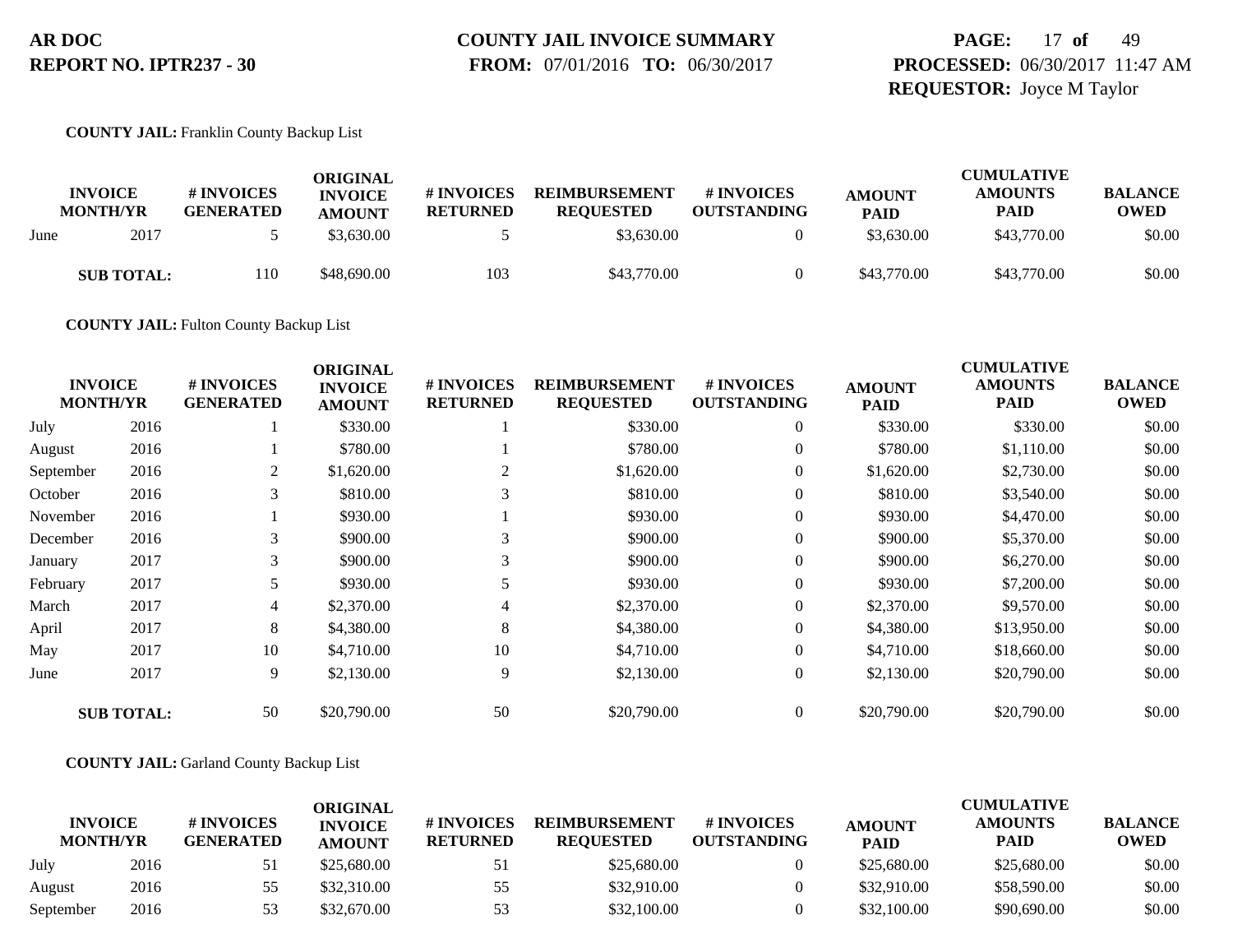**COUNTY JAIL:** Franklin County Backup List

| INVOICE MONTH/YR | | # INVOICES GENERATED | ORIGINAL INVOICE AMOUNT | # INVOICES RETURNED | REIMBURSEMENT REQUESTED | # INVOICES OUTSTANDING | AMOUNT PAID | CUMULATIVE AMOUNTS PAID | BALANCE OWED |
|---|---|---|---|---|---|---|---|---|---|
| June | 2017 | 5 | $3,630.00 | 5 | $3,630.00 | 0 | $3,630.00 | $43,770.00 | $0.00 |
| **SUB TOTAL:** | | 110 | $48,690.00 | 103 | $43,770.00 | 0 | $43,770.00 | $43,770.00 | $0.00 |

**COUNTY JAIL:** Fulton County Backup List

| INVOICE MONTH/YR | | # INVOICES GENERATED | ORIGINAL INVOICE AMOUNT | # INVOICES RETURNED | REIMBURSEMENT REQUESTED | # INVOICES OUTSTANDING | AMOUNT PAID | CUMULATIVE AMOUNTS PAID | BALANCE OWED |
|---|---|---|---|---|---|---|---|---|---|
| July | 2016 | 1 | $330.00 | 1 | $330.00 | 0 | $330.00 | $330.00 | $0.00 |
| August | 2016 | 1 | $780.00 | 1 | $780.00 | 0 | $780.00 | $1,110.00 | $0.00 |
| September | 2016 | 2 | $1,620.00 | 2 | $1,620.00 | 0 | $1,620.00 | $2,730.00 | $0.00 |
| October | 2016 | 3 | $810.00 | 3 | $810.00 | 0 | $810.00 | $3,540.00 | $0.00 |
| November | 2016 | 1 | $930.00 | 1 | $930.00 | 0 | $930.00 | $4,470.00 | $0.00 |
| December | 2016 | 3 | $900.00 | 3 | $900.00 | 0 | $900.00 | $5,370.00 | $0.00 |
| January | 2017 | 3 | $900.00 | 3 | $900.00 | 0 | $900.00 | $6,270.00 | $0.00 |
| February | 2017 | 5 | $930.00 | 5 | $930.00 | 0 | $930.00 | $7,200.00 | $0.00 |
| March | 2017 | 4 | $2,370.00 | 4 | $2,370.00 | 0 | $2,370.00 | $9,570.00 | $0.00 |
| April | 2017 | 8 | $4,380.00 | 8 | $4,380.00 | 0 | $4,380.00 | $13,950.00 | $0.00 |
| May | 2017 | 10 | $4,710.00 | 10 | $4,710.00 | 0 | $4,710.00 | $18,660.00 | $0.00 |
| June | 2017 | 9 | $2,130.00 | 9 | $2,130.00 | 0 | $2,130.00 | $20,790.00 | $0.00 |
| **SUB TOTAL:** | | 50 | $20,790.00 | 50 | $20,790.00 | 0 | $20,790.00 | $20,790.00 | $0.00 |

**COUNTY JAIL:** Garland County Backup List

| INVOICE MONTH/YR | | # INVOICES GENERATED | ORIGINAL INVOICE AMOUNT | # INVOICES RETURNED | REIMBURSEMENT REQUESTED | # INVOICES OUTSTANDING | AMOUNT PAID | CUMULATIVE AMOUNTS PAID | BALANCE OWED |
|---|---|---|---|---|---|---|---|---|---|
| July | 2016 | 51 | $25,680.00 | 51 | $25,680.00 | 0 | $25,680.00 | $25,680.00 | $0.00 |
| August | 2016 | 55 | $32,310.00 | 55 | $32,910.00 | 0 | $32,910.00 | $58,590.00 | $0.00 |
| September | 2016 | 53 | $32,670.00 | 53 | $32,100.00 | 0 | $32,100.00 | $90,690.00 | $0.00 |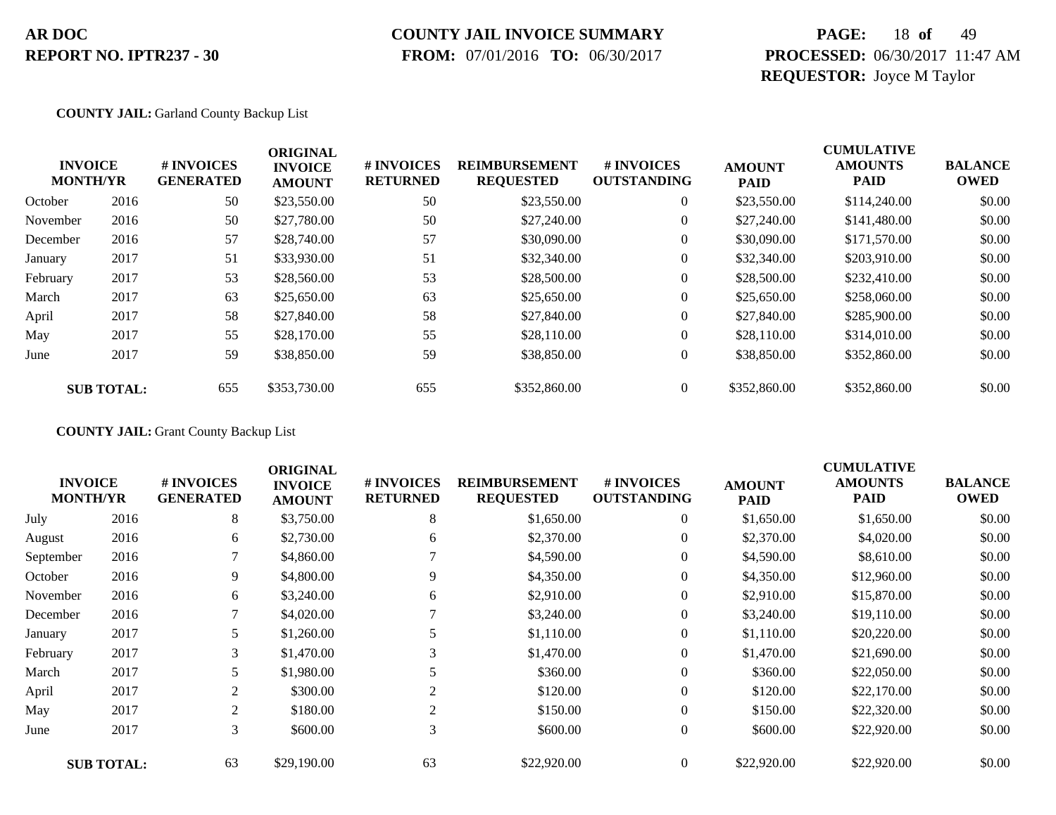**COUNTY JAIL:** Garland County Backup List

| INVOICE MONTH/YR | | # INVOICES GENERATED | ORIGINAL INVOICE AMOUNT | # INVOICES RETURNED | REIMBURSEMENT REQUESTED | # INVOICES OUTSTANDING | AMOUNT PAID | CUMULATIVE AMOUNTS PAID | BALANCE OWED |
|---|---|---|---|---|---|---|---|---|---|
| October | 2016 | 50 | $23,550.00 | 50 | $23,550.00 | 0 | $23,550.00 | $114,240.00 | $0.00 |
| November | 2016 | 50 | $27,780.00 | 50 | $27,240.00 | 0 | $27,240.00 | $141,480.00 | $0.00 |
| December | 2016 | 57 | $28,740.00 | 57 | $30,090.00 | 0 | $30,090.00 | $171,570.00 | $0.00 |
| January | 2017 | 51 | $33,930.00 | 51 | $32,340.00 | 0 | $32,340.00 | $203,910.00 | $0.00 |
| February | 2017 | 53 | $28,560.00 | 53 | $28,500.00 | 0 | $28,500.00 | $232,410.00 | $0.00 |
| March | 2017 | 63 | $25,650.00 | 63 | $25,650.00 | 0 | $25,650.00 | $258,060.00 | $0.00 |
| April | 2017 | 58 | $27,840.00 | 58 | $27,840.00 | 0 | $27,840.00 | $285,900.00 | $0.00 |
| May | 2017 | 55 | $28,170.00 | 55 | $28,110.00 | 0 | $28,110.00 | $314,010.00 | $0.00 |
| June | 2017 | 59 | $38,850.00 | 59 | $38,850.00 | 0 | $38,850.00 | $352,860.00 | $0.00 |
| **SUB TOTAL:** | | 655 | $353,730.00 | 655 | $352,860.00 | 0 | $352,860.00 | $352,860.00 | $0.00 |

**COUNTY JAIL:** Grant County Backup List

| INVOICE MONTH/YR | | # INVOICES GENERATED | ORIGINAL INVOICE AMOUNT | # INVOICES RETURNED | REIMBURSEMENT REQUESTED | # INVOICES OUTSTANDING | AMOUNT PAID | CUMULATIVE AMOUNTS PAID | BALANCE OWED |
|---|---|---|---|---|---|---|---|---|---|
| July | 2016 | 8 | $3,750.00 | 8 | $1,650.00 | 0 | $1,650.00 | $1,650.00 | $0.00 |
| August | 2016 | 6 | $2,730.00 | 6 | $2,370.00 | 0 | $2,370.00 | $4,020.00 | $0.00 |
| September | 2016 | 7 | $4,860.00 | 7 | $4,590.00 | 0 | $4,590.00 | $8,610.00 | $0.00 |
| October | 2016 | 9 | $4,800.00 | 9 | $4,350.00 | 0 | $4,350.00 | $12,960.00 | $0.00 |
| November | 2016 | 6 | $3,240.00 | 6 | $2,910.00 | 0 | $2,910.00 | $15,870.00 | $0.00 |
| December | 2016 | 7 | $4,020.00 | 7 | $3,240.00 | 0 | $3,240.00 | $19,110.00 | $0.00 |
| January | 2017 | 5 | $1,260.00 | 5 | $1,110.00 | 0 | $1,110.00 | $20,220.00 | $0.00 |
| February | 2017 | 3 | $1,470.00 | 3 | $1,470.00 | 0 | $1,470.00 | $21,690.00 | $0.00 |
| March | 2017 | 5 | $1,980.00 | 5 | $360.00 | 0 | $360.00 | $22,050.00 | $0.00 |
| April | 2017 | 2 | $300.00 | 2 | $120.00 | 0 | $120.00 | $22,170.00 | $0.00 |
| May | 2017 | 2 | $180.00 | 2 | $150.00 | 0 | $150.00 | $22,320.00 | $0.00 |
| June | 2017 | 3 | $600.00 | 3 | $600.00 | 0 | $600.00 | $22,920.00 | $0.00 |
| **SUB TOTAL:** | | 63 | $29,190.00 | 63 | $22,920.00 | 0 | $22,920.00 | $22,920.00 | $0.00 |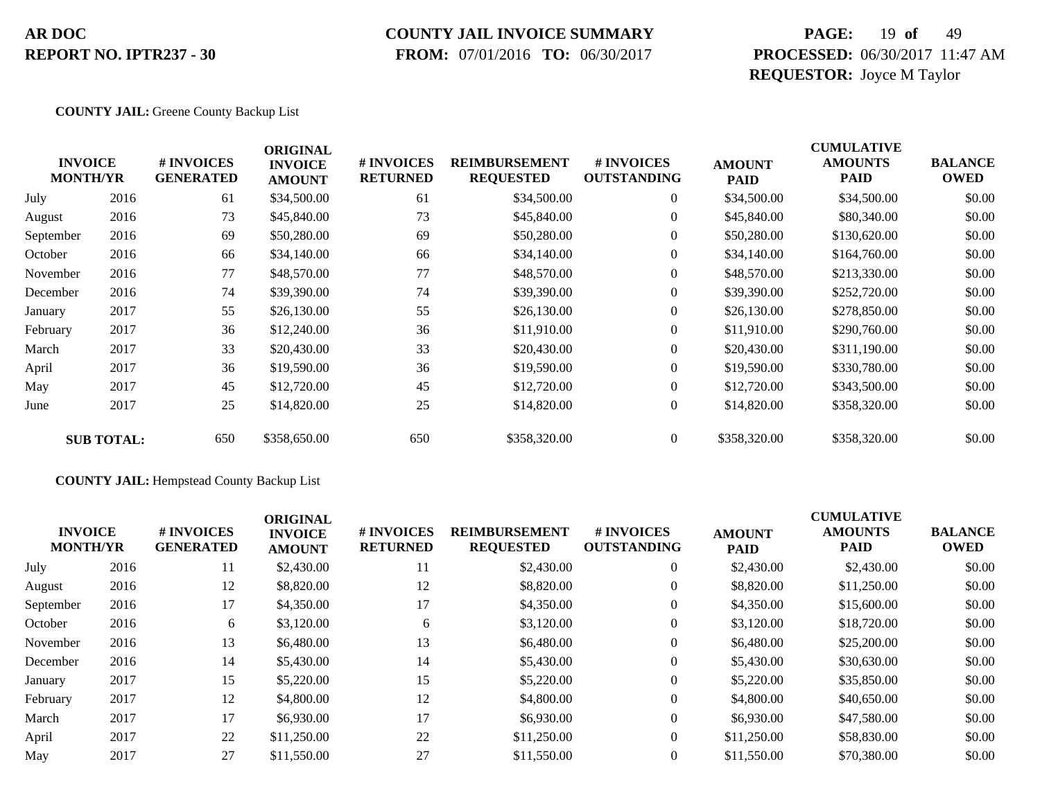**AR DOC**
**REPORT NO. IPTR237 - 30**

**COUNTY JAIL INVOICE SUMMARY**
**FROM:** 07/01/2016 **TO:** 06/30/2017

**PROCESSED:** 06/30/2017 11:47 AM
**REQUESTOR:** Joyce M Taylor

**COUNTY JAIL:** Greene County Backup List

| INVOICE MONTH/YR | | # INVOICES GENERATED | ORIGINAL INVOICE AMOUNT | # INVOICES RETURNED | REIMBURSEMENT REQUESTED | # INVOICES OUTSTANDING | AMOUNT PAID | CUMULATIVE AMOUNTS PAID | BALANCE OWED |
|---|---|---|---|---|---|---|---|---|---|
| July | 2016 | 61 | $34,500.00 | 61 | $34,500.00 | 0 | $34,500.00 | $34,500.00 | $0.00 |
| August | 2016 | 73 | $45,840.00 | 73 | $45,840.00 | 0 | $45,840.00 | $80,340.00 | $0.00 |
| September | 2016 | 69 | $50,280.00 | 69 | $50,280.00 | 0 | $50,280.00 | $130,620.00 | $0.00 |
| October | 2016 | 66 | $34,140.00 | 66 | $34,140.00 | 0 | $34,140.00 | $164,760.00 | $0.00 |
| November | 2016 | 77 | $48,570.00 | 77 | $48,570.00 | 0 | $48,570.00 | $213,330.00 | $0.00 |
| December | 2016 | 74 | $39,390.00 | 74 | $39,390.00 | 0 | $39,390.00 | $252,720.00 | $0.00 |
| January | 2017 | 55 | $26,130.00 | 55 | $26,130.00 | 0 | $26,130.00 | $278,850.00 | $0.00 |
| February | 2017 | 36 | $12,240.00 | 36 | $11,910.00 | 0 | $11,910.00 | $290,760.00 | $0.00 |
| March | 2017 | 33 | $20,430.00 | 33 | $20,430.00 | 0 | $20,430.00 | $311,190.00 | $0.00 |
| April | 2017 | 36 | $19,590.00 | 36 | $19,590.00 | 0 | $19,590.00 | $330,780.00 | $0.00 |
| May | 2017 | 45 | $12,720.00 | 45 | $12,720.00 | 0 | $12,720.00 | $343,500.00 | $0.00 |
| June | 2017 | 25 | $14,820.00 | 25 | $14,820.00 | 0 | $14,820.00 | $358,320.00 | $0.00 |
| **SUB TOTAL:** | | 650 | $358,650.00 | 650 | $358,320.00 | 0 | $358,320.00 | $358,320.00 | $0.00 |

**COUNTY JAIL:** Hempstead County Backup List

| INVOICE MONTH/YR | | # INVOICES GENERATED | ORIGINAL INVOICE AMOUNT | # INVOICES RETURNED | REIMBURSEMENT REQUESTED | # INVOICES OUTSTANDING | AMOUNT PAID | CUMULATIVE AMOUNTS PAID | BALANCE OWED |
|---|---|---|---|---|---|---|---|---|---|
| July | 2016 | 11 | $2,430.00 | 11 | $2,430.00 | 0 | $2,430.00 | $2,430.00 | $0.00 |
| August | 2016 | 12 | $8,820.00 | 12 | $8,820.00 | 0 | $8,820.00 | $11,250.00 | $0.00 |
| September | 2016 | 17 | $4,350.00 | 17 | $4,350.00 | 0 | $4,350.00 | $15,600.00 | $0.00 |
| October | 2016 | 6 | $3,120.00 | 6 | $3,120.00 | 0 | $3,120.00 | $18,720.00 | $0.00 |
| November | 2016 | 13 | $6,480.00 | 13 | $6,480.00 | 0 | $6,480.00 | $25,200.00 | $0.00 |
| December | 2016 | 14 | $5,430.00 | 14 | $5,430.00 | 0 | $5,430.00 | $30,630.00 | $0.00 |
| January | 2017 | 15 | $5,220.00 | 15 | $5,220.00 | 0 | $5,220.00 | $35,850.00 | $0.00 |
| February | 2017 | 12 | $4,800.00 | 12 | $4,800.00 | 0 | $4,800.00 | $40,650.00 | $0.00 |
| March | 2017 | 17 | $6,930.00 | 17 | $6,930.00 | 0 | $6,930.00 | $47,580.00 | $0.00 |
| April | 2017 | 22 | $11,250.00 | 22 | $11,250.00 | 0 | $11,250.00 | $58,830.00 | $0.00 |
| May | 2017 | 27 | $11,550.00 | 27 | $11,550.00 | 0 | $11,550.00 | $70,380.00 | $0.00 |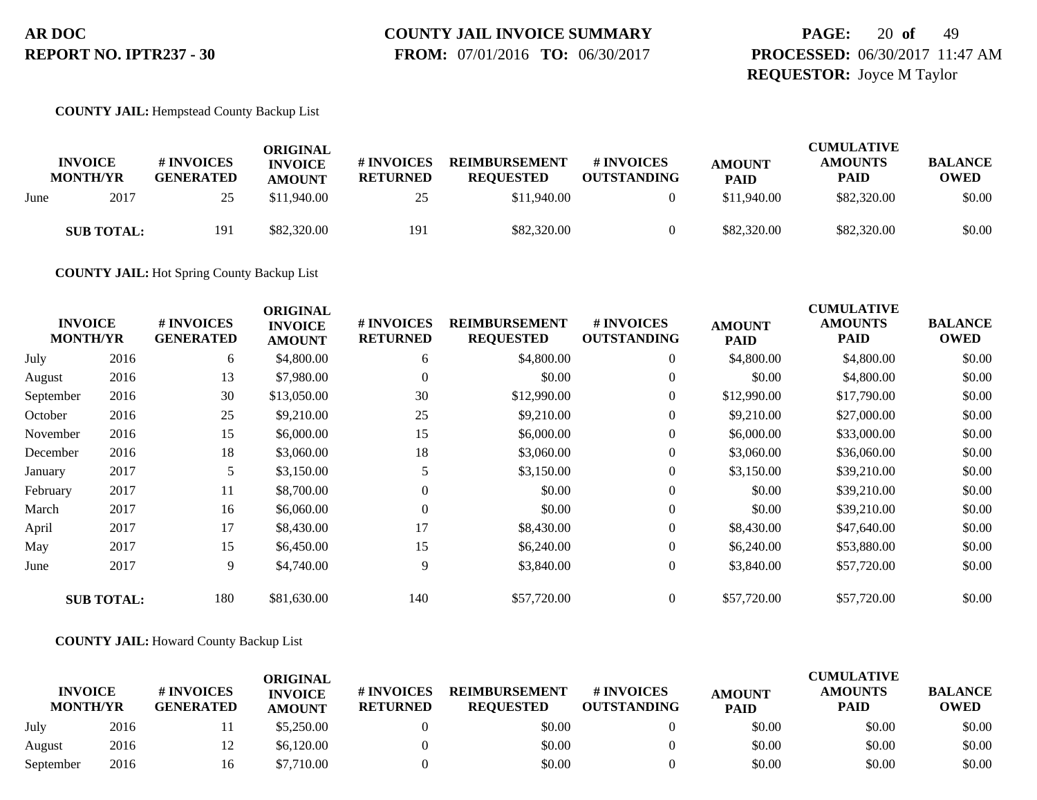**COUNTY JAIL:** Hempstead County Backup List

| INVOICE MONTH/YR | | # INVOICES GENERATED | ORIGINAL INVOICE AMOUNT | # INVOICES RETURNED | REIMBURSEMENT REQUESTED | # INVOICES OUTSTANDING | AMOUNT PAID | CUMULATIVE AMOUNTS PAID | BALANCE OWED |
|---|---|---|---|---|---|---|---|---|---|
| June | 2017 | 25 | $11,940.00 | 25 | $11,940.00 | 0 | $11,940.00 | $82,320.00 | $0.00 |
| **SUB TOTAL:** | | 191 | $82,320.00 | 191 | $82,320.00 | 0 | $82,320.00 | $82,320.00 | $0.00 |

**COUNTY JAIL:** Hot Spring County Backup List

| INVOICE MONTH/YR | | # INVOICES GENERATED | ORIGINAL INVOICE AMOUNT | # INVOICES RETURNED | REIMBURSEMENT REQUESTED | # INVOICES OUTSTANDING | AMOUNT PAID | CUMULATIVE AMOUNTS PAID | BALANCE OWED |
|---|---|---|---|---|---|---|---|---|---|
| July | 2016 | 6 | $4,800.00 | 6 | $4,800.00 | 0 | $4,800.00 | $4,800.00 | $0.00 |
| August | 2016 | 13 | $7,980.00 | 0 | $0.00 | 0 | $0.00 | $4,800.00 | $0.00 |
| September | 2016 | 30 | $13,050.00 | 30 | $12,990.00 | 0 | $12,990.00 | $17,790.00 | $0.00 |
| October | 2016 | 25 | $9,210.00 | 25 | $9,210.00 | 0 | $9,210.00 | $27,000.00 | $0.00 |
| November | 2016 | 15 | $6,000.00 | 15 | $6,000.00 | 0 | $6,000.00 | $33,000.00 | $0.00 |
| December | 2016 | 18 | $3,060.00 | 18 | $3,060.00 | 0 | $3,060.00 | $36,060.00 | $0.00 |
| January | 2017 | 5 | $3,150.00 | 5 | $3,150.00 | 0 | $3,150.00 | $39,210.00 | $0.00 |
| February | 2017 | 11 | $8,700.00 | 0 | $0.00 | 0 | $0.00 | $39,210.00 | $0.00 |
| March | 2017 | 16 | $6,060.00 | 0 | $0.00 | 0 | $0.00 | $39,210.00 | $0.00 |
| April | 2017 | 17 | $8,430.00 | 17 | $8,430.00 | 0 | $8,430.00 | $47,640.00 | $0.00 |
| May | 2017 | 15 | $6,450.00 | 15 | $6,240.00 | 0 | $6,240.00 | $53,880.00 | $0.00 |
| June | 2017 | 9 | $4,740.00 | 9 | $3,840.00 | 0 | $3,840.00 | $57,720.00 | $0.00 |
| **SUB TOTAL:** | | 180 | $81,630.00 | 140 | $57,720.00 | 0 | $57,720.00 | $57,720.00 | $0.00 |

**COUNTY JAIL:** Howard County Backup List

| INVOICE MONTH/YR | | # INVOICES GENERATED | ORIGINAL INVOICE AMOUNT | # INVOICES RETURNED | REIMBURSEMENT REQUESTED | # INVOICES OUTSTANDING | AMOUNT PAID | CUMULATIVE AMOUNTS PAID | BALANCE OWED |
|---|---|---|---|---|---|---|---|---|---|
| July | 2016 | 11 | $5,250.00 | 0 | $0.00 | 0 | $0.00 | $0.00 | $0.00 |
| August | 2016 | 12 | $6,120.00 | 0 | $0.00 | 0 | $0.00 | $0.00 | $0.00 |
| September | 2016 | 16 | $7,710.00 | 0 | $0.00 | 0 | $0.00 | $0.00 | $0.00 |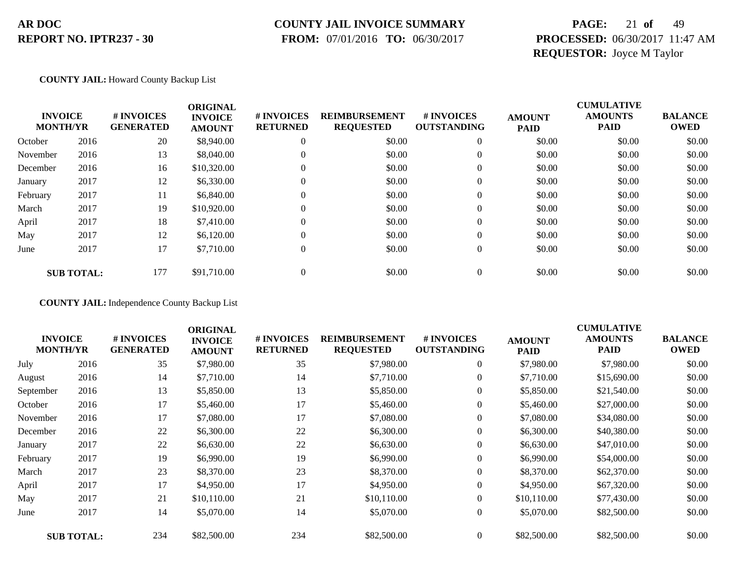**AR DOC**
**REPORT NO. IPTR237 - 30**

**COUNTY JAIL INVOICE SUMMARY**
**FROM:** 07/01/2016 **TO:** 06/30/2017

**PROCESSED:** 06/30/2017 11:47 AM
**REQUESTOR:** Joyce M Taylor

**COUNTY JAIL:** Howard County Backup List

| INVOICE MONTH/YR | | # INVOICES GENERATED | ORIGINAL INVOICE AMOUNT | # INVOICES RETURNED | REIMBURSEMENT REQUESTED | # INVOICES OUTSTANDING | AMOUNT PAID | CUMULATIVE AMOUNTS PAID | BALANCE OWED |
|---|---|---|---|---|---|---|---|---|---|
| October | 2016 | 20 | $8,940.00 | 0 | $0.00 | 0 | $0.00 | $0.00 | $0.00 |
| November | 2016 | 13 | $8,040.00 | 0 | $0.00 | 0 | $0.00 | $0.00 | $0.00 |
| December | 2016 | 16 | $10,320.00 | 0 | $0.00 | 0 | $0.00 | $0.00 | $0.00 |
| January | 2017 | 12 | $6,330.00 | 0 | $0.00 | 0 | $0.00 | $0.00 | $0.00 |
| February | 2017 | 11 | $6,840.00 | 0 | $0.00 | 0 | $0.00 | $0.00 | $0.00 |
| March | 2017 | 19 | $10,920.00 | 0 | $0.00 | 0 | $0.00 | $0.00 | $0.00 |
| April | 2017 | 18 | $7,410.00 | 0 | $0.00 | 0 | $0.00 | $0.00 | $0.00 |
| May | 2017 | 12 | $6,120.00 | 0 | $0.00 | 0 | $0.00 | $0.00 | $0.00 |
| June | 2017 | 17 | $7,710.00 | 0 | $0.00 | 0 | $0.00 | $0.00 | $0.00 |
| **SUB TOTAL:** | | 177 | $91,710.00 | 0 | $0.00 | 0 | $0.00 | $0.00 | $0.00 |

**COUNTY JAIL:** Independence County Backup List

| INVOICE MONTH/YR | | # INVOICES GENERATED | ORIGINAL INVOICE AMOUNT | # INVOICES RETURNED | REIMBURSEMENT REQUESTED | # INVOICES OUTSTANDING | AMOUNT PAID | CUMULATIVE AMOUNTS PAID | BALANCE OWED |
|---|---|---|---|---|---|---|---|---|---|
| July | 2016 | 35 | $7,980.00 | 35 | $7,980.00 | 0 | $7,980.00 | $7,980.00 | $0.00 |
| August | 2016 | 14 | $7,710.00 | 14 | $7,710.00 | 0 | $7,710.00 | $15,690.00 | $0.00 |
| September | 2016 | 13 | $5,850.00 | 13 | $5,850.00 | 0 | $5,850.00 | $21,540.00 | $0.00 |
| October | 2016 | 17 | $5,460.00 | 17 | $5,460.00 | 0 | $5,460.00 | $27,000.00 | $0.00 |
| November | 2016 | 17 | $7,080.00 | 17 | $7,080.00 | 0 | $7,080.00 | $34,080.00 | $0.00 |
| December | 2016 | 22 | $6,300.00 | 22 | $6,300.00 | 0 | $6,300.00 | $40,380.00 | $0.00 |
| January | 2017 | 22 | $6,630.00 | 22 | $6,630.00 | 0 | $6,630.00 | $47,010.00 | $0.00 |
| February | 2017 | 19 | $6,990.00 | 19 | $6,990.00 | 0 | $6,990.00 | $54,000.00 | $0.00 |
| March | 2017 | 23 | $8,370.00 | 23 | $8,370.00 | 0 | $8,370.00 | $62,370.00 | $0.00 |
| April | 2017 | 17 | $4,950.00 | 17 | $4,950.00 | 0 | $4,950.00 | $67,320.00 | $0.00 |
| May | 2017 | 21 | $10,110.00 | 21 | $10,110.00 | 0 | $10,110.00 | $77,430.00 | $0.00 |
| June | 2017 | 14 | $5,070.00 | 14 | $5,070.00 | 0 | $5,070.00 | $82,500.00 | $0.00 |
| **SUB TOTAL:** | | 234 | $82,500.00 | 234 | $82,500.00 | 0 | $82,500.00 | $82,500.00 | $0.00 |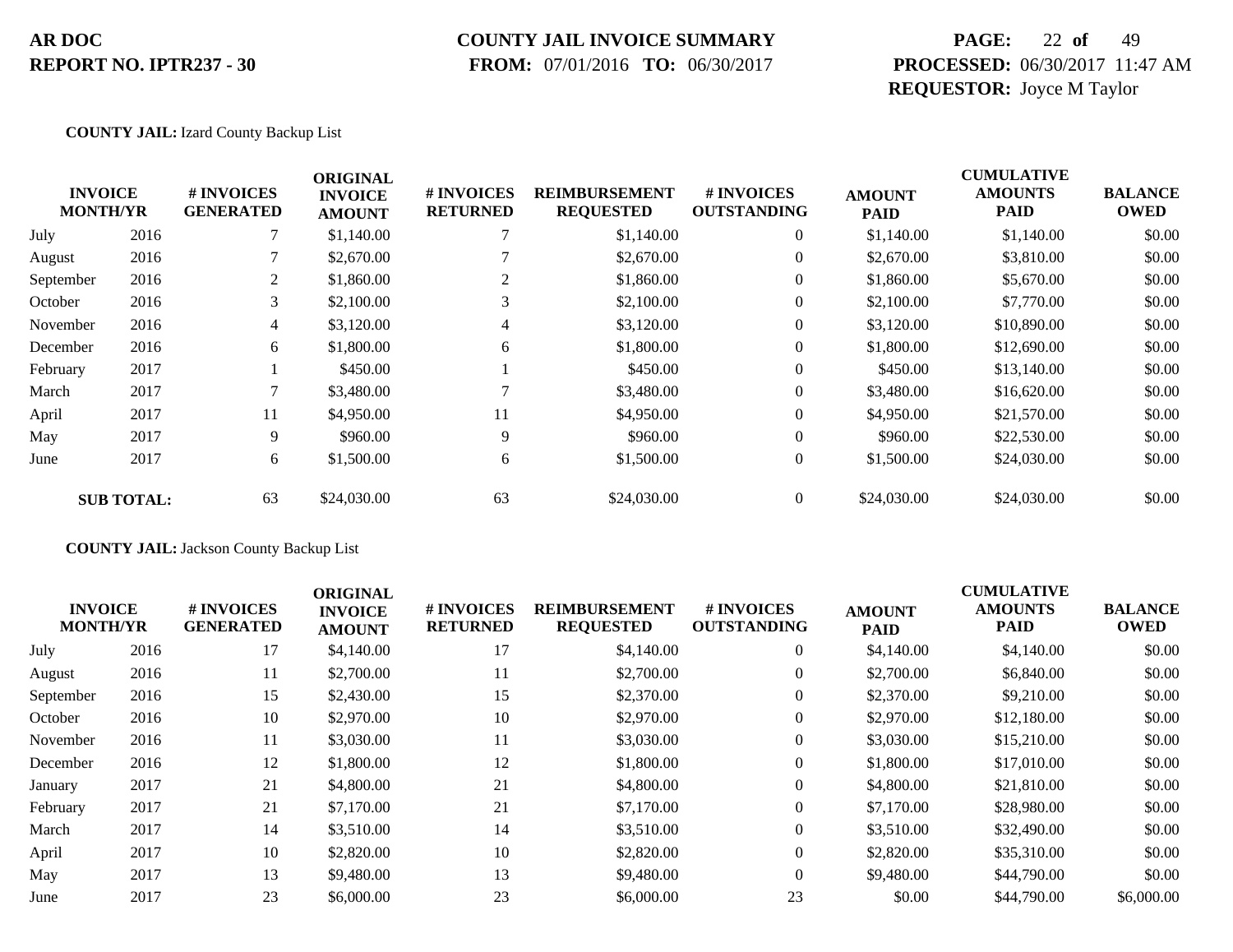**AR DOC**
**REPORT NO. IPTR237 - 30**

**COUNTY JAIL INVOICE SUMMARY**
**FROM:** 07/01/2016 **TO:** 06/30/2017

**PROCESSED:** 06/30/2017 11:47 AM
**REQUESTOR:** Joyce M Taylor

**COUNTY JAIL:** Izard County Backup List

| INVOICE MONTH/YR | | # INVOICES GENERATED | ORIGINAL INVOICE AMOUNT | # INVOICES RETURNED | REIMBURSEMENT REQUESTED | # INVOICES OUTSTANDING | AMOUNT PAID | CUMULATIVE AMOUNTS PAID | BALANCE OWED |
|---|---|---|---|---|---|---|---|---|---|
| July | 2016 | 7 | $1,140.00 | 7 | $1,140.00 | 0 | $1,140.00 | $1,140.00 | $0.00 |
| August | 2016 | 7 | $2,670.00 | 7 | $2,670.00 | 0 | $2,670.00 | $3,810.00 | $0.00 |
| September | 2016 | 2 | $1,860.00 | 2 | $1,860.00 | 0 | $1,860.00 | $5,670.00 | $0.00 |
| October | 2016 | 3 | $2,100.00 | 3 | $2,100.00 | 0 | $2,100.00 | $7,770.00 | $0.00 |
| November | 2016 | 4 | $3,120.00 | 4 | $3,120.00 | 0 | $3,120.00 | $10,890.00 | $0.00 |
| December | 2016 | 6 | $1,800.00 | 6 | $1,800.00 | 0 | $1,800.00 | $12,690.00 | $0.00 |
| February | 2017 | 1 | $450.00 | 1 | $450.00 | 0 | $450.00 | $13,140.00 | $0.00 |
| March | 2017 | 7 | $3,480.00 | 7 | $3,480.00 | 0 | $3,480.00 | $16,620.00 | $0.00 |
| April | 2017 | 11 | $4,950.00 | 11 | $4,950.00 | 0 | $4,950.00 | $21,570.00 | $0.00 |
| May | 2017 | 9 | $960.00 | 9 | $960.00 | 0 | $960.00 | $22,530.00 | $0.00 |
| June | 2017 | 6 | $1,500.00 | 6 | $1,500.00 | 0 | $1,500.00 | $24,030.00 | $0.00 |
| **SUB TOTAL:** | | 63 | $24,030.00 | 63 | $24,030.00 | 0 | $24,030.00 | $24,030.00 | $0.00 |

**COUNTY JAIL:** Jackson County Backup List

| INVOICE MONTH/YR | | # INVOICES GENERATED | ORIGINAL INVOICE AMOUNT | # INVOICES RETURNED | REIMBURSEMENT REQUESTED | # INVOICES OUTSTANDING | AMOUNT PAID | CUMULATIVE AMOUNTS PAID | BALANCE OWED |
|---|---|---|---|---|---|---|---|---|---|
| July | 2016 | 17 | $4,140.00 | 17 | $4,140.00 | 0 | $4,140.00 | $4,140.00 | $0.00 |
| August | 2016 | 11 | $2,700.00 | 11 | $2,700.00 | 0 | $2,700.00 | $6,840.00 | $0.00 |
| September | 2016 | 15 | $2,430.00 | 15 | $2,370.00 | 0 | $2,370.00 | $9,210.00 | $0.00 |
| October | 2016 | 10 | $2,970.00 | 10 | $2,970.00 | 0 | $2,970.00 | $12,180.00 | $0.00 |
| November | 2016 | 11 | $3,030.00 | 11 | $3,030.00 | 0 | $3,030.00 | $15,210.00 | $0.00 |
| December | 2016 | 12 | $1,800.00 | 12 | $1,800.00 | 0 | $1,800.00 | $17,010.00 | $0.00 |
| January | 2017 | 21 | $4,800.00 | 21 | $4,800.00 | 0 | $4,800.00 | $21,810.00 | $0.00 |
| February | 2017 | 21 | $7,170.00 | 21 | $7,170.00 | 0 | $7,170.00 | $28,980.00 | $0.00 |
| March | 2017 | 14 | $3,510.00 | 14 | $3,510.00 | 0 | $3,510.00 | $32,490.00 | $0.00 |
| April | 2017 | 10 | $2,820.00 | 10 | $2,820.00 | 0 | $2,820.00 | $35,310.00 | $0.00 |
| May | 2017 | 13 | $9,480.00 | 13 | $9,480.00 | 0 | $9,480.00 | $44,790.00 | $0.00 |
| June | 2017 | 23 | $6,000.00 | 23 | $6,000.00 | 23 | $0.00 | $44,790.00 | $6,000.00 |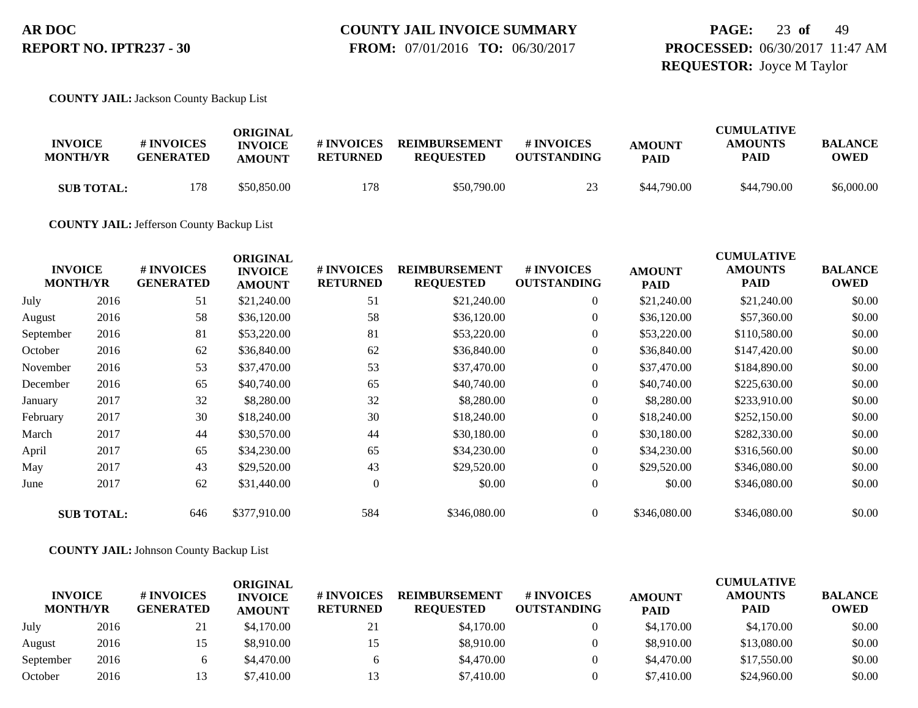**COUNTY JAIL:** Jackson County Backup List

| INVOICE MONTH/YR | | # INVOICES GENERATED | ORIGINAL INVOICE AMOUNT | # INVOICES RETURNED | REIMBURSEMENT REQUESTED | # INVOICES OUTSTANDING | AMOUNT PAID | CUMULATIVE AMOUNTS PAID | BALANCE OWED |
|---|---|---|---|---|---|---|---|---|---|
| **SUB TOTAL:** | | 178 | $50,850.00 | 178 | $50,790.00 | 23 | $44,790.00 | $44,790.00 | $6,000.00 |

**COUNTY JAIL:** Jefferson County Backup List

| INVOICE MONTH/YR | | # INVOICES GENERATED | ORIGINAL INVOICE AMOUNT | # INVOICES RETURNED | REIMBURSEMENT REQUESTED | # INVOICES OUTSTANDING | AMOUNT PAID | CUMULATIVE AMOUNTS PAID | BALANCE OWED |
|---|---|---|---|---|---|---|---|---|---|
| July | 2016 | 51 | $21,240.00 | 51 | $21,240.00 | 0 | $21,240.00 | $21,240.00 | $0.00 |
| August | 2016 | 58 | $36,120.00 | 58 | $36,120.00 | 0 | $36,120.00 | $57,360.00 | $0.00 |
| September | 2016 | 81 | $53,220.00 | 81 | $53,220.00 | 0 | $53,220.00 | $110,580.00 | $0.00 |
| October | 2016 | 62 | $36,840.00 | 62 | $36,840.00 | 0 | $36,840.00 | $147,420.00 | $0.00 |
| November | 2016 | 53 | $37,470.00 | 53 | $37,470.00 | 0 | $37,470.00 | $184,890.00 | $0.00 |
| December | 2016 | 65 | $40,740.00 | 65 | $40,740.00 | 0 | $40,740.00 | $225,630.00 | $0.00 |
| January | 2017 | 32 | $8,280.00 | 32 | $8,280.00 | 0 | $8,280.00 | $233,910.00 | $0.00 |
| February | 2017 | 30 | $18,240.00 | 30 | $18,240.00 | 0 | $18,240.00 | $252,150.00 | $0.00 |
| March | 2017 | 44 | $30,570.00 | 44 | $30,180.00 | 0 | $30,180.00 | $282,330.00 | $0.00 |
| April | 2017 | 65 | $34,230.00 | 65 | $34,230.00 | 0 | $34,230.00 | $316,560.00 | $0.00 |
| May | 2017 | 43 | $29,520.00 | 43 | $29,520.00 | 0 | $29,520.00 | $346,080.00 | $0.00 |
| June | 2017 | 62 | $31,440.00 | 0 | $0.00 | 0 | $0.00 | $346,080.00 | $0.00 |
| **SUB TOTAL:** | | 646 | $377,910.00 | 584 | $346,080.00 | 0 | $346,080.00 | $346,080.00 | $0.00 |

**COUNTY JAIL:** Johnson County Backup List

| INVOICE MONTH/YR | | # INVOICES GENERATED | ORIGINAL INVOICE AMOUNT | # INVOICES RETURNED | REIMBURSEMENT REQUESTED | # INVOICES OUTSTANDING | AMOUNT PAID | CUMULATIVE AMOUNTS PAID | BALANCE OWED |
|---|---|---|---|---|---|---|---|---|---|
| July | 2016 | 21 | $4,170.00 | 21 | $4,170.00 | 0 | $4,170.00 | $4,170.00 | $0.00 |
| August | 2016 | 15 | $8,910.00 | 15 | $8,910.00 | 0 | $8,910.00 | $13,080.00 | $0.00 |
| September | 2016 | 6 | $4,470.00 | 6 | $4,470.00 | 0 | $4,470.00 | $17,550.00 | $0.00 |
| October | 2016 | 13 | $7,410.00 | 13 | $7,410.00 | 0 | $7,410.00 | $24,960.00 | $0.00 |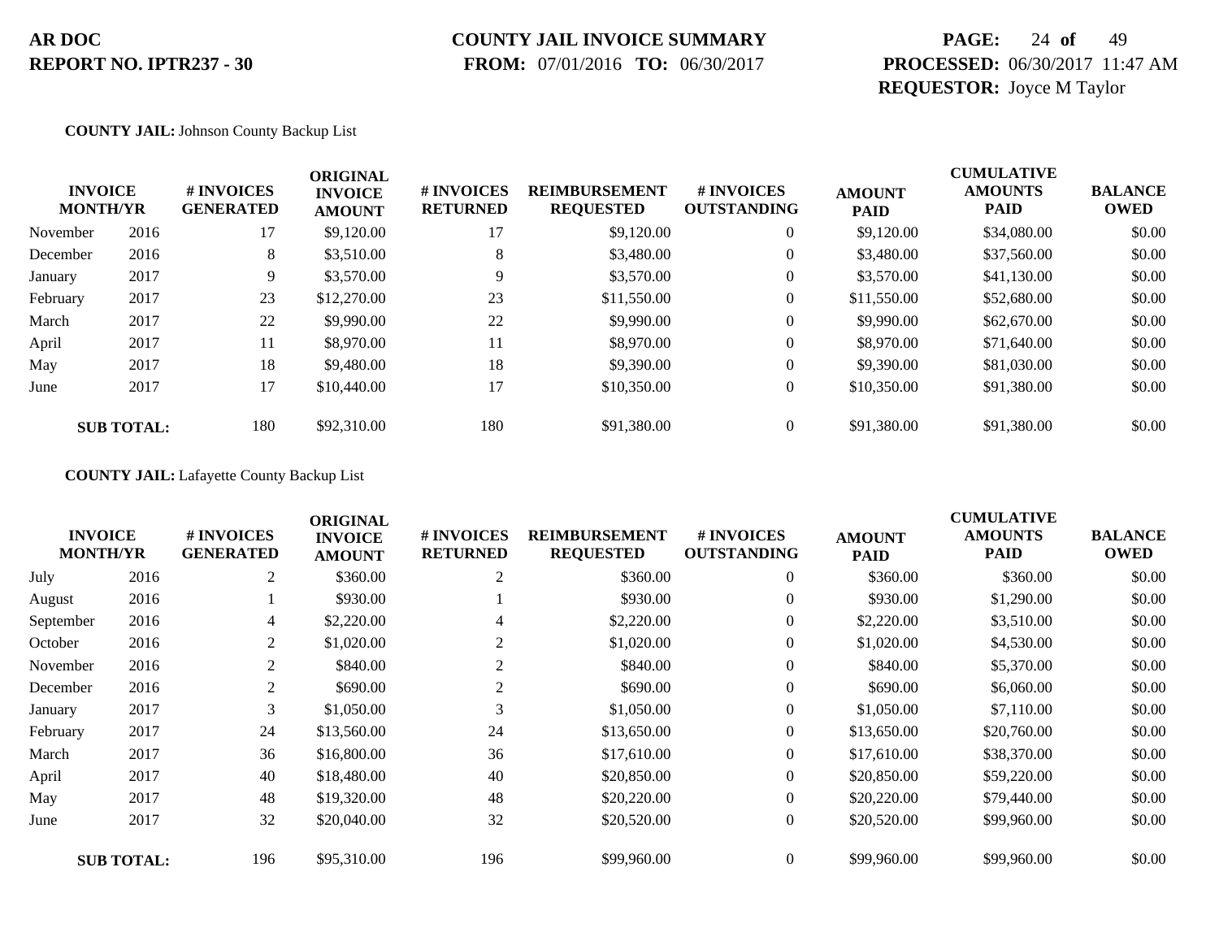**AR DOC**
**REPORT NO. IPTR237 - 30**

**COUNTY JAIL INVOICE SUMMARY**
**FROM:** 07/01/2016 **TO:** 06/30/2017

**PROCESSED:** 06/30/2017 11:47 AM
**REQUESTOR:** Joyce M Taylor

**COUNTY JAIL:** Johnson County Backup List

| INVOICE MONTH/YR | | # INVOICES GENERATED | ORIGINAL INVOICE AMOUNT | # INVOICES RETURNED | REIMBURSEMENT REQUESTED | # INVOICES OUTSTANDING | AMOUNT PAID | CUMULATIVE AMOUNTS PAID | BALANCE OWED |
|---|---|---|---|---|---|---|---|---|---|
| November | 2016 | 17 | $9,120.00 | 17 | $9,120.00 | 0 | $9,120.00 | $34,080.00 | $0.00 |
| December | 2016 | 8 | $3,510.00 | 8 | $3,480.00 | 0 | $3,480.00 | $37,560.00 | $0.00 |
| January | 2017 | 9 | $3,570.00 | 9 | $3,570.00 | 0 | $3,570.00 | $41,130.00 | $0.00 |
| February | 2017 | 23 | $12,270.00 | 23 | $11,550.00 | 0 | $11,550.00 | $52,680.00 | $0.00 |
| March | 2017 | 22 | $9,990.00 | 22 | $9,990.00 | 0 | $9,990.00 | $62,670.00 | $0.00 |
| April | 2017 | 11 | $8,970.00 | 11 | $8,970.00 | 0 | $8,970.00 | $71,640.00 | $0.00 |
| May | 2017 | 18 | $9,480.00 | 18 | $9,390.00 | 0 | $9,390.00 | $81,030.00 | $0.00 |
| June | 2017 | 17 | $10,440.00 | 17 | $10,350.00 | 0 | $10,350.00 | $91,380.00 | $0.00 |
| **SUB TOTAL:** | | 180 | $92,310.00 | 180 | $91,380.00 | 0 | $91,380.00 | $91,380.00 | $0.00 |

**COUNTY JAIL:** Lafayette County Backup List

| INVOICE MONTH/YR | | # INVOICES GENERATED | ORIGINAL INVOICE AMOUNT | # INVOICES RETURNED | REIMBURSEMENT REQUESTED | # INVOICES OUTSTANDING | AMOUNT PAID | CUMULATIVE AMOUNTS PAID | BALANCE OWED |
|---|---|---|---|---|---|---|---|---|---|
| July | 2016 | 2 | $360.00 | 2 | $360.00 | 0 | $360.00 | $360.00 | $0.00 |
| August | 2016 | 1 | $930.00 | 1 | $930.00 | 0 | $930.00 | $1,290.00 | $0.00 |
| September | 2016 | 4 | $2,220.00 | 4 | $2,220.00 | 0 | $2,220.00 | $3,510.00 | $0.00 |
| October | 2016 | 2 | $1,020.00 | 2 | $1,020.00 | 0 | $1,020.00 | $4,530.00 | $0.00 |
| November | 2016 | 2 | $840.00 | 2 | $840.00 | 0 | $840.00 | $5,370.00 | $0.00 |
| December | 2016 | 2 | $690.00 | 2 | $690.00 | 0 | $690.00 | $6,060.00 | $0.00 |
| January | 2017 | 3 | $1,050.00 | 3 | $1,050.00 | 0 | $1,050.00 | $7,110.00 | $0.00 |
| February | 2017 | 24 | $13,560.00 | 24 | $13,650.00 | 0 | $13,650.00 | $20,760.00 | $0.00 |
| March | 2017 | 36 | $16,800.00 | 36 | $17,610.00 | 0 | $17,610.00 | $38,370.00 | $0.00 |
| April | 2017 | 40 | $18,480.00 | 40 | $20,850.00 | 0 | $20,850.00 | $59,220.00 | $0.00 |
| May | 2017 | 48 | $19,320.00 | 48 | $20,220.00 | 0 | $20,220.00 | $79,440.00 | $0.00 |
| June | 2017 | 32 | $20,040.00 | 32 | $20,520.00 | 0 | $20,520.00 | $99,960.00 | $0.00 |
| **SUB TOTAL:** | | 196 | $95,310.00 | 196 | $99,960.00 | 0 | $99,960.00 | $99,960.00 | $0.00 |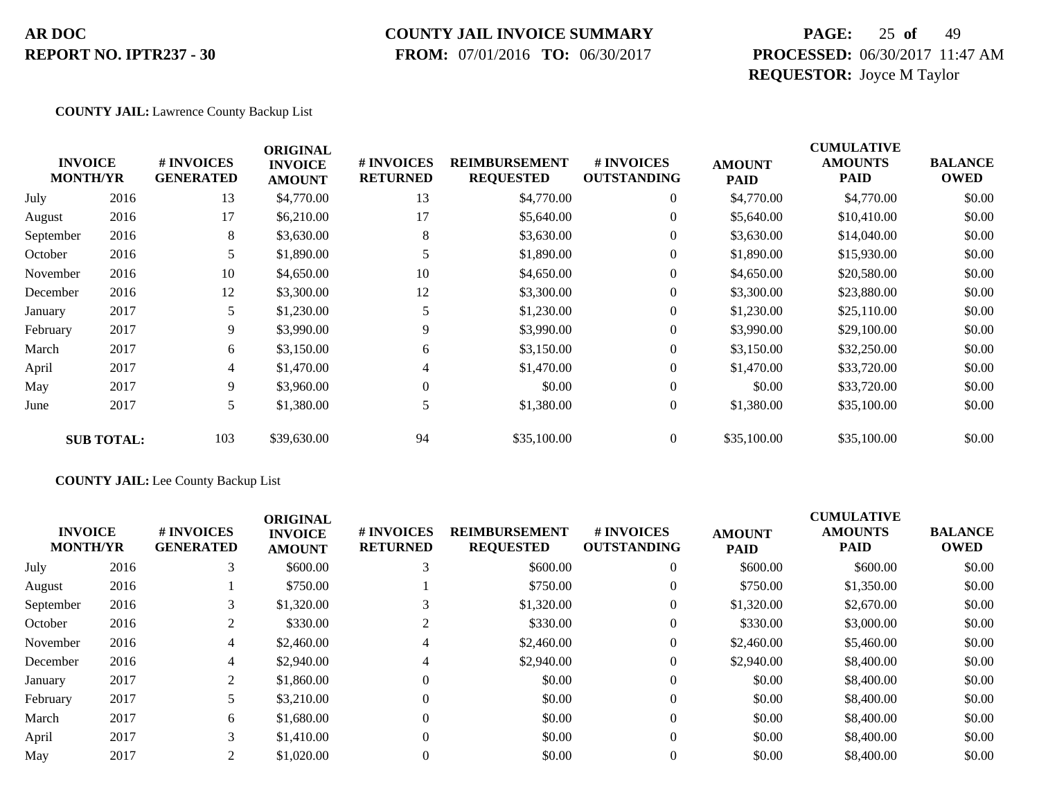**AR DOC**
**REPORT NO. IPTR237 - 30**

**COUNTY JAIL INVOICE SUMMARY**
**FROM:** 07/01/2016 **TO:** 06/30/2017

**PROCESSED:** 06/30/2017 11:47 AM
**REQUESTOR:** Joyce M Taylor

**COUNTY JAIL:** Lawrence County Backup List

| INVOICE MONTH/YR | | # INVOICES GENERATED | ORIGINAL INVOICE AMOUNT | # INVOICES RETURNED | REIMBURSEMENT REQUESTED | # INVOICES OUTSTANDING | AMOUNT PAID | CUMULATIVE AMOUNTS PAID | BALANCE OWED |
|---|---|---|---|---|---|---|---|---|---|
| July | 2016 | 13 | $4,770.00 | 13 | $4,770.00 | 0 | $4,770.00 | $4,770.00 | $0.00 |
| August | 2016 | 17 | $6,210.00 | 17 | $5,640.00 | 0 | $5,640.00 | $10,410.00 | $0.00 |
| September | 2016 | 8 | $3,630.00 | 8 | $3,630.00 | 0 | $3,630.00 | $14,040.00 | $0.00 |
| October | 2016 | 5 | $1,890.00 | 5 | $1,890.00 | 0 | $1,890.00 | $15,930.00 | $0.00 |
| November | 2016 | 10 | $4,650.00 | 10 | $4,650.00 | 0 | $4,650.00 | $20,580.00 | $0.00 |
| December | 2016 | 12 | $3,300.00 | 12 | $3,300.00 | 0 | $3,300.00 | $23,880.00 | $0.00 |
| January | 2017 | 5 | $1,230.00 | 5 | $1,230.00 | 0 | $1,230.00 | $25,110.00 | $0.00 |
| February | 2017 | 9 | $3,990.00 | 9 | $3,990.00 | 0 | $3,990.00 | $29,100.00 | $0.00 |
| March | 2017 | 6 | $3,150.00 | 6 | $3,150.00 | 0 | $3,150.00 | $32,250.00 | $0.00 |
| April | 2017 | 4 | $1,470.00 | 4 | $1,470.00 | 0 | $1,470.00 | $33,720.00 | $0.00 |
| May | 2017 | 9 | $3,960.00 | 0 | $0.00 | 0 | $0.00 | $33,720.00 | $0.00 |
| June | 2017 | 5 | $1,380.00 | 5 | $1,380.00 | 0 | $1,380.00 | $35,100.00 | $0.00 |
| **SUB TOTAL:** | | 103 | $39,630.00 | 94 | $35,100.00 | 0 | $35,100.00 | $35,100.00 | $0.00 |

**COUNTY JAIL:** Lee County Backup List

| INVOICE MONTH/YR | | # INVOICES GENERATED | ORIGINAL INVOICE AMOUNT | # INVOICES RETURNED | REIMBURSEMENT REQUESTED | # INVOICES OUTSTANDING | AMOUNT PAID | CUMULATIVE AMOUNTS PAID | BALANCE OWED |
|---|---|---|---|---|---|---|---|---|---|
| July | 2016 | 3 | $600.00 | 3 | $600.00 | 0 | $600.00 | $600.00 | $0.00 |
| August | 2016 | 1 | $750.00 | 1 | $750.00 | 0 | $750.00 | $1,350.00 | $0.00 |
| September | 2016 | 3 | $1,320.00 | 3 | $1,320.00 | 0 | $1,320.00 | $2,670.00 | $0.00 |
| October | 2016 | 2 | $330.00 | 2 | $330.00 | 0 | $330.00 | $3,000.00 | $0.00 |
| November | 2016 | 4 | $2,460.00 | 4 | $2,460.00 | 0 | $2,460.00 | $5,460.00 | $0.00 |
| December | 2016 | 4 | $2,940.00 | 4 | $2,940.00 | 0 | $2,940.00 | $8,400.00 | $0.00 |
| January | 2017 | 2 | $1,860.00 | 0 | $0.00 | 0 | $0.00 | $8,400.00 | $0.00 |
| February | 2017 | 5 | $3,210.00 | 0 | $0.00 | 0 | $0.00 | $8,400.00 | $0.00 |
| March | 2017 | 6 | $1,680.00 | 0 | $0.00 | 0 | $0.00 | $8,400.00 | $0.00 |
| April | 2017 | 3 | $1,410.00 | 0 | $0.00 | 0 | $0.00 | $8,400.00 | $0.00 |
| May | 2017 | 2 | $1,020.00 | 0 | $0.00 | 0 | $0.00 | $8,400.00 | $0.00 |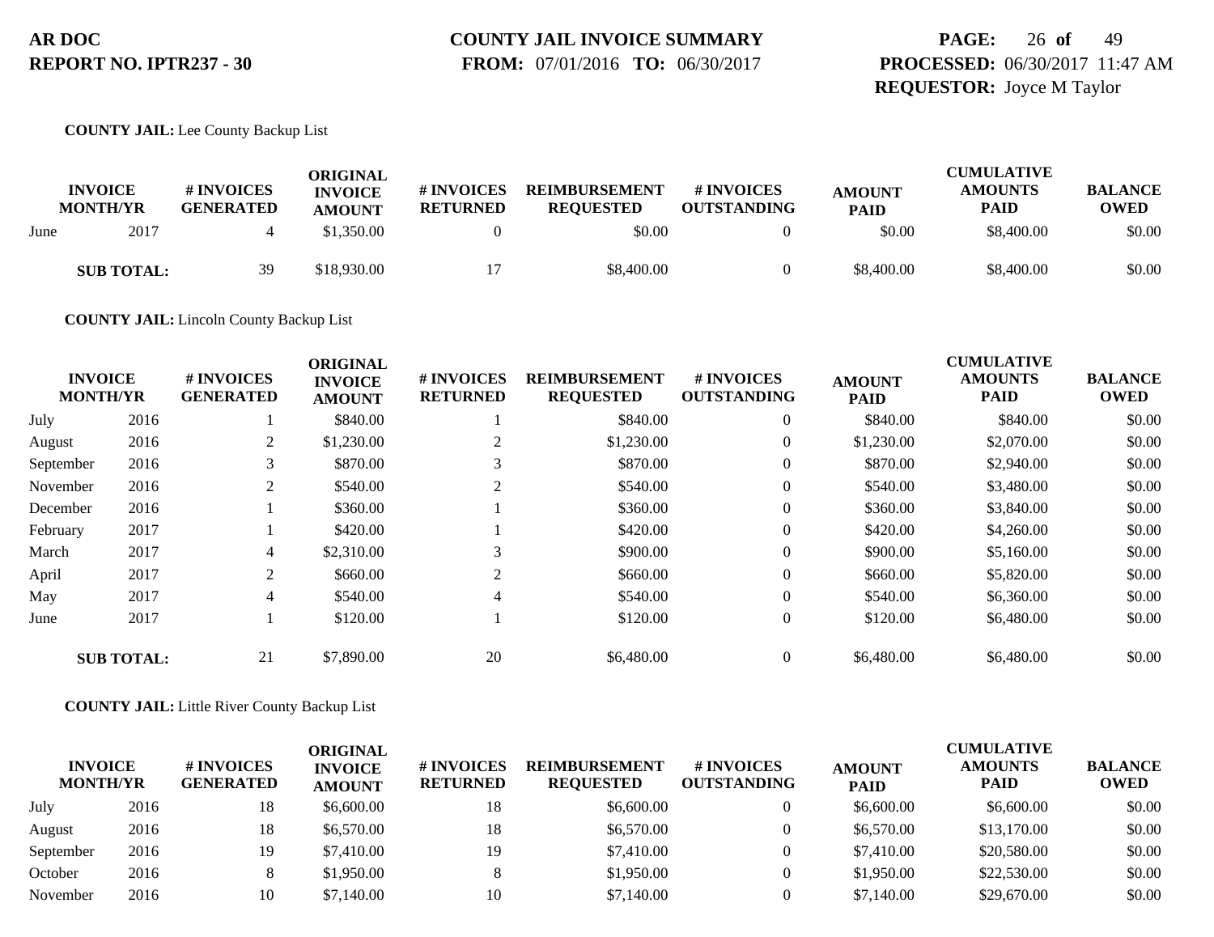**AR DOC**
**REPORT NO. IPTR237 - 30**

**COUNTY JAIL INVOICE SUMMARY**
**FROM:** 07/01/2016 **TO:** 06/30/2017

**PROCESSED:** 06/30/2017 11:47 AM
**REQUESTOR:** Joyce M Taylor

**COUNTY JAIL:** Lee County Backup List

| INVOICE MONTH/YR | | # INVOICES GENERATED | ORIGINAL INVOICE AMOUNT | # INVOICES RETURNED | REIMBURSEMENT REQUESTED | # INVOICES OUTSTANDING | AMOUNT PAID | CUMULATIVE AMOUNTS PAID | BALANCE OWED |
|---|---|---|---|---|---|---|---|---|---|
| June | 2017 | 4 | $1,350.00 | 0 | $0.00 | 0 | $0.00 | $8,400.00 | $0.00 |
| **SUB TOTAL:** | | 39 | $18,930.00 | 17 | $8,400.00 | 0 | $8,400.00 | $8,400.00 | $0.00 |

**COUNTY JAIL:** Lincoln County Backup List

| INVOICE MONTH/YR | | # INVOICES GENERATED | ORIGINAL INVOICE AMOUNT | # INVOICES RETURNED | REIMBURSEMENT REQUESTED | # INVOICES OUTSTANDING | AMOUNT PAID | CUMULATIVE AMOUNTS PAID | BALANCE OWED |
|---|---|---|---|---|---|---|---|---|---|
| July | 2016 | 1 | $840.00 | 1 | $840.00 | 0 | $840.00 | $840.00 | $0.00 |
| August | 2016 | 2 | $1,230.00 | 2 | $1,230.00 | 0 | $1,230.00 | $2,070.00 | $0.00 |
| September | 2016 | 3 | $870.00 | 3 | $870.00 | 0 | $870.00 | $2,940.00 | $0.00 |
| November | 2016 | 2 | $540.00 | 2 | $540.00 | 0 | $540.00 | $3,480.00 | $0.00 |
| December | 2016 | 1 | $360.00 | 1 | $360.00 | 0 | $360.00 | $3,840.00 | $0.00 |
| February | 2017 | 1 | $420.00 | 1 | $420.00 | 0 | $420.00 | $4,260.00 | $0.00 |
| March | 2017 | 4 | $2,310.00 | 3 | $900.00 | 0 | $900.00 | $5,160.00 | $0.00 |
| April | 2017 | 2 | $660.00 | 2 | $660.00 | 0 | $660.00 | $5,820.00 | $0.00 |
| May | 2017 | 4 | $540.00 | 4 | $540.00 | 0 | $540.00 | $6,360.00 | $0.00 |
| June | 2017 | 1 | $120.00 | 1 | $120.00 | 0 | $120.00 | $6,480.00 | $0.00 |
| **SUB TOTAL:** | | 21 | $7,890.00 | 20 | $6,480.00 | 0 | $6,480.00 | $6,480.00 | $0.00 |

**COUNTY JAIL:** Little River County Backup List

| INVOICE MONTH/YR | | # INVOICES GENERATED | ORIGINAL INVOICE AMOUNT | # INVOICES RETURNED | REIMBURSEMENT REQUESTED | # INVOICES OUTSTANDING | AMOUNT PAID | CUMULATIVE AMOUNTS PAID | BALANCE OWED |
|---|---|---|---|---|---|---|---|---|---|
| July | 2016 | 18 | $6,600.00 | 18 | $6,600.00 | 0 | $6,600.00 | $6,600.00 | $0.00 |
| August | 2016 | 18 | $6,570.00 | 18 | $6,570.00 | 0 | $6,570.00 | $13,170.00 | $0.00 |
| September | 2016 | 19 | $7,410.00 | 19 | $7,410.00 | 0 | $7,410.00 | $20,580.00 | $0.00 |
| October | 2016 | 8 | $1,950.00 | 8 | $1,950.00 | 0 | $1,950.00 | $22,530.00 | $0.00 |
| November | 2016 | 10 | $7,140.00 | 10 | $7,140.00 | 0 | $7,140.00 | $29,670.00 | $0.00 |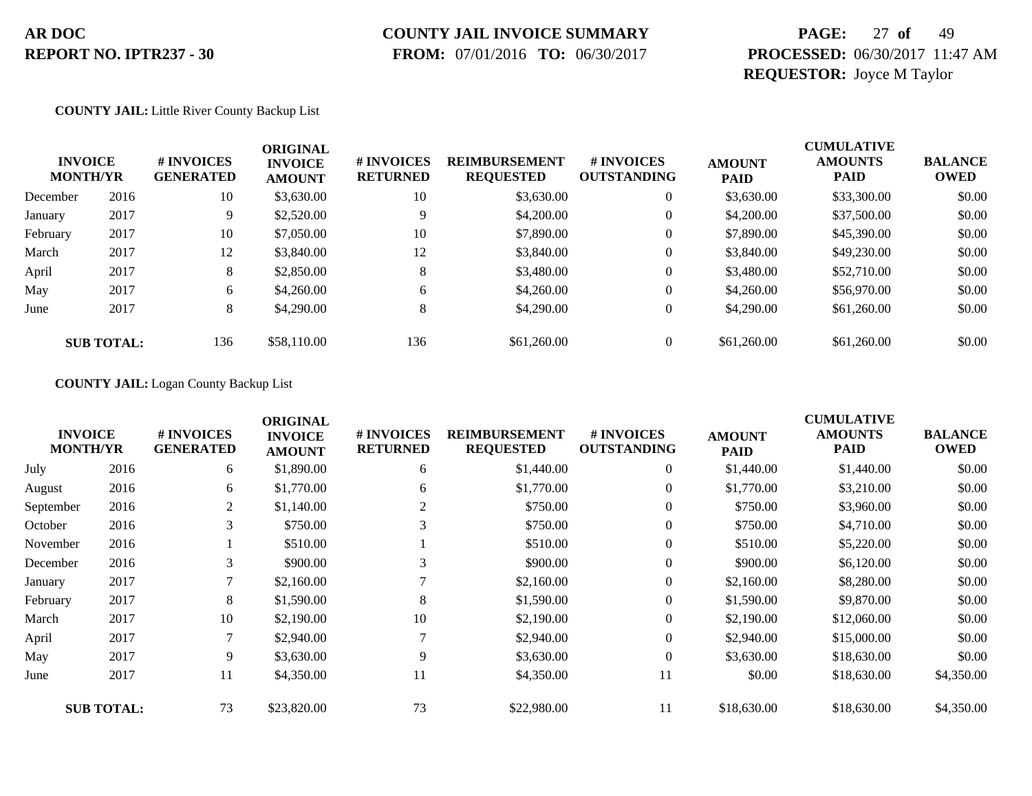**COUNTY JAIL:** Little River County Backup List

| INVOICE MONTH/YR | | # INVOICES GENERATED | ORIGINAL INVOICE AMOUNT | # INVOICES RETURNED | REIMBURSEMENT REQUESTED | # INVOICES OUTSTANDING | AMOUNT PAID | CUMULATIVE AMOUNTS PAID | BALANCE OWED |
|---|---|---|---|---|---|---|---|---|---|
| December | 2016 | 10 | $3,630.00 | 10 | $3,630.00 | 0 | $3,630.00 | $33,300.00 | $0.00 |
| January | 2017 | 9 | $2,520.00 | 9 | $4,200.00 | 0 | $4,200.00 | $37,500.00 | $0.00 |
| February | 2017 | 10 | $7,050.00 | 10 | $7,890.00 | 0 | $7,890.00 | $45,390.00 | $0.00 |
| March | 2017 | 12 | $3,840.00 | 12 | $3,840.00 | 0 | $3,840.00 | $49,230.00 | $0.00 |
| April | 2017 | 8 | $2,850.00 | 8 | $3,480.00 | 0 | $3,480.00 | $52,710.00 | $0.00 |
| May | 2017 | 6 | $4,260.00 | 6 | $4,260.00 | 0 | $4,260.00 | $56,970.00 | $0.00 |
| June | 2017 | 8 | $4,290.00 | 8 | $4,290.00 | 0 | $4,290.00 | $61,260.00 | $0.00 |
| **SUB TOTAL:** | | 136 | $58,110.00 | 136 | $61,260.00 | 0 | $61,260.00 | $61,260.00 | $0.00 |

**COUNTY JAIL:** Logan County Backup List

| INVOICE MONTH/YR | | # INVOICES GENERATED | ORIGINAL INVOICE AMOUNT | # INVOICES RETURNED | REIMBURSEMENT REQUESTED | # INVOICES OUTSTANDING | AMOUNT PAID | CUMULATIVE AMOUNTS PAID | BALANCE OWED |
|---|---|---|---|---|---|---|---|---|---|
| July | 2016 | 6 | $1,890.00 | 6 | $1,440.00 | 0 | $1,440.00 | $1,440.00 | $0.00 |
| August | 2016 | 6 | $1,770.00 | 6 | $1,770.00 | 0 | $1,770.00 | $3,210.00 | $0.00 |
| September | 2016 | 2 | $1,140.00 | 2 | $750.00 | 0 | $750.00 | $3,960.00 | $0.00 |
| October | 2016 | 3 | $750.00 | 3 | $750.00 | 0 | $750.00 | $4,710.00 | $0.00 |
| November | 2016 | 1 | $510.00 | 1 | $510.00 | 0 | $510.00 | $5,220.00 | $0.00 |
| December | 2016 | 3 | $900.00 | 3 | $900.00 | 0 | $900.00 | $6,120.00 | $0.00 |
| January | 2017 | 7 | $2,160.00 | 7 | $2,160.00 | 0 | $2,160.00 | $8,280.00 | $0.00 |
| February | 2017 | 8 | $1,590.00 | 8 | $1,590.00 | 0 | $1,590.00 | $9,870.00 | $0.00 |
| March | 2017 | 10 | $2,190.00 | 10 | $2,190.00 | 0 | $2,190.00 | $12,060.00 | $0.00 |
| April | 2017 | 7 | $2,940.00 | 7 | $2,940.00 | 0 | $2,940.00 | $15,000.00 | $0.00 |
| May | 2017 | 9 | $3,630.00 | 9 | $3,630.00 | 0 | $3,630.00 | $18,630.00 | $0.00 |
| June | 2017 | 11 | $4,350.00 | 11 | $4,350.00 | 11 | $0.00 | $18,630.00 | $4,350.00 |
| **SUB TOTAL:** | | 73 | $23,820.00 | 73 | $22,980.00 | 11 | $18,630.00 | $18,630.00 | $4,350.00 |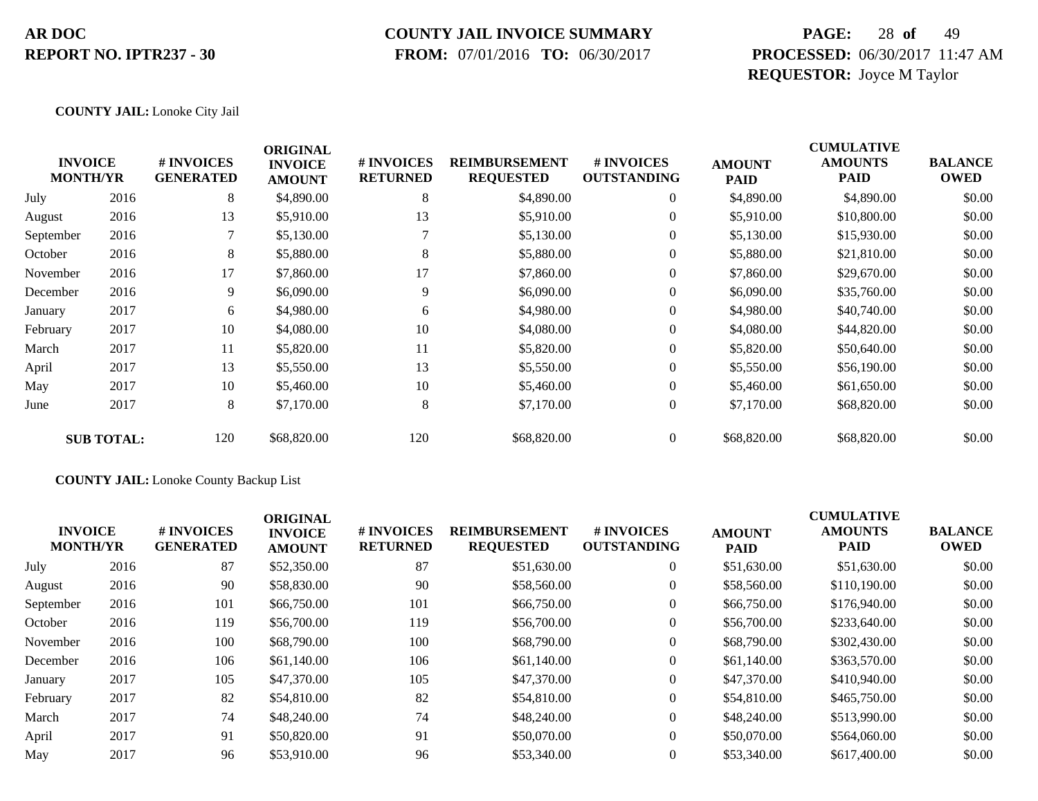**AR DOC**
**REPORT NO. IPTR237 - 30**

**COUNTY JAIL INVOICE SUMMARY**
**FROM:** 07/01/2016 **TO:** 06/30/2017

**PROCESSED:** 06/30/2017 11:47 AM
**REQUESTOR:** Joyce M Taylor

**COUNTY JAIL:** Lonoke City Jail

| INVOICE MONTH/YR | | # INVOICES GENERATED | ORIGINAL INVOICE AMOUNT | # INVOICES RETURNED | REIMBURSEMENT REQUESTED | # INVOICES OUTSTANDING | AMOUNT PAID | CUMULATIVE AMOUNTS PAID | BALANCE OWED |
|---|---|---|---|---|---|---|---|---|---|
| July | 2016 | 8 | $4,890.00 | 8 | $4,890.00 | 0 | $4,890.00 | $4,890.00 | $0.00 |
| August | 2016 | 13 | $5,910.00 | 13 | $5,910.00 | 0 | $5,910.00 | $10,800.00 | $0.00 |
| September | 2016 | 7 | $5,130.00 | 7 | $5,130.00 | 0 | $5,130.00 | $15,930.00 | $0.00 |
| October | 2016 | 8 | $5,880.00 | 8 | $5,880.00 | 0 | $5,880.00 | $21,810.00 | $0.00 |
| November | 2016 | 17 | $7,860.00 | 17 | $7,860.00 | 0 | $7,860.00 | $29,670.00 | $0.00 |
| December | 2016 | 9 | $6,090.00 | 9 | $6,090.00 | 0 | $6,090.00 | $35,760.00 | $0.00 |
| January | 2017 | 6 | $4,980.00 | 6 | $4,980.00 | 0 | $4,980.00 | $40,740.00 | $0.00 |
| February | 2017 | 10 | $4,080.00 | 10 | $4,080.00 | 0 | $4,080.00 | $44,820.00 | $0.00 |
| March | 2017 | 11 | $5,820.00 | 11 | $5,820.00 | 0 | $5,820.00 | $50,640.00 | $0.00 |
| April | 2017 | 13 | $5,550.00 | 13 | $5,550.00 | 0 | $5,550.00 | $56,190.00 | $0.00 |
| May | 2017 | 10 | $5,460.00 | 10 | $5,460.00 | 0 | $5,460.00 | $61,650.00 | $0.00 |
| June | 2017 | 8 | $7,170.00 | 8 | $7,170.00 | 0 | $7,170.00 | $68,820.00 | $0.00 |
| **SUB TOTAL:** | | 120 | $68,820.00 | 120 | $68,820.00 | 0 | $68,820.00 | $68,820.00 | $0.00 |

**COUNTY JAIL:** Lonoke County Backup List

| INVOICE MONTH/YR | | # INVOICES GENERATED | ORIGINAL INVOICE AMOUNT | # INVOICES RETURNED | REIMBURSEMENT REQUESTED | # INVOICES OUTSTANDING | AMOUNT PAID | CUMULATIVE AMOUNTS PAID | BALANCE OWED |
|---|---|---|---|---|---|---|---|---|---|
| July | 2016 | 87 | $52,350.00 | 87 | $51,630.00 | 0 | $51,630.00 | $51,630.00 | $0.00 |
| August | 2016 | 90 | $58,830.00 | 90 | $58,560.00 | 0 | $58,560.00 | $110,190.00 | $0.00 |
| September | 2016 | 101 | $66,750.00 | 101 | $66,750.00 | 0 | $66,750.00 | $176,940.00 | $0.00 |
| October | 2016 | 119 | $56,700.00 | 119 | $56,700.00 | 0 | $56,700.00 | $233,640.00 | $0.00 |
| November | 2016 | 100 | $68,790.00 | 100 | $68,790.00 | 0 | $68,790.00 | $302,430.00 | $0.00 |
| December | 2016 | 106 | $61,140.00 | 106 | $61,140.00 | 0 | $61,140.00 | $363,570.00 | $0.00 |
| January | 2017 | 105 | $47,370.00 | 105 | $47,370.00 | 0 | $47,370.00 | $410,940.00 | $0.00 |
| February | 2017 | 82 | $54,810.00 | 82 | $54,810.00 | 0 | $54,810.00 | $465,750.00 | $0.00 |
| March | 2017 | 74 | $48,240.00 | 74 | $48,240.00 | 0 | $48,240.00 | $513,990.00 | $0.00 |
| April | 2017 | 91 | $50,820.00 | 91 | $50,070.00 | 0 | $50,070.00 | $564,060.00 | $0.00 |
| May | 2017 | 96 | $53,910.00 | 96 | $53,340.00 | 0 | $53,340.00 | $617,400.00 | $0.00 |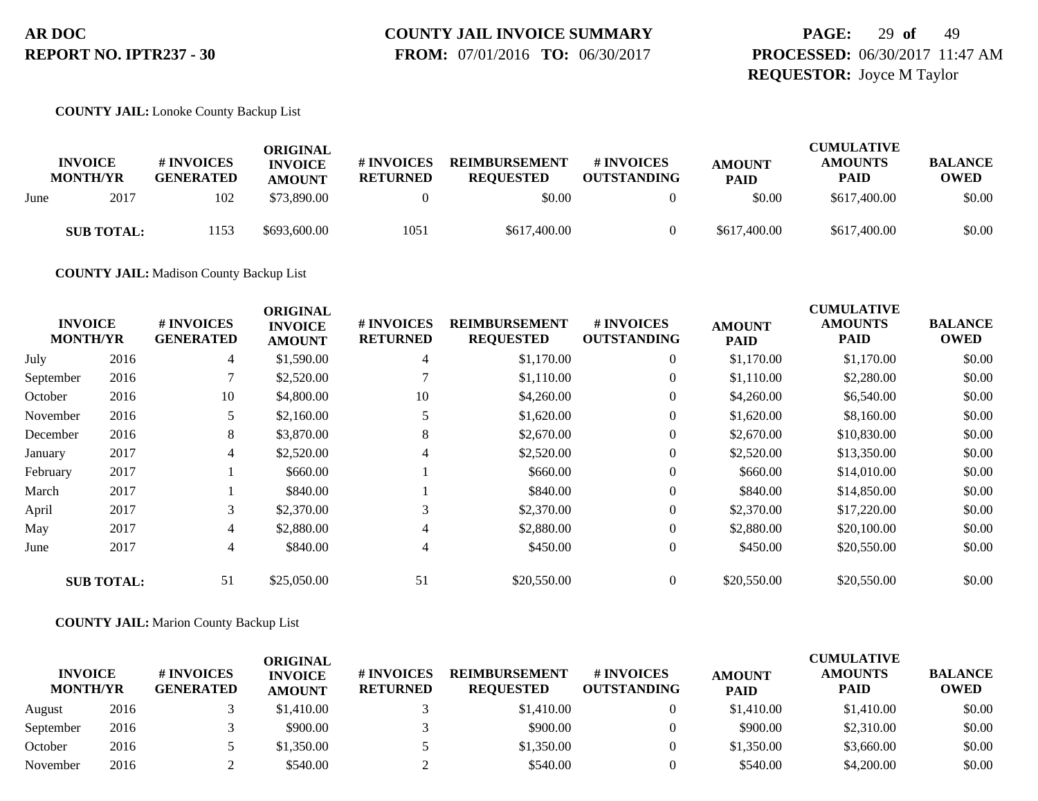**COUNTY JAIL:** Lonoke County Backup List

| INVOICE MONTH/YR | | # INVOICES GENERATED | ORIGINAL INVOICE AMOUNT | # INVOICES RETURNED | REIMBURSEMENT REQUESTED | # INVOICES OUTSTANDING | AMOUNT PAID | CUMULATIVE AMOUNTS PAID | BALANCE OWED |
|---|---|---|---|---|---|---|---|---|---|
| June | 2017 | 102 | $73,890.00 | 0 | $0.00 | 0 | $0.00 | $617,400.00 | $0.00 |
| **SUB TOTAL:** | | 1153 | $693,600.00 | 1051 | $617,400.00 | 0 | $617,400.00 | $617,400.00 | $0.00 |

**COUNTY JAIL:** Madison County Backup List

| INVOICE MONTH/YR | | # INVOICES GENERATED | ORIGINAL INVOICE AMOUNT | # INVOICES RETURNED | REIMBURSEMENT REQUESTED | # INVOICES OUTSTANDING | AMOUNT PAID | CUMULATIVE AMOUNTS PAID | BALANCE OWED |
|---|---|---|---|---|---|---|---|---|---|
| July | 2016 | 4 | $1,590.00 | 4 | $1,170.00 | 0 | $1,170.00 | $1,170.00 | $0.00 |
| September | 2016 | 7 | $2,520.00 | 7 | $1,110.00 | 0 | $1,110.00 | $2,280.00 | $0.00 |
| October | 2016 | 10 | $4,800.00 | 10 | $4,260.00 | 0 | $4,260.00 | $6,540.00 | $0.00 |
| November | 2016 | 5 | $2,160.00 | 5 | $1,620.00 | 0 | $1,620.00 | $8,160.00 | $0.00 |
| December | 2016 | 8 | $3,870.00 | 8 | $2,670.00 | 0 | $2,670.00 | $10,830.00 | $0.00 |
| January | 2017 | 4 | $2,520.00 | 4 | $2,520.00 | 0 | $2,520.00 | $13,350.00 | $0.00 |
| February | 2017 | 1 | $660.00 | 1 | $660.00 | 0 | $660.00 | $14,010.00 | $0.00 |
| March | 2017 | 1 | $840.00 | 1 | $840.00 | 0 | $840.00 | $14,850.00 | $0.00 |
| April | 2017 | 3 | $2,370.00 | 3 | $2,370.00 | 0 | $2,370.00 | $17,220.00 | $0.00 |
| May | 2017 | 4 | $2,880.00 | 4 | $2,880.00 | 0 | $2,880.00 | $20,100.00 | $0.00 |
| June | 2017 | 4 | $840.00 | 4 | $450.00 | 0 | $450.00 | $20,550.00 | $0.00 |
| **SUB TOTAL:** | | 51 | $25,050.00 | 51 | $20,550.00 | 0 | $20,550.00 | $20,550.00 | $0.00 |

**COUNTY JAIL:** Marion County Backup List

| INVOICE MONTH/YR | | # INVOICES GENERATED | ORIGINAL INVOICE AMOUNT | # INVOICES RETURNED | REIMBURSEMENT REQUESTED | # INVOICES OUTSTANDING | AMOUNT PAID | CUMULATIVE AMOUNTS PAID | BALANCE OWED |
|---|---|---|---|---|---|---|---|---|---|
| August | 2016 | 3 | $1,410.00 | 3 | $1,410.00 | 0 | $1,410.00 | $1,410.00 | $0.00 |
| September | 2016 | 3 | $900.00 | 3 | $900.00 | 0 | $900.00 | $2,310.00 | $0.00 |
| October | 2016 | 5 | $1,350.00 | 5 | $1,350.00 | 0 | $1,350.00 | $3,660.00 | $0.00 |
| November | 2016 | 2 | $540.00 | 2 | $540.00 | 0 | $540.00 | $4,200.00 | $0.00 |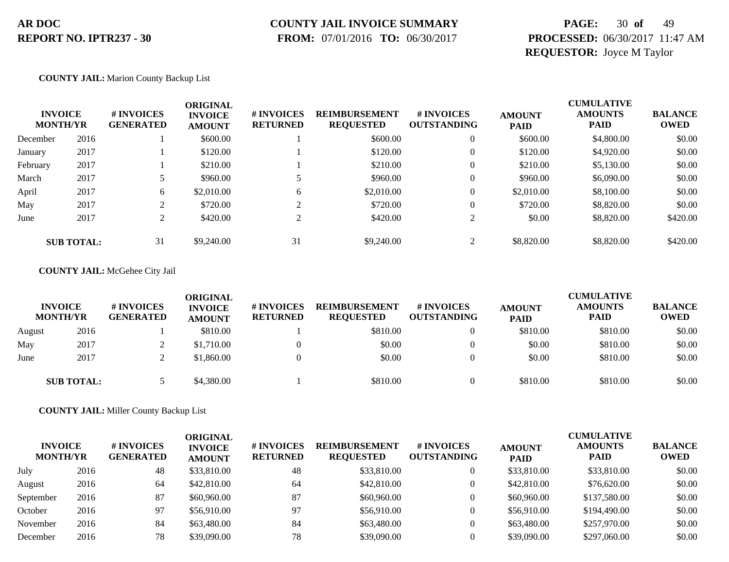**AR DOC**
**REPORT NO. IPTR237 - 30**

**COUNTY JAIL INVOICE SUMMARY**
**FROM:** 07/01/2016 **TO:** 06/30/2017

**PROCESSED:** 06/30/2017 11:47 AM
**REQUESTOR:** Joyce M Taylor

**COUNTY JAIL:** Marion County Backup List

| INVOICE MONTH/YR | | # INVOICES GENERATED | ORIGINAL INVOICE AMOUNT | # INVOICES RETURNED | REIMBURSEMENT REQUESTED | # INVOICES OUTSTANDING | AMOUNT PAID | CUMULATIVE AMOUNTS PAID | BALANCE OWED |
|---|---|---|---|---|---|---|---|---|---|
| December | 2016 | 1 | $600.00 | 1 | $600.00 | 0 | $600.00 | $4,800.00 | $0.00 |
| January | 2017 | 1 | $120.00 | 1 | $120.00 | 0 | $120.00 | $4,920.00 | $0.00 |
| February | 2017 | 1 | $210.00 | 1 | $210.00 | 0 | $210.00 | $5,130.00 | $0.00 |
| March | 2017 | 5 | $960.00 | 5 | $960.00 | 0 | $960.00 | $6,090.00 | $0.00 |
| April | 2017 | 6 | $2,010.00 | 6 | $2,010.00 | 0 | $2,010.00 | $8,100.00 | $0.00 |
| May | 2017 | 2 | $720.00 | 2 | $720.00 | 0 | $720.00 | $8,820.00 | $0.00 |
| June | 2017 | 2 | $420.00 | 2 | $420.00 | 2 | $0.00 | $8,820.00 | $420.00 |
| **SUB TOTAL:** | | 31 | $9,240.00 | 31 | $9,240.00 | 2 | $8,820.00 | $8,820.00 | $420.00 |

**COUNTY JAIL:** McGehee City Jail

| INVOICE MONTH/YR | | # INVOICES GENERATED | ORIGINAL INVOICE AMOUNT | # INVOICES RETURNED | REIMBURSEMENT REQUESTED | # INVOICES OUTSTANDING | AMOUNT PAID | CUMULATIVE AMOUNTS PAID | BALANCE OWED |
|---|---|---|---|---|---|---|---|---|---|
| August | 2016 | 1 | $810.00 | 1 | $810.00 | 0 | $810.00 | $810.00 | $0.00 |
| May | 2017 | 2 | $1,710.00 | 0 | $0.00 | 0 | $0.00 | $810.00 | $0.00 |
| June | 2017 | 2 | $1,860.00 | 0 | $0.00 | 0 | $0.00 | $810.00 | $0.00 |
| **SUB TOTAL:** | | 5 | $4,380.00 | 1 | $810.00 | 0 | $810.00 | $810.00 | $0.00 |

**COUNTY JAIL:** Miller County Backup List

| INVOICE MONTH/YR | | # INVOICES GENERATED | ORIGINAL INVOICE AMOUNT | # INVOICES RETURNED | REIMBURSEMENT REQUESTED | # INVOICES OUTSTANDING | AMOUNT PAID | CUMULATIVE AMOUNTS PAID | BALANCE OWED |
|---|---|---|---|---|---|---|---|---|---|
| July | 2016 | 48 | $33,810.00 | 48 | $33,810.00 | 0 | $33,810.00 | $33,810.00 | $0.00 |
| August | 2016 | 64 | $42,810.00 | 64 | $42,810.00 | 0 | $42,810.00 | $76,620.00 | $0.00 |
| September | 2016 | 87 | $60,960.00 | 87 | $60,960.00 | 0 | $60,960.00 | $137,580.00 | $0.00 |
| October | 2016 | 97 | $56,910.00 | 97 | $56,910.00 | 0 | $56,910.00 | $194,490.00 | $0.00 |
| November | 2016 | 84 | $63,480.00 | 84 | $63,480.00 | 0 | $63,480.00 | $257,970.00 | $0.00 |
| December | 2016 | 78 | $39,090.00 | 78 | $39,090.00 | 0 | $39,090.00 | $297,060.00 | $0.00 |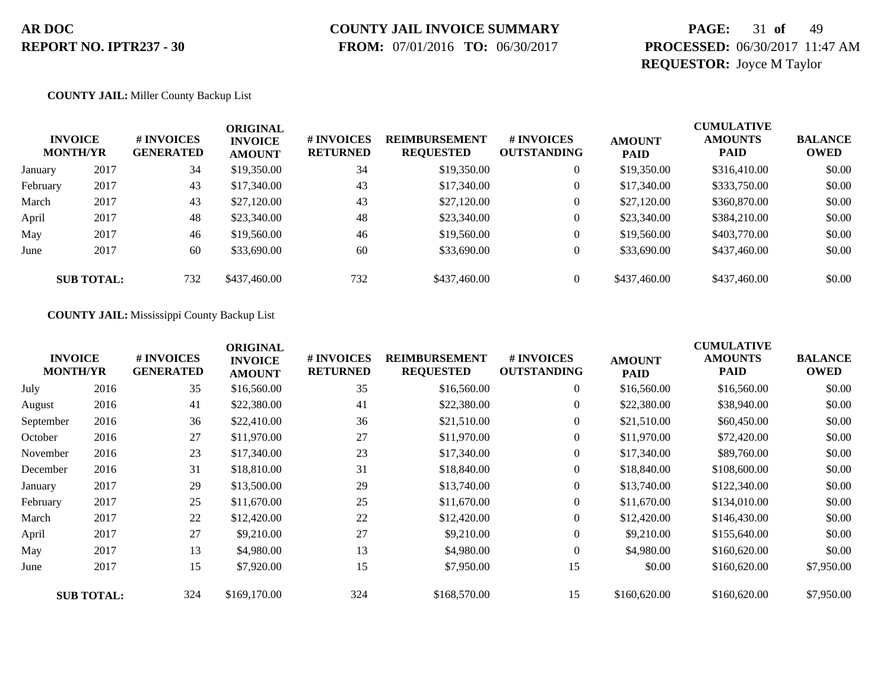**AR DOC**
**REPORT NO. IPTR237 - 30**

**COUNTY JAIL INVOICE SUMMARY**
**FROM:** 07/01/2016 **TO:** 06/30/2017

**PROCESSED:** 06/30/2017 11:47 AM
**REQUESTOR:** Joyce M Taylor

**COUNTY JAIL:** Miller County Backup List

| INVOICE MONTH/YR | | # INVOICES GENERATED | ORIGINAL INVOICE AMOUNT | # INVOICES RETURNED | REIMBURSEMENT REQUESTED | # INVOICES OUTSTANDING | AMOUNT PAID | CUMULATIVE AMOUNTS PAID | BALANCE OWED |
|---|---|---|---|---|---|---|---|---|---|
| January | 2017 | 34 | $19,350.00 | 34 | $19,350.00 | 0 | $19,350.00 | $316,410.00 | $0.00 |
| February | 2017 | 43 | $17,340.00 | 43 | $17,340.00 | 0 | $17,340.00 | $333,750.00 | $0.00 |
| March | 2017 | 43 | $27,120.00 | 43 | $27,120.00 | 0 | $27,120.00 | $360,870.00 | $0.00 |
| April | 2017 | 48 | $23,340.00 | 48 | $23,340.00 | 0 | $23,340.00 | $384,210.00 | $0.00 |
| May | 2017 | 46 | $19,560.00 | 46 | $19,560.00 | 0 | $19,560.00 | $403,770.00 | $0.00 |
| June | 2017 | 60 | $33,690.00 | 60 | $33,690.00 | 0 | $33,690.00 | $437,460.00 | $0.00 |
| **SUB TOTAL:** | | 732 | $437,460.00 | 732 | $437,460.00 | 0 | $437,460.00 | $437,460.00 | $0.00 |

**COUNTY JAIL:** Mississippi County Backup List

| INVOICE MONTH/YR | | # INVOICES GENERATED | ORIGINAL INVOICE AMOUNT | # INVOICES RETURNED | REIMBURSEMENT REQUESTED | # INVOICES OUTSTANDING | AMOUNT PAID | CUMULATIVE AMOUNTS PAID | BALANCE OWED |
|---|---|---|---|---|---|---|---|---|---|
| July | 2016 | 35 | $16,560.00 | 35 | $16,560.00 | 0 | $16,560.00 | $16,560.00 | $0.00 |
| August | 2016 | 41 | $22,380.00 | 41 | $22,380.00 | 0 | $22,380.00 | $38,940.00 | $0.00 |
| September | 2016 | 36 | $22,410.00 | 36 | $21,510.00 | 0 | $21,510.00 | $60,450.00 | $0.00 |
| October | 2016 | 27 | $11,970.00 | 27 | $11,970.00 | 0 | $11,970.00 | $72,420.00 | $0.00 |
| November | 2016 | 23 | $17,340.00 | 23 | $17,340.00 | 0 | $17,340.00 | $89,760.00 | $0.00 |
| December | 2016 | 31 | $18,810.00 | 31 | $18,840.00 | 0 | $18,840.00 | $108,600.00 | $0.00 |
| January | 2017 | 29 | $13,500.00 | 29 | $13,740.00 | 0 | $13,740.00 | $122,340.00 | $0.00 |
| February | 2017 | 25 | $11,670.00 | 25 | $11,670.00 | 0 | $11,670.00 | $134,010.00 | $0.00 |
| March | 2017 | 22 | $12,420.00 | 22 | $12,420.00 | 0 | $12,420.00 | $146,430.00 | $0.00 |
| April | 2017 | 27 | $9,210.00 | 27 | $9,210.00 | 0 | $9,210.00 | $155,640.00 | $0.00 |
| May | 2017 | 13 | $4,980.00 | 13 | $4,980.00 | 0 | $4,980.00 | $160,620.00 | $0.00 |
| June | 2017 | 15 | $7,920.00 | 15 | $7,950.00 | 15 | $0.00 | $160,620.00 | $7,950.00 |
| **SUB TOTAL:** | | 324 | $169,170.00 | 324 | $168,570.00 | 15 | $160,620.00 | $160,620.00 | $7,950.00 |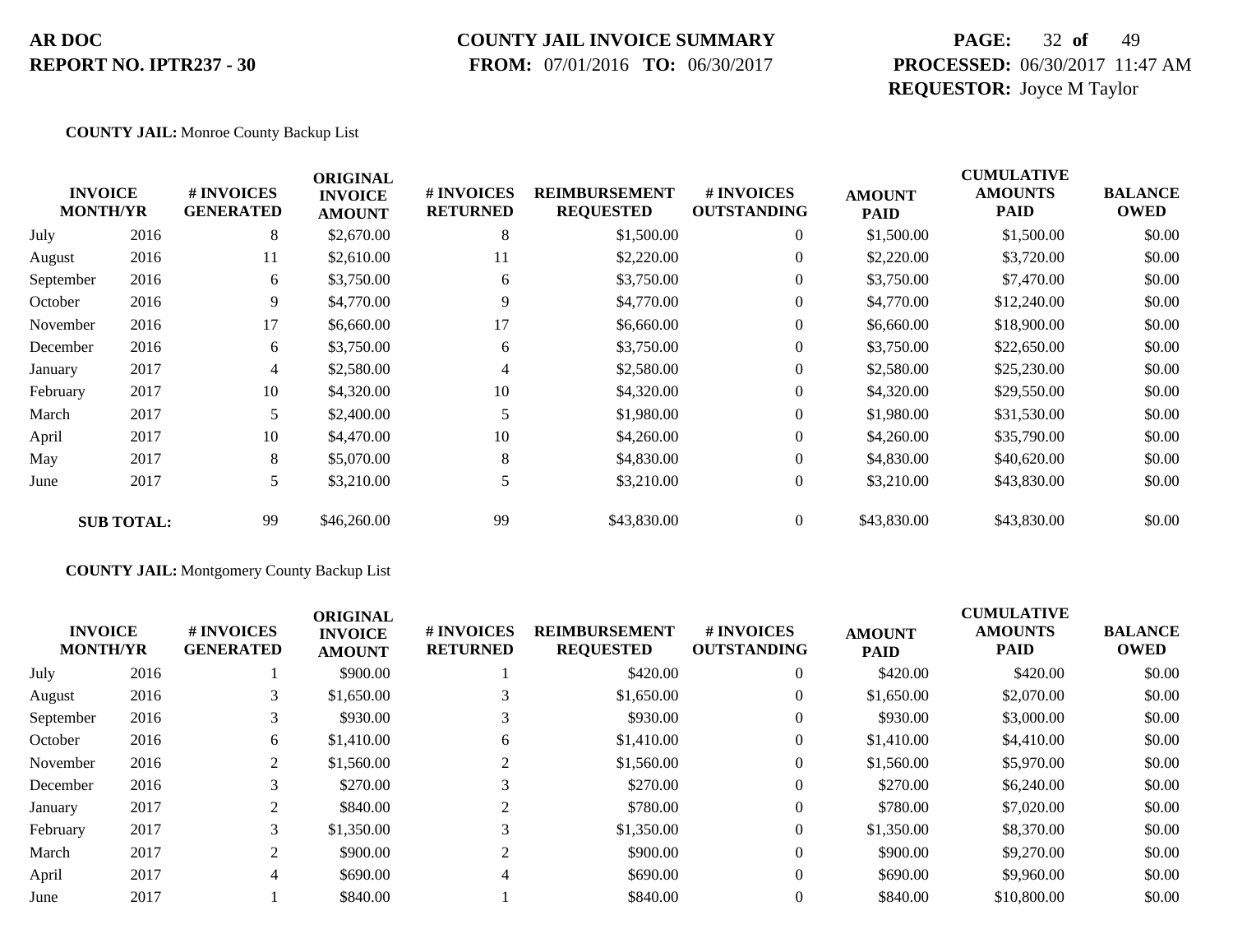**COUNTY JAIL:** Monroe County Backup List

| INVOICE MONTH/YR | | # INVOICES GENERATED | ORIGINAL INVOICE AMOUNT | # INVOICES RETURNED | REIMBURSEMENT REQUESTED | # INVOICES OUTSTANDING | AMOUNT PAID | CUMULATIVE AMOUNTS PAID | BALANCE OWED |
|---|---|---|---|---|---|---|---|---|---|
| July | 2016 | 8 | $2,670.00 | 8 | $1,500.00 | 0 | $1,500.00 | $1,500.00 | $0.00 |
| August | 2016 | 11 | $2,610.00 | 11 | $2,220.00 | 0 | $2,220.00 | $3,720.00 | $0.00 |
| September | 2016 | 6 | $3,750.00 | 6 | $3,750.00 | 0 | $3,750.00 | $7,470.00 | $0.00 |
| October | 2016 | 9 | $4,770.00 | 9 | $4,770.00 | 0 | $4,770.00 | $12,240.00 | $0.00 |
| November | 2016 | 17 | $6,660.00 | 17 | $6,660.00 | 0 | $6,660.00 | $18,900.00 | $0.00 |
| December | 2016 | 6 | $3,750.00 | 6 | $3,750.00 | 0 | $3,750.00 | $22,650.00 | $0.00 |
| January | 2017 | 4 | $2,580.00 | 4 | $2,580.00 | 0 | $2,580.00 | $25,230.00 | $0.00 |
| February | 2017 | 10 | $4,320.00 | 10 | $4,320.00 | 0 | $4,320.00 | $29,550.00 | $0.00 |
| March | 2017 | 5 | $2,400.00 | 5 | $1,980.00 | 0 | $1,980.00 | $31,530.00 | $0.00 |
| April | 2017 | 10 | $4,470.00 | 10 | $4,260.00 | 0 | $4,260.00 | $35,790.00 | $0.00 |
| May | 2017 | 8 | $5,070.00 | 8 | $4,830.00 | 0 | $4,830.00 | $40,620.00 | $0.00 |
| June | 2017 | 5 | $3,210.00 | 5 | $3,210.00 | 0 | $3,210.00 | $43,830.00 | $0.00 |
| **SUB TOTAL:** | | 99 | $46,260.00 | 99 | $43,830.00 | 0 | $43,830.00 | $43,830.00 | $0.00 |

**COUNTY JAIL:** Montgomery County Backup List

| INVOICE MONTH/YR | | # INVOICES GENERATED | ORIGINAL INVOICE AMOUNT | # INVOICES RETURNED | REIMBURSEMENT REQUESTED | # INVOICES OUTSTANDING | AMOUNT PAID | CUMULATIVE AMOUNTS PAID | BALANCE OWED |
|---|---|---|---|---|---|---|---|---|---|
| July | 2016 | 1 | $900.00 | 1 | $420.00 | 0 | $420.00 | $420.00 | $0.00 |
| August | 2016 | 3 | $1,650.00 | 3 | $1,650.00 | 0 | $1,650.00 | $2,070.00 | $0.00 |
| September | 2016 | 3 | $930.00 | 3 | $930.00 | 0 | $930.00 | $3,000.00 | $0.00 |
| October | 2016 | 6 | $1,410.00 | 6 | $1,410.00 | 0 | $1,410.00 | $4,410.00 | $0.00 |
| November | 2016 | 2 | $1,560.00 | 2 | $1,560.00 | 0 | $1,560.00 | $5,970.00 | $0.00 |
| December | 2016 | 3 | $270.00 | 3 | $270.00 | 0 | $270.00 | $6,240.00 | $0.00 |
| January | 2017 | 2 | $840.00 | 2 | $780.00 | 0 | $780.00 | $7,020.00 | $0.00 |
| February | 2017 | 3 | $1,350.00 | 3 | $1,350.00 | 0 | $1,350.00 | $8,370.00 | $0.00 |
| March | 2017 | 2 | $900.00 | 2 | $900.00 | 0 | $900.00 | $9,270.00 | $0.00 |
| April | 2017 | 4 | $690.00 | 4 | $690.00 | 0 | $690.00 | $9,960.00 | $0.00 |
| June | 2017 | 1 | $840.00 | 1 | $840.00 | 0 | $840.00 | $10,800.00 | $0.00 |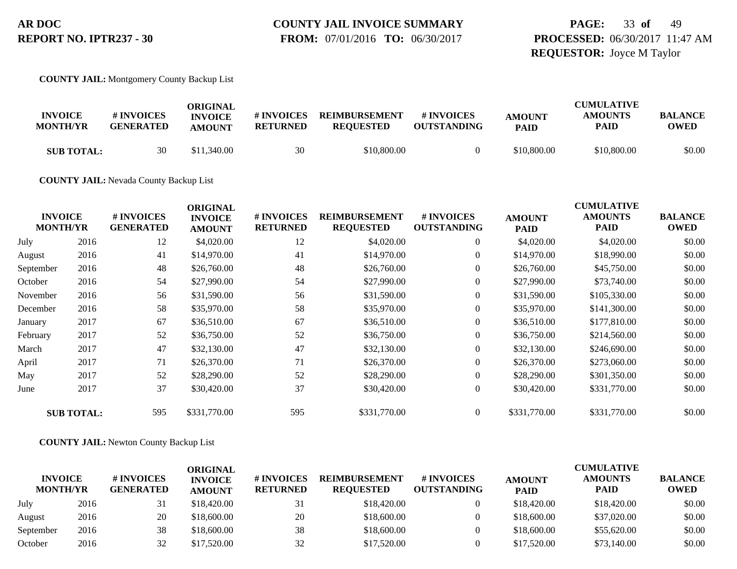**AR DOC**
**REPORT NO. IPTR237 - 30**

**COUNTY JAIL INVOICE SUMMARY**
**FROM:** 07/01/2016 **TO:** 06/30/2017

**PROCESSED:** 06/30/2017 11:47 AM
**REQUESTOR:** Joyce M Taylor

**COUNTY JAIL:** Montgomery County Backup List

| INVOICE MONTH/YR | | # INVOICES GENERATED | ORIGINAL INVOICE AMOUNT | # INVOICES RETURNED | REIMBURSEMENT REQUESTED | # INVOICES OUTSTANDING | AMOUNT PAID | CUMULATIVE AMOUNTS PAID | BALANCE OWED |
|---|---|---|---|---|---|---|---|---|---|
| **SUB TOTAL:** | | 30 | $11,340.00 | 30 | $10,800.00 | 0 | $10,800.00 | $10,800.00 | $0.00 |

**COUNTY JAIL:** Nevada County Backup List

| INVOICE MONTH/YR | | # INVOICES GENERATED | ORIGINAL INVOICE AMOUNT | # INVOICES RETURNED | REIMBURSEMENT REQUESTED | # INVOICES OUTSTANDING | AMOUNT PAID | CUMULATIVE AMOUNTS PAID | BALANCE OWED |
|---|---|---|---|---|---|---|---|---|---|
| July | 2016 | 12 | $4,020.00 | 12 | $4,020.00 | 0 | $4,020.00 | $4,020.00 | $0.00 |
| August | 2016 | 41 | $14,970.00 | 41 | $14,970.00 | 0 | $14,970.00 | $18,990.00 | $0.00 |
| September | 2016 | 48 | $26,760.00 | 48 | $26,760.00 | 0 | $26,760.00 | $45,750.00 | $0.00 |
| October | 2016 | 54 | $27,990.00 | 54 | $27,990.00 | 0 | $27,990.00 | $73,740.00 | $0.00 |
| November | 2016 | 56 | $31,590.00 | 56 | $31,590.00 | 0 | $31,590.00 | $105,330.00 | $0.00 |
| December | 2016 | 58 | $35,970.00 | 58 | $35,970.00 | 0 | $35,970.00 | $141,300.00 | $0.00 |
| January | 2017 | 67 | $36,510.00 | 67 | $36,510.00 | 0 | $36,510.00 | $177,810.00 | $0.00 |
| February | 2017 | 52 | $36,750.00 | 52 | $36,750.00 | 0 | $36,750.00 | $214,560.00 | $0.00 |
| March | 2017 | 47 | $32,130.00 | 47 | $32,130.00 | 0 | $32,130.00 | $246,690.00 | $0.00 |
| April | 2017 | 71 | $26,370.00 | 71 | $26,370.00 | 0 | $26,370.00 | $273,060.00 | $0.00 |
| May | 2017 | 52 | $28,290.00 | 52 | $28,290.00 | 0 | $28,290.00 | $301,350.00 | $0.00 |
| June | 2017 | 37 | $30,420.00 | 37 | $30,420.00 | 0 | $30,420.00 | $331,770.00 | $0.00 |
| **SUB TOTAL:** | | 595 | $331,770.00 | 595 | $331,770.00 | 0 | $331,770.00 | $331,770.00 | $0.00 |

**COUNTY JAIL:** Newton County Backup List

| INVOICE MONTH/YR | | # INVOICES GENERATED | ORIGINAL INVOICE AMOUNT | # INVOICES RETURNED | REIMBURSEMENT REQUESTED | # INVOICES OUTSTANDING | AMOUNT PAID | CUMULATIVE AMOUNTS PAID | BALANCE OWED |
|---|---|---|---|---|---|---|---|---|---|
| July | 2016 | 31 | $18,420.00 | 31 | $18,420.00 | 0 | $18,420.00 | $18,420.00 | $0.00 |
| August | 2016 | 20 | $18,600.00 | 20 | $18,600.00 | 0 | $18,600.00 | $37,020.00 | $0.00 |
| September | 2016 | 38 | $18,600.00 | 38 | $18,600.00 | 0 | $18,600.00 | $55,620.00 | $0.00 |
| October | 2016 | 32 | $17,520.00 | 32 | $17,520.00 | 0 | $17,520.00 | $73,140.00 | $0.00 |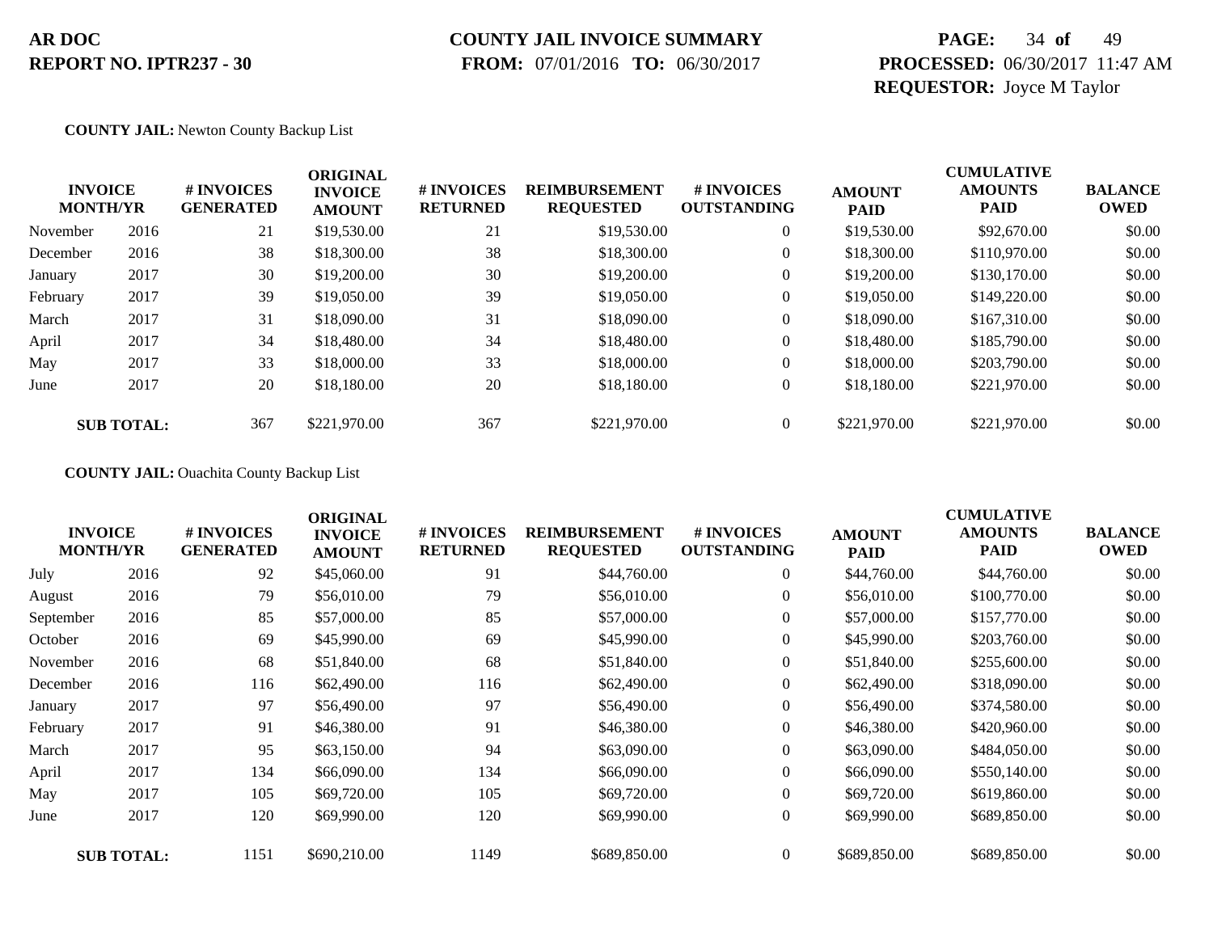**AR DOC**
**REPORT NO. IPTR237 - 30**

**COUNTY JAIL INVOICE SUMMARY**
**FROM:** 07/01/2016 **TO:** 06/30/2017

**PROCESSED:** 06/30/2017 11:47 AM
**REQUESTOR:** Joyce M Taylor

**COUNTY JAIL:** Newton County Backup List

| INVOICE MONTH/YR | | # INVOICES GENERATED | ORIGINAL INVOICE AMOUNT | # INVOICES RETURNED | REIMBURSEMENT REQUESTED | # INVOICES OUTSTANDING | AMOUNT PAID | CUMULATIVE AMOUNTS PAID | BALANCE OWED |
|---|---|---|---|---|---|---|---|---|---|
| November | 2016 | 21 | $19,530.00 | 21 | $19,530.00 | 0 | $19,530.00 | $92,670.00 | $0.00 |
| December | 2016 | 38 | $18,300.00 | 38 | $18,300.00 | 0 | $18,300.00 | $110,970.00 | $0.00 |
| January | 2017 | 30 | $19,200.00 | 30 | $19,200.00 | 0 | $19,200.00 | $130,170.00 | $0.00 |
| February | 2017 | 39 | $19,050.00 | 39 | $19,050.00 | 0 | $19,050.00 | $149,220.00 | $0.00 |
| March | 2017 | 31 | $18,090.00 | 31 | $18,090.00 | 0 | $18,090.00 | $167,310.00 | $0.00 |
| April | 2017 | 34 | $18,480.00 | 34 | $18,480.00 | 0 | $18,480.00 | $185,790.00 | $0.00 |
| May | 2017 | 33 | $18,000.00 | 33 | $18,000.00 | 0 | $18,000.00 | $203,790.00 | $0.00 |
| June | 2017 | 20 | $18,180.00 | 20 | $18,180.00 | 0 | $18,180.00 | $221,970.00 | $0.00 |
| **SUB TOTAL:** | | 367 | $221,970.00 | 367 | $221,970.00 | 0 | $221,970.00 | $221,970.00 | $0.00 |

**COUNTY JAIL:** Ouachita County Backup List

| INVOICE MONTH/YR | | # INVOICES GENERATED | ORIGINAL INVOICE AMOUNT | # INVOICES RETURNED | REIMBURSEMENT REQUESTED | # INVOICES OUTSTANDING | AMOUNT PAID | CUMULATIVE AMOUNTS PAID | BALANCE OWED |
|---|---|---|---|---|---|---|---|---|---|
| July | 2016 | 92 | $45,060.00 | 91 | $44,760.00 | 0 | $44,760.00 | $44,760.00 | $0.00 |
| August | 2016 | 79 | $56,010.00 | 79 | $56,010.00 | 0 | $56,010.00 | $100,770.00 | $0.00 |
| September | 2016 | 85 | $57,000.00 | 85 | $57,000.00 | 0 | $57,000.00 | $157,770.00 | $0.00 |
| October | 2016 | 69 | $45,990.00 | 69 | $45,990.00 | 0 | $45,990.00 | $203,760.00 | $0.00 |
| November | 2016 | 68 | $51,840.00 | 68 | $51,840.00 | 0 | $51,840.00 | $255,600.00 | $0.00 |
| December | 2016 | 116 | $62,490.00 | 116 | $62,490.00 | 0 | $62,490.00 | $318,090.00 | $0.00 |
| January | 2017 | 97 | $56,490.00 | 97 | $56,490.00 | 0 | $56,490.00 | $374,580.00 | $0.00 |
| February | 2017 | 91 | $46,380.00 | 91 | $46,380.00 | 0 | $46,380.00 | $420,960.00 | $0.00 |
| March | 2017 | 95 | $63,150.00 | 94 | $63,090.00 | 0 | $63,090.00 | $484,050.00 | $0.00 |
| April | 2017 | 134 | $66,090.00 | 134 | $66,090.00 | 0 | $66,090.00 | $550,140.00 | $0.00 |
| May | 2017 | 105 | $69,720.00 | 105 | $69,720.00 | 0 | $69,720.00 | $619,860.00 | $0.00 |
| June | 2017 | 120 | $69,990.00 | 120 | $69,990.00 | 0 | $69,990.00 | $689,850.00 | $0.00 |
| **SUB TOTAL:** | | 1151 | $690,210.00 | 1149 | $689,850.00 | 0 | $689,850.00 | $689,850.00 | $0.00 |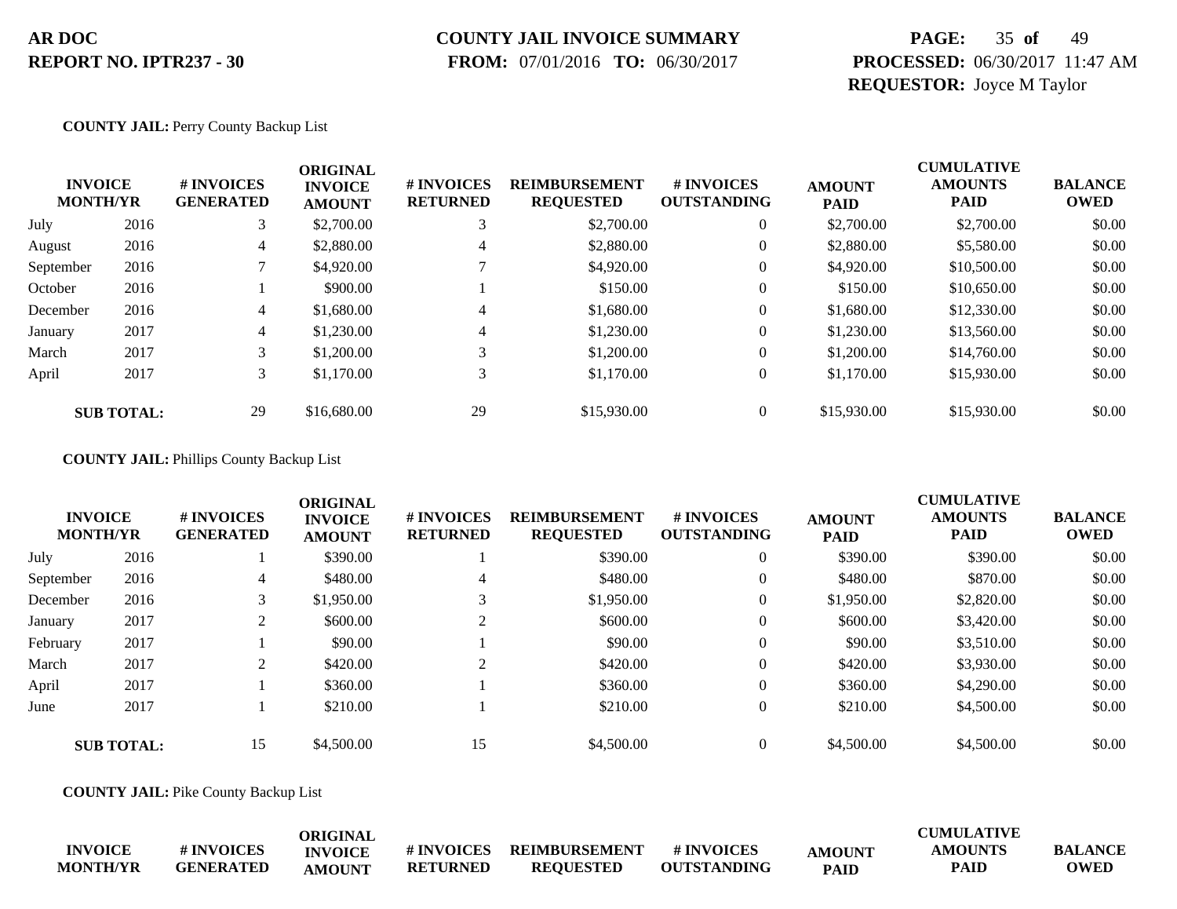**AR DOC**
**REPORT NO. IPTR237 - 30**

**COUNTY JAIL INVOICE SUMMARY**
**FROM:** 07/01/2016 **TO:** 06/30/2017

**PROCESSED:** 06/30/2017 11:47 AM
**REQUESTOR:** Joyce M Taylor

**COUNTY JAIL:** Perry County Backup List

| INVOICE MONTH/YR | | # INVOICES GENERATED | ORIGINAL INVOICE AMOUNT | # INVOICES RETURNED | REIMBURSEMENT REQUESTED | # INVOICES OUTSTANDING | AMOUNT PAID | CUMULATIVE AMOUNTS PAID | BALANCE OWED |
|---|---|---|---|---|---|---|---|---|---|
| July | 2016 | 3 | $2,700.00 | 3 | $2,700.00 | 0 | $2,700.00 | $2,700.00 | $0.00 |
| August | 2016 | 4 | $2,880.00 | 4 | $2,880.00 | 0 | $2,880.00 | $5,580.00 | $0.00 |
| September | 2016 | 7 | $4,920.00 | 7 | $4,920.00 | 0 | $4,920.00 | $10,500.00 | $0.00 |
| October | 2016 | 1 | $900.00 | 1 | $150.00 | 0 | $150.00 | $10,650.00 | $0.00 |
| December | 2016 | 4 | $1,680.00 | 4 | $1,680.00 | 0 | $1,680.00 | $12,330.00 | $0.00 |
| January | 2017 | 4 | $1,230.00 | 4 | $1,230.00 | 0 | $1,230.00 | $13,560.00 | $0.00 |
| March | 2017 | 3 | $1,200.00 | 3 | $1,200.00 | 0 | $1,200.00 | $14,760.00 | $0.00 |
| April | 2017 | 3 | $1,170.00 | 3 | $1,170.00 | 0 | $1,170.00 | $15,930.00 | $0.00 |
| **SUB TOTAL:** | | 29 | $16,680.00 | 29 | $15,930.00 | 0 | $15,930.00 | $15,930.00 | $0.00 |

**COUNTY JAIL:** Phillips County Backup List

| INVOICE MONTH/YR | | # INVOICES GENERATED | ORIGINAL INVOICE AMOUNT | # INVOICES RETURNED | REIMBURSEMENT REQUESTED | # INVOICES OUTSTANDING | AMOUNT PAID | CUMULATIVE AMOUNTS PAID | BALANCE OWED |
|---|---|---|---|---|---|---|---|---|---|
| July | 2016 | 1 | $390.00 | 1 | $390.00 | 0 | $390.00 | $390.00 | $0.00 |
| September | 2016 | 4 | $480.00 | 4 | $480.00 | 0 | $480.00 | $870.00 | $0.00 |
| December | 2016 | 3 | $1,950.00 | 3 | $1,950.00 | 0 | $1,950.00 | $2,820.00 | $0.00 |
| January | 2017 | 2 | $600.00 | 2 | $600.00 | 0 | $600.00 | $3,420.00 | $0.00 |
| February | 2017 | 1 | $90.00 | 1 | $90.00 | 0 | $90.00 | $3,510.00 | $0.00 |
| March | 2017 | 2 | $420.00 | 2 | $420.00 | 0 | $420.00 | $3,930.00 | $0.00 |
| April | 2017 | 1 | $360.00 | 1 | $360.00 | 0 | $360.00 | $4,290.00 | $0.00 |
| June | 2017 | 1 | $210.00 | 1 | $210.00 | 0 | $210.00 | $4,500.00 | $0.00 |
| **SUB TOTAL:** | | 15 | $4,500.00 | 15 | $4,500.00 | 0 | $4,500.00 | $4,500.00 | $0.00 |

**COUNTY JAIL:** Pike County Backup List

| INVOICE MONTH/YR | # INVOICES GENERATED | ORIGINAL INVOICE AMOUNT | # INVOICES RETURNED | REIMBURSEMENT REQUESTED | # INVOICES OUTSTANDING | AMOUNT PAID | CUMULATIVE AMOUNTS PAID | BALANCE OWED |
|---|---|---|---|---|---|---|---|---|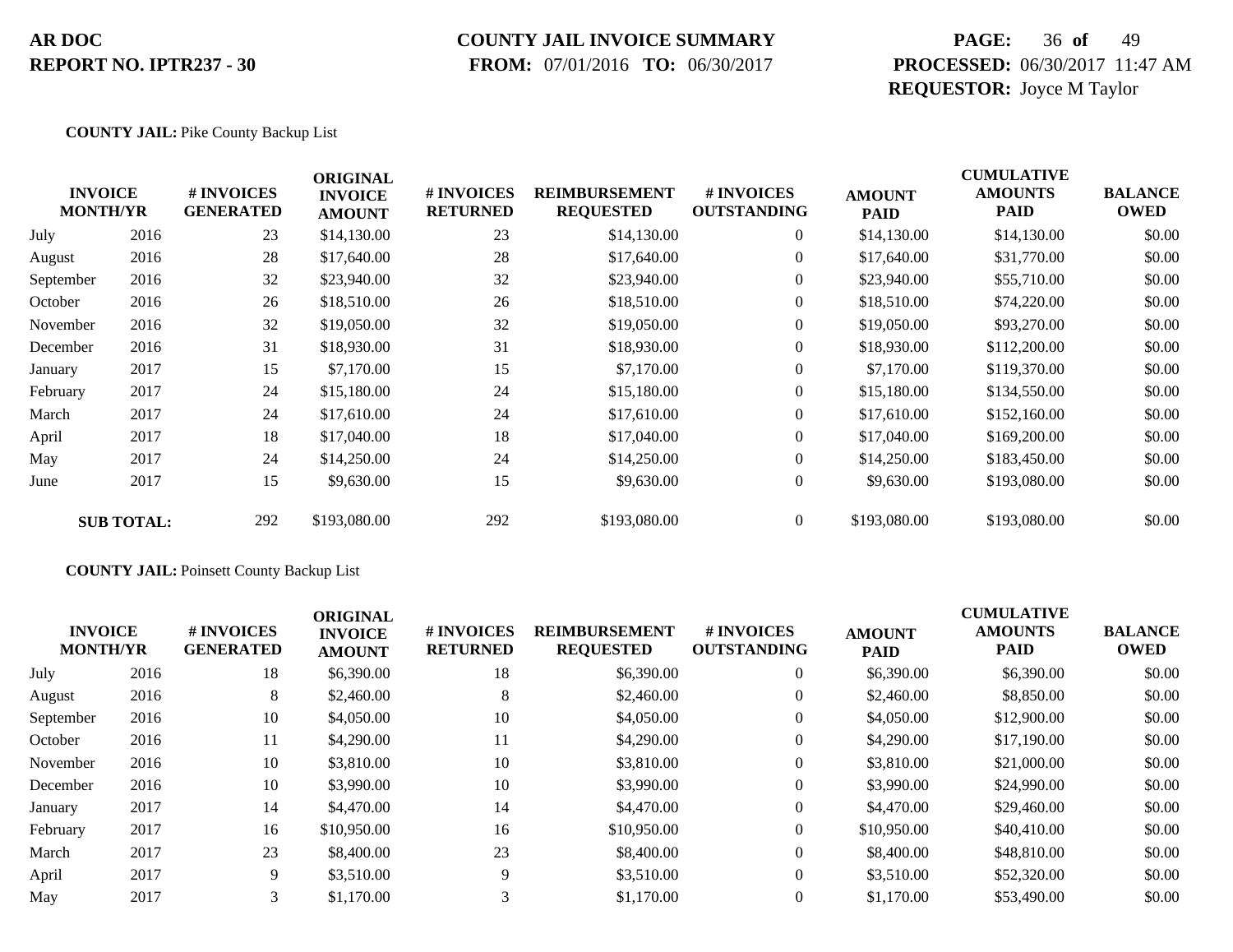**COUNTY JAIL:** Pike County Backup List

| INVOICE MONTH/YR | | # INVOICES GENERATED | ORIGINAL INVOICE AMOUNT | # INVOICES RETURNED | REIMBURSEMENT REQUESTED | # INVOICES OUTSTANDING | AMOUNT PAID | CUMULATIVE AMOUNTS PAID | BALANCE OWED |
|---|---|---|---|---|---|---|---|---|---|
| July | 2016 | 23 | $14,130.00 | 23 | $14,130.00 | 0 | $14,130.00 | $14,130.00 | $0.00 |
| August | 2016 | 28 | $17,640.00 | 28 | $17,640.00 | 0 | $17,640.00 | $31,770.00 | $0.00 |
| September | 2016 | 32 | $23,940.00 | 32 | $23,940.00 | 0 | $23,940.00 | $55,710.00 | $0.00 |
| October | 2016 | 26 | $18,510.00 | 26 | $18,510.00 | 0 | $18,510.00 | $74,220.00 | $0.00 |
| November | 2016 | 32 | $19,050.00 | 32 | $19,050.00 | 0 | $19,050.00 | $93,270.00 | $0.00 |
| December | 2016 | 31 | $18,930.00 | 31 | $18,930.00 | 0 | $18,930.00 | $112,200.00 | $0.00 |
| January | 2017 | 15 | $7,170.00 | 15 | $7,170.00 | 0 | $7,170.00 | $119,370.00 | $0.00 |
| February | 2017 | 24 | $15,180.00 | 24 | $15,180.00 | 0 | $15,180.00 | $134,550.00 | $0.00 |
| March | 2017 | 24 | $17,610.00 | 24 | $17,610.00 | 0 | $17,610.00 | $152,160.00 | $0.00 |
| April | 2017 | 18 | $17,040.00 | 18 | $17,040.00 | 0 | $17,040.00 | $169,200.00 | $0.00 |
| May | 2017 | 24 | $14,250.00 | 24 | $14,250.00 | 0 | $14,250.00 | $183,450.00 | $0.00 |
| June | 2017 | 15 | $9,630.00 | 15 | $9,630.00 | 0 | $9,630.00 | $193,080.00 | $0.00 |
| **SUB TOTAL:** | | 292 | $193,080.00 | 292 | $193,080.00 | 0 | $193,080.00 | $193,080.00 | $0.00 |

**COUNTY JAIL:** Poinsett County Backup List

| INVOICE MONTH/YR | | # INVOICES GENERATED | ORIGINAL INVOICE AMOUNT | # INVOICES RETURNED | REIMBURSEMENT REQUESTED | # INVOICES OUTSTANDING | AMOUNT PAID | CUMULATIVE AMOUNTS PAID | BALANCE OWED |
|---|---|---|---|---|---|---|---|---|---|
| July | 2016 | 18 | $6,390.00 | 18 | $6,390.00 | 0 | $6,390.00 | $6,390.00 | $0.00 |
| August | 2016 | 8 | $2,460.00 | 8 | $2,460.00 | 0 | $2,460.00 | $8,850.00 | $0.00 |
| September | 2016 | 10 | $4,050.00 | 10 | $4,050.00 | 0 | $4,050.00 | $12,900.00 | $0.00 |
| October | 2016 | 11 | $4,290.00 | 11 | $4,290.00 | 0 | $4,290.00 | $17,190.00 | $0.00 |
| November | 2016 | 10 | $3,810.00 | 10 | $3,810.00 | 0 | $3,810.00 | $21,000.00 | $0.00 |
| December | 2016 | 10 | $3,990.00 | 10 | $3,990.00 | 0 | $3,990.00 | $24,990.00 | $0.00 |
| January | 2017 | 14 | $4,470.00 | 14 | $4,470.00 | 0 | $4,470.00 | $29,460.00 | $0.00 |
| February | 2017 | 16 | $10,950.00 | 16 | $10,950.00 | 0 | $10,950.00 | $40,410.00 | $0.00 |
| March | 2017 | 23 | $8,400.00 | 23 | $8,400.00 | 0 | $8,400.00 | $48,810.00 | $0.00 |
| April | 2017 | 9 | $3,510.00 | 9 | $3,510.00 | 0 | $3,510.00 | $52,320.00 | $0.00 |
| May | 2017 | 3 | $1,170.00 | 3 | $1,170.00 | 0 | $1,170.00 | $53,490.00 | $0.00 |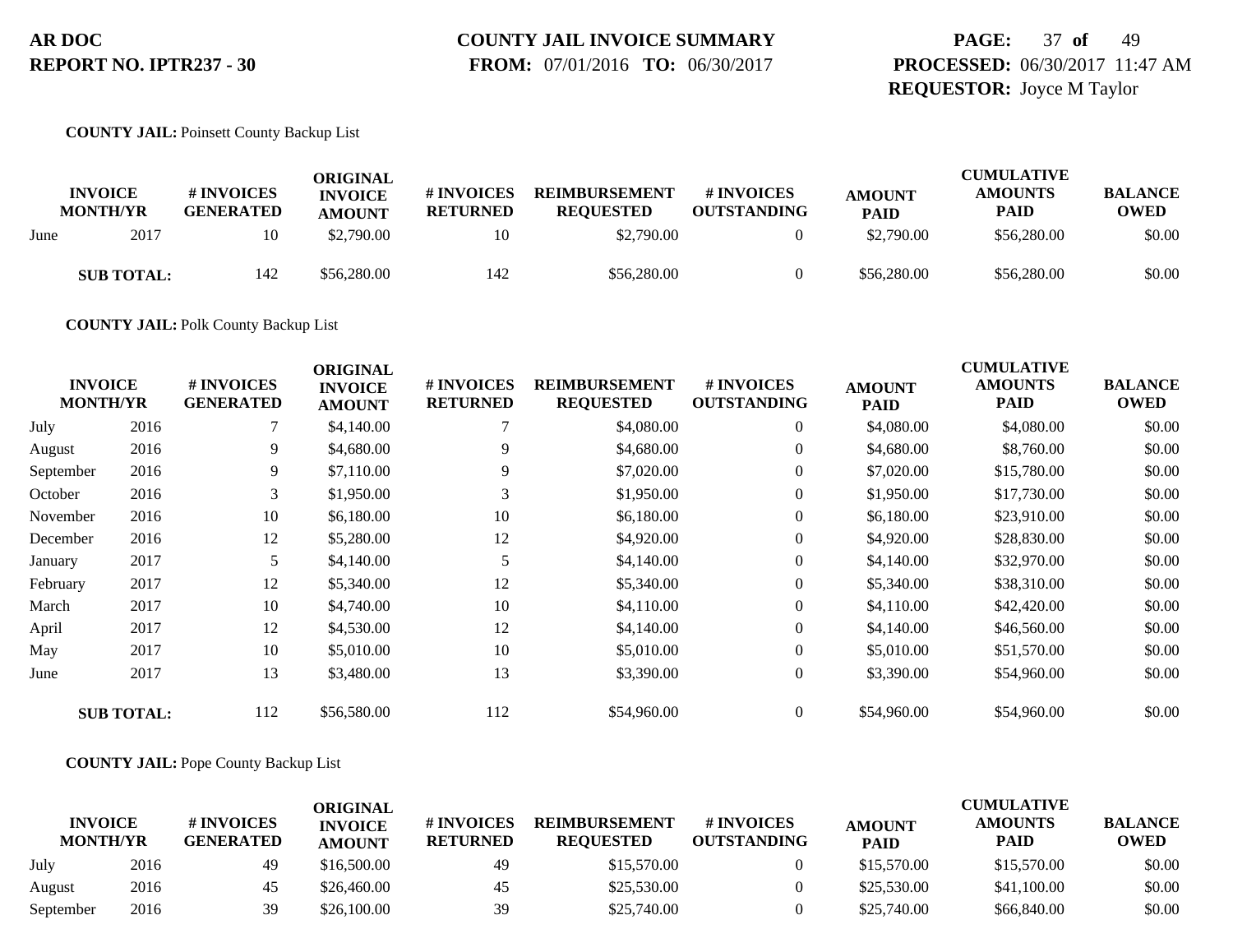**COUNTY JAIL:** Poinsett County Backup List

| INVOICE MONTH/YR | | # INVOICES GENERATED | ORIGINAL INVOICE AMOUNT | # INVOICES RETURNED | REIMBURSEMENT REQUESTED | # INVOICES OUTSTANDING | AMOUNT PAID | CUMULATIVE AMOUNTS PAID | BALANCE OWED |
|---|---|---|---|---|---|---|---|---|---|
| June | 2017 | 10 | $2,790.00 | 10 | $2,790.00 | 0 | $2,790.00 | $56,280.00 | $0.00 |
| **SUB TOTAL:** | | 142 | $56,280.00 | 142 | $56,280.00 | 0 | $56,280.00 | $56,280.00 | $0.00 |

**COUNTY JAIL:** Polk County Backup List

| INVOICE MONTH/YR | | # INVOICES GENERATED | ORIGINAL INVOICE AMOUNT | # INVOICES RETURNED | REIMBURSEMENT REQUESTED | # INVOICES OUTSTANDING | AMOUNT PAID | CUMULATIVE AMOUNTS PAID | BALANCE OWED |
|---|---|---|---|---|---|---|---|---|---|
| July | 2016 | 7 | $4,140.00 | 7 | $4,080.00 | 0 | $4,080.00 | $4,080.00 | $0.00 |
| August | 2016 | 9 | $4,680.00 | 9 | $4,680.00 | 0 | $4,680.00 | $8,760.00 | $0.00 |
| September | 2016 | 9 | $7,110.00 | 9 | $7,020.00 | 0 | $7,020.00 | $15,780.00 | $0.00 |
| October | 2016 | 3 | $1,950.00 | 3 | $1,950.00 | 0 | $1,950.00 | $17,730.00 | $0.00 |
| November | 2016 | 10 | $6,180.00 | 10 | $6,180.00 | 0 | $6,180.00 | $23,910.00 | $0.00 |
| December | 2016 | 12 | $5,280.00 | 12 | $4,920.00 | 0 | $4,920.00 | $28,830.00 | $0.00 |
| January | 2017 | 5 | $4,140.00 | 5 | $4,140.00 | 0 | $4,140.00 | $32,970.00 | $0.00 |
| February | 2017 | 12 | $5,340.00 | 12 | $5,340.00 | 0 | $5,340.00 | $38,310.00 | $0.00 |
| March | 2017 | 10 | $4,740.00 | 10 | $4,110.00 | 0 | $4,110.00 | $42,420.00 | $0.00 |
| April | 2017 | 12 | $4,530.00 | 12 | $4,140.00 | 0 | $4,140.00 | $46,560.00 | $0.00 |
| May | 2017 | 10 | $5,010.00 | 10 | $5,010.00 | 0 | $5,010.00 | $51,570.00 | $0.00 |
| June | 2017 | 13 | $3,480.00 | 13 | $3,390.00 | 0 | $3,390.00 | $54,960.00 | $0.00 |
| **SUB TOTAL:** | | 112 | $56,580.00 | 112 | $54,960.00 | 0 | $54,960.00 | $54,960.00 | $0.00 |

**COUNTY JAIL:** Pope County Backup List

| INVOICE MONTH/YR | | # INVOICES GENERATED | ORIGINAL INVOICE AMOUNT | # INVOICES RETURNED | REIMBURSEMENT REQUESTED | # INVOICES OUTSTANDING | AMOUNT PAID | CUMULATIVE AMOUNTS PAID | BALANCE OWED |
|---|---|---|---|---|---|---|---|---|---|
| July | 2016 | 49 | $16,500.00 | 49 | $15,570.00 | 0 | $15,570.00 | $15,570.00 | $0.00 |
| August | 2016 | 45 | $26,460.00 | 45 | $25,530.00 | 0 | $25,530.00 | $41,100.00 | $0.00 |
| September | 2016 | 39 | $26,100.00 | 39 | $25,740.00 | 0 | $25,740.00 | $66,840.00 | $0.00 |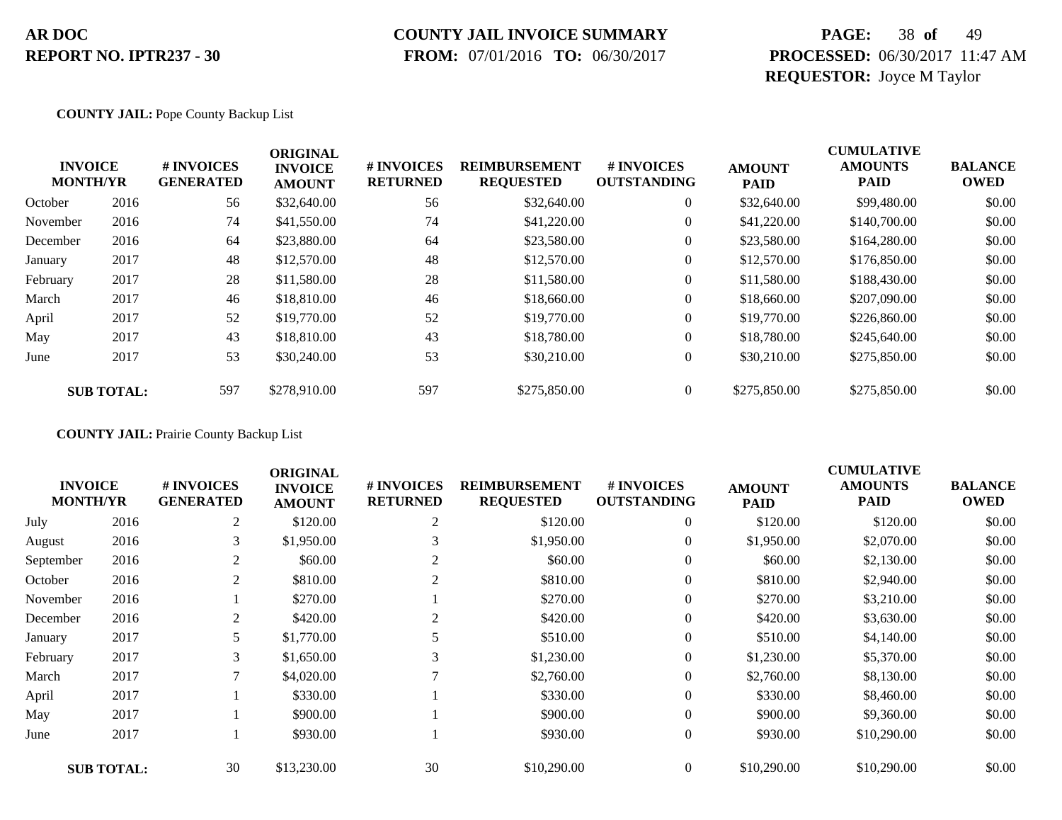**COUNTY JAIL:** Pope County Backup List

| INVOICE MONTH/YR | | # INVOICES GENERATED | ORIGINAL INVOICE AMOUNT | # INVOICES RETURNED | REIMBURSEMENT REQUESTED | # INVOICES OUTSTANDING | AMOUNT PAID | CUMULATIVE AMOUNTS PAID | BALANCE OWED |
|---|---|---|---|---|---|---|---|---|---|
| October | 2016 | 56 | $32,640.00 | 56 | $32,640.00 | 0 | $32,640.00 | $99,480.00 | $0.00 |
| November | 2016 | 74 | $41,550.00 | 74 | $41,220.00 | 0 | $41,220.00 | $140,700.00 | $0.00 |
| December | 2016 | 64 | $23,880.00 | 64 | $23,580.00 | 0 | $23,580.00 | $164,280.00 | $0.00 |
| January | 2017 | 48 | $12,570.00 | 48 | $12,570.00 | 0 | $12,570.00 | $176,850.00 | $0.00 |
| February | 2017 | 28 | $11,580.00 | 28 | $11,580.00 | 0 | $11,580.00 | $188,430.00 | $0.00 |
| March | 2017 | 46 | $18,810.00 | 46 | $18,660.00 | 0 | $18,660.00 | $207,090.00 | $0.00 |
| April | 2017 | 52 | $19,770.00 | 52 | $19,770.00 | 0 | $19,770.00 | $226,860.00 | $0.00 |
| May | 2017 | 43 | $18,810.00 | 43 | $18,780.00 | 0 | $18,780.00 | $245,640.00 | $0.00 |
| June | 2017 | 53 | $30,240.00 | 53 | $30,210.00 | 0 | $30,210.00 | $275,850.00 | $0.00 |
| **SUB TOTAL:** | | 597 | $278,910.00 | 597 | $275,850.00 | 0 | $275,850.00 | $275,850.00 | $0.00 |

**COUNTY JAIL:** Prairie County Backup List

| INVOICE MONTH/YR | | # INVOICES GENERATED | ORIGINAL INVOICE AMOUNT | # INVOICES RETURNED | REIMBURSEMENT REQUESTED | # INVOICES OUTSTANDING | AMOUNT PAID | CUMULATIVE AMOUNTS PAID | BALANCE OWED |
|---|---|---|---|---|---|---|---|---|---|
| July | 2016 | 2 | $120.00 | 2 | $120.00 | 0 | $120.00 | $120.00 | $0.00 |
| August | 2016 | 3 | $1,950.00 | 3 | $1,950.00 | 0 | $1,950.00 | $2,070.00 | $0.00 |
| September | 2016 | 2 | $60.00 | 2 | $60.00 | 0 | $60.00 | $2,130.00 | $0.00 |
| October | 2016 | 2 | $810.00 | 2 | $810.00 | 0 | $810.00 | $2,940.00 | $0.00 |
| November | 2016 | 1 | $270.00 | 1 | $270.00 | 0 | $270.00 | $3,210.00 | $0.00 |
| December | 2016 | 2 | $420.00 | 2 | $420.00 | 0 | $420.00 | $3,630.00 | $0.00 |
| January | 2017 | 5 | $1,770.00 | 5 | $510.00 | 0 | $510.00 | $4,140.00 | $0.00 |
| February | 2017 | 3 | $1,650.00 | 3 | $1,230.00 | 0 | $1,230.00 | $5,370.00 | $0.00 |
| March | 2017 | 7 | $4,020.00 | 7 | $2,760.00 | 0 | $2,760.00 | $8,130.00 | $0.00 |
| April | 2017 | 1 | $330.00 | 1 | $330.00 | 0 | $330.00 | $8,460.00 | $0.00 |
| May | 2017 | 1 | $900.00 | 1 | $900.00 | 0 | $900.00 | $9,360.00 | $0.00 |
| June | 2017 | 1 | $930.00 | 1 | $930.00 | 0 | $930.00 | $10,290.00 | $0.00 |
| **SUB TOTAL:** | | 30 | $13,230.00 | 30 | $10,290.00 | 0 | $10,290.00 | $10,290.00 | $0.00 |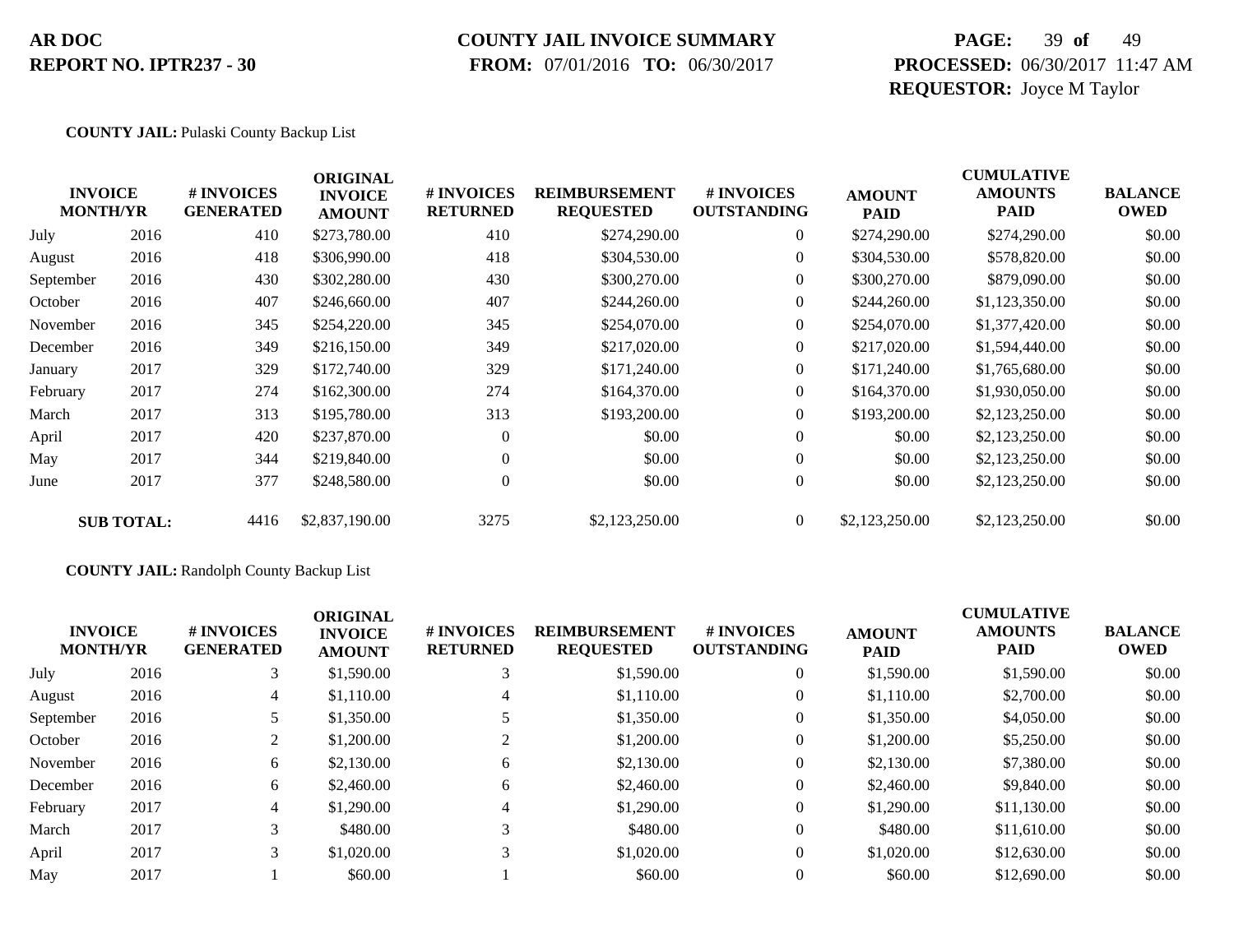# AR DOC
## REPORT NO. IPTR237 - 30

**COUNTY JAIL INVOICE SUMMARY**
**FROM:** 07/01/2016 **TO:** 06/30/2017

**PROCESSED:** 06/30/2017 11:47 AM
**REQUESTOR:** Joyce M Taylor

**COUNTY JAIL:** Pulaski County Backup List

| INVOICE MONTH/YR | | # INVOICES GENERATED | ORIGINAL INVOICE AMOUNT | # INVOICES RETURNED | REIMBURSEMENT REQUESTED | # INVOICES OUTSTANDING | AMOUNT PAID | CUMULATIVE AMOUNTS PAID | BALANCE OWED |
|---|---|---|---|---|---|---|---|---|---|
| July | 2016 | 410 | $273,780.00 | 410 | $274,290.00 | 0 | $274,290.00 | $274,290.00 | $0.00 |
| August | 2016 | 418 | $306,990.00 | 418 | $304,530.00 | 0 | $304,530.00 | $578,820.00 | $0.00 |
| September | 2016 | 430 | $302,280.00 | 430 | $300,270.00 | 0 | $300,270.00 | $879,090.00 | $0.00 |
| October | 2016 | 407 | $246,660.00 | 407 | $244,260.00 | 0 | $244,260.00 | $1,123,350.00 | $0.00 |
| November | 2016 | 345 | $254,220.00 | 345 | $254,070.00 | 0 | $254,070.00 | $1,377,420.00 | $0.00 |
| December | 2016 | 349 | $216,150.00 | 349 | $217,020.00 | 0 | $217,020.00 | $1,594,440.00 | $0.00 |
| January | 2017 | 329 | $172,740.00 | 329 | $171,240.00 | 0 | $171,240.00 | $1,765,680.00 | $0.00 |
| February | 2017 | 274 | $162,300.00 | 274 | $164,370.00 | 0 | $164,370.00 | $1,930,050.00 | $0.00 |
| March | 2017 | 313 | $195,780.00 | 313 | $193,200.00 | 0 | $193,200.00 | $2,123,250.00 | $0.00 |
| April | 2017 | 420 | $237,870.00 | 0 | $0.00 | 0 | $0.00 | $2,123,250.00 | $0.00 |
| May | 2017 | 344 | $219,840.00 | 0 | $0.00 | 0 | $0.00 | $2,123,250.00 | $0.00 |
| June | 2017 | 377 | $248,580.00 | 0 | $0.00 | 0 | $0.00 | $2,123,250.00 | $0.00 |
| **SUB TOTAL:** | | 4416 | $2,837,190.00 | 3275 | $2,123,250.00 | 0 | $2,123,250.00 | $2,123,250.00 | $0.00 |

**COUNTY JAIL:** Randolph County Backup List

| INVOICE MONTH/YR | | # INVOICES GENERATED | ORIGINAL INVOICE AMOUNT | # INVOICES RETURNED | REIMBURSEMENT REQUESTED | # INVOICES OUTSTANDING | AMOUNT PAID | CUMULATIVE AMOUNTS PAID | BALANCE OWED |
|---|---|---|---|---|---|---|---|---|---|
| July | 2016 | 3 | $1,590.00 | 3 | $1,590.00 | 0 | $1,590.00 | $1,590.00 | $0.00 |
| August | 2016 | 4 | $1,110.00 | 4 | $1,110.00 | 0 | $1,110.00 | $2,700.00 | $0.00 |
| September | 2016 | 5 | $1,350.00 | 5 | $1,350.00 | 0 | $1,350.00 | $4,050.00 | $0.00 |
| October | 2016 | 2 | $1,200.00 | 2 | $1,200.00 | 0 | $1,200.00 | $5,250.00 | $0.00 |
| November | 2016 | 6 | $2,130.00 | 6 | $2,130.00 | 0 | $2,130.00 | $7,380.00 | $0.00 |
| December | 2016 | 6 | $2,460.00 | 6 | $2,460.00 | 0 | $2,460.00 | $9,840.00 | $0.00 |
| February | 2017 | 4 | $1,290.00 | 4 | $1,290.00 | 0 | $1,290.00 | $11,130.00 | $0.00 |
| March | 2017 | 3 | $480.00 | 3 | $480.00 | 0 | $480.00 | $11,610.00 | $0.00 |
| April | 2017 | 3 | $1,020.00 | 3 | $1,020.00 | 0 | $1,020.00 | $12,630.00 | $0.00 |
| May | 2017 | 1 | $60.00 | 1 | $60.00 | 0 | $60.00 | $12,690.00 | $0.00 |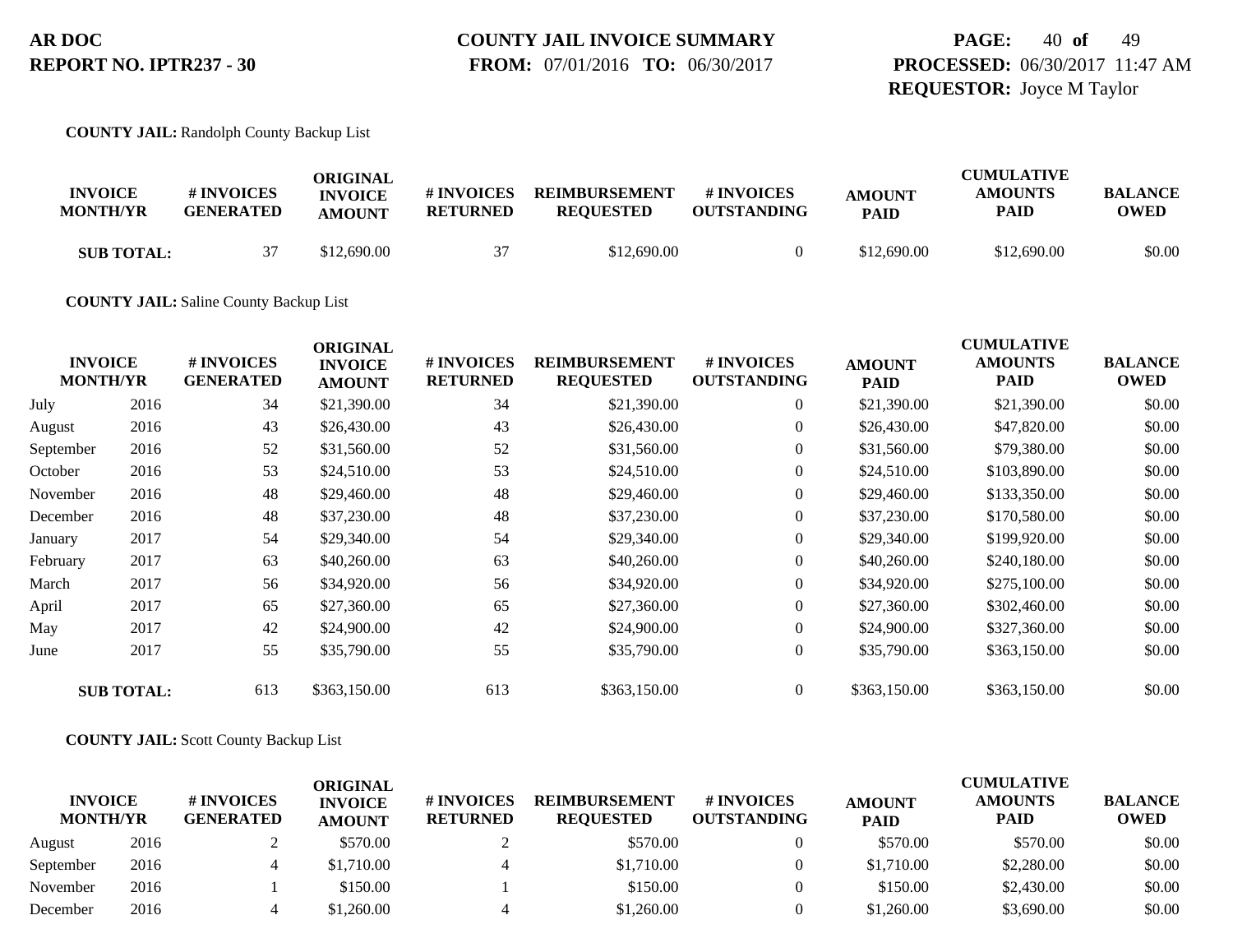**COUNTY JAIL:** Randolph County Backup List

| INVOICE MONTH/YR | | # INVOICES GENERATED | ORIGINAL INVOICE AMOUNT | # INVOICES RETURNED | REIMBURSEMENT REQUESTED | # INVOICES OUTSTANDING | AMOUNT PAID | CUMULATIVE AMOUNTS PAID | BALANCE OWED |
|---|---|---|---|---|---|---|---|---|---|
| **SUB TOTAL:** | | 37 | $12,690.00 | 37 | $12,690.00 | 0 | $12,690.00 | $12,690.00 | $0.00 |

**COUNTY JAIL:** Saline County Backup List

| INVOICE MONTH/YR | | # INVOICES GENERATED | ORIGINAL INVOICE AMOUNT | # INVOICES RETURNED | REIMBURSEMENT REQUESTED | # INVOICES OUTSTANDING | AMOUNT PAID | CUMULATIVE AMOUNTS PAID | BALANCE OWED |
|---|---|---|---|---|---|---|---|---|---|
| July | 2016 | 34 | $21,390.00 | 34 | $21,390.00 | 0 | $21,390.00 | $21,390.00 | $0.00 |
| August | 2016 | 43 | $26,430.00 | 43 | $26,430.00 | 0 | $26,430.00 | $47,820.00 | $0.00 |
| September | 2016 | 52 | $31,560.00 | 52 | $31,560.00 | 0 | $31,560.00 | $79,380.00 | $0.00 |
| October | 2016 | 53 | $24,510.00 | 53 | $24,510.00 | 0 | $24,510.00 | $103,890.00 | $0.00 |
| November | 2016 | 48 | $29,460.00 | 48 | $29,460.00 | 0 | $29,460.00 | $133,350.00 | $0.00 |
| December | 2016 | 48 | $37,230.00 | 48 | $37,230.00 | 0 | $37,230.00 | $170,580.00 | $0.00 |
| January | 2017 | 54 | $29,340.00 | 54 | $29,340.00 | 0 | $29,340.00 | $199,920.00 | $0.00 |
| February | 2017 | 63 | $40,260.00 | 63 | $40,260.00 | 0 | $40,260.00 | $240,180.00 | $0.00 |
| March | 2017 | 56 | $34,920.00 | 56 | $34,920.00 | 0 | $34,920.00 | $275,100.00 | $0.00 |
| April | 2017 | 65 | $27,360.00 | 65 | $27,360.00 | 0 | $27,360.00 | $302,460.00 | $0.00 |
| May | 2017 | 42 | $24,900.00 | 42 | $24,900.00 | 0 | $24,900.00 | $327,360.00 | $0.00 |
| June | 2017 | 55 | $35,790.00 | 55 | $35,790.00 | 0 | $35,790.00 | $363,150.00 | $0.00 |
| **SUB TOTAL:** | | 613 | $363,150.00 | 613 | $363,150.00 | 0 | $363,150.00 | $363,150.00 | $0.00 |

**COUNTY JAIL:** Scott County Backup List

| INVOICE MONTH/YR | | # INVOICES GENERATED | ORIGINAL INVOICE AMOUNT | # INVOICES RETURNED | REIMBURSEMENT REQUESTED | # INVOICES OUTSTANDING | AMOUNT PAID | CUMULATIVE AMOUNTS PAID | BALANCE OWED |
|---|---|---|---|---|---|---|---|---|---|
| August | 2016 | 2 | $570.00 | 2 | $570.00 | 0 | $570.00 | $570.00 | $0.00 |
| September | 2016 | 4 | $1,710.00 | 4 | $1,710.00 | 0 | $1,710.00 | $2,280.00 | $0.00 |
| November | 2016 | 1 | $150.00 | 1 | $150.00 | 0 | $150.00 | $2,430.00 | $0.00 |
| December | 2016 | 4 | $1,260.00 | 4 | $1,260.00 | 0 | $1,260.00 | $3,690.00 | $0.00 |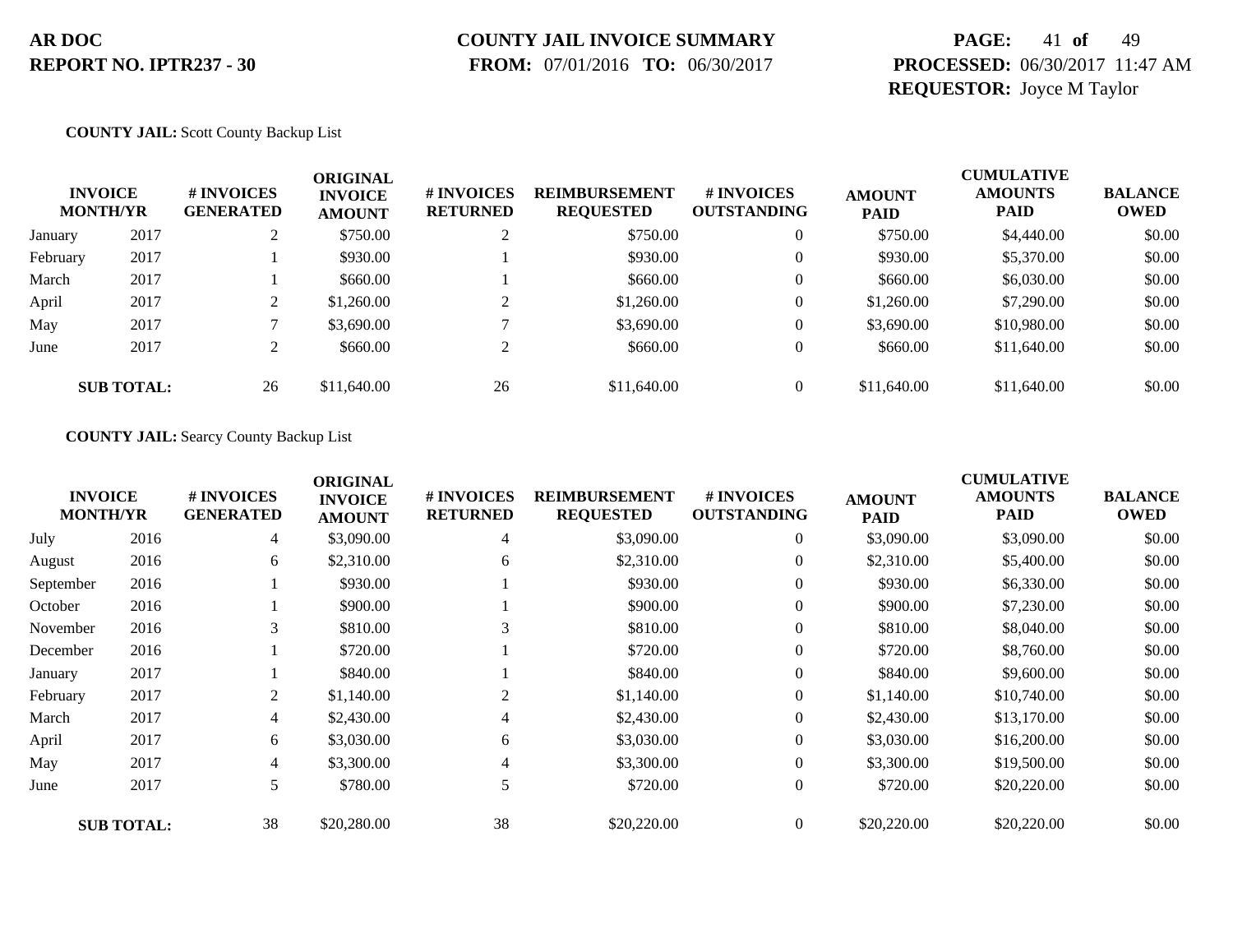**AR DOC**
**REPORT NO. IPTR237 - 30**

**COUNTY JAIL INVOICE SUMMARY**
**FROM:** 07/01/2016 **TO:** 06/30/2017

**PROCESSED:** 06/30/2017 11:47 AM
**REQUESTOR:** Joyce M Taylor

**COUNTY JAIL:** Scott County Backup List

| INVOICE MONTH/YR | | # INVOICES GENERATED | ORIGINAL INVOICE AMOUNT | # INVOICES RETURNED | REIMBURSEMENT REQUESTED | # INVOICES OUTSTANDING | AMOUNT PAID | CUMULATIVE AMOUNTS PAID | BALANCE OWED |
|---|---|---|---|---|---|---|---|---|---|
| January | 2017 | 2 | $750.00 | 2 | $750.00 | 0 | $750.00 | $4,440.00 | $0.00 |
| February | 2017 | 1 | $930.00 | 1 | $930.00 | 0 | $930.00 | $5,370.00 | $0.00 |
| March | 2017 | 1 | $660.00 | 1 | $660.00 | 0 | $660.00 | $6,030.00 | $0.00 |
| April | 2017 | 2 | $1,260.00 | 2 | $1,260.00 | 0 | $1,260.00 | $7,290.00 | $0.00 |
| May | 2017 | 7 | $3,690.00 | 7 | $3,690.00 | 0 | $3,690.00 | $10,980.00 | $0.00 |
| June | 2017 | 2 | $660.00 | 2 | $660.00 | 0 | $660.00 | $11,640.00 | $0.00 |
| **SUB TOTAL:** | | 26 | $11,640.00 | 26 | $11,640.00 | 0 | $11,640.00 | $11,640.00 | $0.00 |

**COUNTY JAIL:** Searcy County Backup List

| INVOICE MONTH/YR | | # INVOICES GENERATED | ORIGINAL INVOICE AMOUNT | # INVOICES RETURNED | REIMBURSEMENT REQUESTED | # INVOICES OUTSTANDING | AMOUNT PAID | CUMULATIVE AMOUNTS PAID | BALANCE OWED |
|---|---|---|---|---|---|---|---|---|---|
| July | 2016 | 4 | $3,090.00 | 4 | $3,090.00 | 0 | $3,090.00 | $3,090.00 | $0.00 |
| August | 2016 | 6 | $2,310.00 | 6 | $2,310.00 | 0 | $2,310.00 | $5,400.00 | $0.00 |
| September | 2016 | 1 | $930.00 | 1 | $930.00 | 0 | $930.00 | $6,330.00 | $0.00 |
| October | 2016 | 1 | $900.00 | 1 | $900.00 | 0 | $900.00 | $7,230.00 | $0.00 |
| November | 2016 | 3 | $810.00 | 3 | $810.00 | 0 | $810.00 | $8,040.00 | $0.00 |
| December | 2016 | 1 | $720.00 | 1 | $720.00 | 0 | $720.00 | $8,760.00 | $0.00 |
| January | 2017 | 1 | $840.00 | 1 | $840.00 | 0 | $840.00 | $9,600.00 | $0.00 |
| February | 2017 | 2 | $1,140.00 | 2 | $1,140.00 | 0 | $1,140.00 | $10,740.00 | $0.00 |
| March | 2017 | 4 | $2,430.00 | 4 | $2,430.00 | 0 | $2,430.00 | $13,170.00 | $0.00 |
| April | 2017 | 6 | $3,030.00 | 6 | $3,030.00 | 0 | $3,030.00 | $16,200.00 | $0.00 |
| May | 2017 | 4 | $3,300.00 | 4 | $3,300.00 | 0 | $3,300.00 | $19,500.00 | $0.00 |
| June | 2017 | 5 | $780.00 | 5 | $720.00 | 0 | $720.00 | $20,220.00 | $0.00 |
| **SUB TOTAL:** | | 38 | $20,280.00 | 38 | $20,220.00 | 0 | $20,220.00 | $20,220.00 | $0.00 |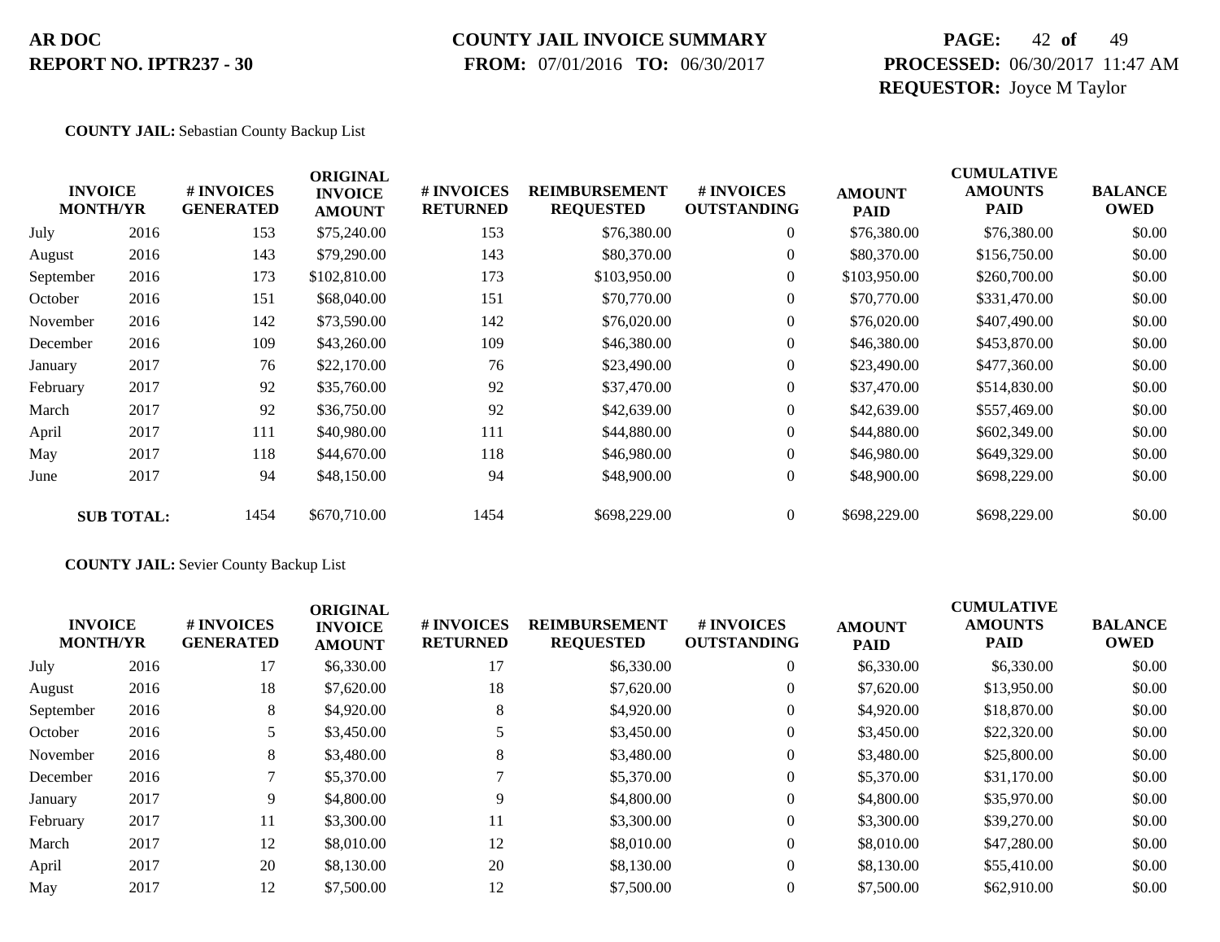**COUNTY JAIL:** Sebastian County Backup List

| INVOICE MONTH/YR | | # INVOICES GENERATED | ORIGINAL INVOICE AMOUNT | # INVOICES RETURNED | REIMBURSEMENT REQUESTED | # INVOICES OUTSTANDING | AMOUNT PAID | CUMULATIVE AMOUNTS PAID | BALANCE OWED |
|---|---|---|---|---|---|---|---|---|---|
| July | 2016 | 153 | $75,240.00 | 153 | $76,380.00 | 0 | $76,380.00 | $76,380.00 | $0.00 |
| August | 2016 | 143 | $79,290.00 | 143 | $80,370.00 | 0 | $80,370.00 | $156,750.00 | $0.00 |
| September | 2016 | 173 | $102,810.00 | 173 | $103,950.00 | 0 | $103,950.00 | $260,700.00 | $0.00 |
| October | 2016 | 151 | $68,040.00 | 151 | $70,770.00 | 0 | $70,770.00 | $331,470.00 | $0.00 |
| November | 2016 | 142 | $73,590.00 | 142 | $76,020.00 | 0 | $76,020.00 | $407,490.00 | $0.00 |
| December | 2016 | 109 | $43,260.00 | 109 | $46,380.00 | 0 | $46,380.00 | $453,870.00 | $0.00 |
| January | 2017 | 76 | $22,170.00 | 76 | $23,490.00 | 0 | $23,490.00 | $477,360.00 | $0.00 |
| February | 2017 | 92 | $35,760.00 | 92 | $37,470.00 | 0 | $37,470.00 | $514,830.00 | $0.00 |
| March | 2017 | 92 | $36,750.00 | 92 | $42,639.00 | 0 | $42,639.00 | $557,469.00 | $0.00 |
| April | 2017 | 111 | $40,980.00 | 111 | $44,880.00 | 0 | $44,880.00 | $602,349.00 | $0.00 |
| May | 2017 | 118 | $44,670.00 | 118 | $46,980.00 | 0 | $46,980.00 | $649,329.00 | $0.00 |
| June | 2017 | 94 | $48,150.00 | 94 | $48,900.00 | 0 | $48,900.00 | $698,229.00 | $0.00 |
| **SUB TOTAL:** | | 1454 | $670,710.00 | 1454 | $698,229.00 | 0 | $698,229.00 | $698,229.00 | $0.00 |

**COUNTY JAIL:** Sevier County Backup List

| INVOICE MONTH/YR | | # INVOICES GENERATED | ORIGINAL INVOICE AMOUNT | # INVOICES RETURNED | REIMBURSEMENT REQUESTED | # INVOICES OUTSTANDING | AMOUNT PAID | CUMULATIVE AMOUNTS PAID | BALANCE OWED |
|---|---|---|---|---|---|---|---|---|---|
| July | 2016 | 17 | $6,330.00 | 17 | $6,330.00 | 0 | $6,330.00 | $6,330.00 | $0.00 |
| August | 2016 | 18 | $7,620.00 | 18 | $7,620.00 | 0 | $7,620.00 | $13,950.00 | $0.00 |
| September | 2016 | 8 | $4,920.00 | 8 | $4,920.00 | 0 | $4,920.00 | $18,870.00 | $0.00 |
| October | 2016 | 5 | $3,450.00 | 5 | $3,450.00 | 0 | $3,450.00 | $22,320.00 | $0.00 |
| November | 2016 | 8 | $3,480.00 | 8 | $3,480.00 | 0 | $3,480.00 | $25,800.00 | $0.00 |
| December | 2016 | 7 | $5,370.00 | 7 | $5,370.00 | 0 | $5,370.00 | $31,170.00 | $0.00 |
| January | 2017 | 9 | $4,800.00 | 9 | $4,800.00 | 0 | $4,800.00 | $35,970.00 | $0.00 |
| February | 2017 | 11 | $3,300.00 | 11 | $3,300.00 | 0 | $3,300.00 | $39,270.00 | $0.00 |
| March | 2017 | 12 | $8,010.00 | 12 | $8,010.00 | 0 | $8,010.00 | $47,280.00 | $0.00 |
| April | 2017 | 20 | $8,130.00 | 20 | $8,130.00 | 0 | $8,130.00 | $55,410.00 | $0.00 |
| May | 2017 | 12 | $7,500.00 | 12 | $7,500.00 | 0 | $7,500.00 | $62,910.00 | $0.00 |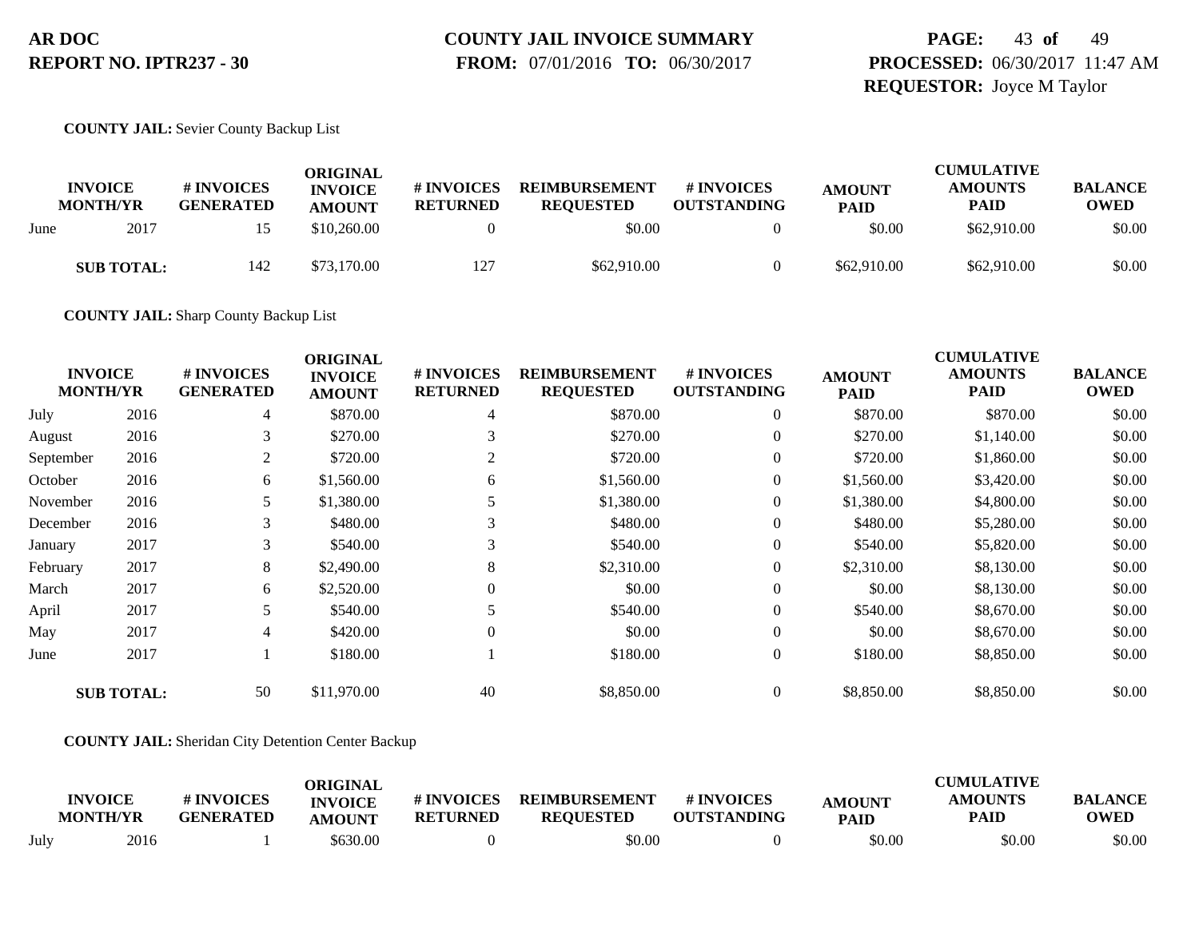**COUNTY JAIL:** Sevier County Backup List

| INVOICE MONTH/YR | | # INVOICES GENERATED | ORIGINAL INVOICE AMOUNT | # INVOICES RETURNED | REIMBURSEMENT REQUESTED | # INVOICES OUTSTANDING | AMOUNT PAID | CUMULATIVE AMOUNTS PAID | BALANCE OWED |
|---|---|---|---|---|---|---|---|---|---|
| June | 2017 | 15 | $10,260.00 | 0 | $0.00 | 0 | $0.00 | $62,910.00 | $0.00 |
| **SUB TOTAL:** | | 142 | $73,170.00 | 127 | $62,910.00 | 0 | $62,910.00 | $62,910.00 | $0.00 |

**COUNTY JAIL:** Sharp County Backup List

| INVOICE MONTH/YR | | # INVOICES GENERATED | ORIGINAL INVOICE AMOUNT | # INVOICES RETURNED | REIMBURSEMENT REQUESTED | # INVOICES OUTSTANDING | AMOUNT PAID | CUMULATIVE AMOUNTS PAID | BALANCE OWED |
|---|---|---|---|---|---|---|---|---|---|
| July | 2016 | 4 | $870.00 | 4 | $870.00 | 0 | $870.00 | $870.00 | $0.00 |
| August | 2016 | 3 | $270.00 | 3 | $270.00 | 0 | $270.00 | $1,140.00 | $0.00 |
| September | 2016 | 2 | $720.00 | 2 | $720.00 | 0 | $720.00 | $1,860.00 | $0.00 |
| October | 2016 | 6 | $1,560.00 | 6 | $1,560.00 | 0 | $1,560.00 | $3,420.00 | $0.00 |
| November | 2016 | 5 | $1,380.00 | 5 | $1,380.00 | 0 | $1,380.00 | $4,800.00 | $0.00 |
| December | 2016 | 3 | $480.00 | 3 | $480.00 | 0 | $480.00 | $5,280.00 | $0.00 |
| January | 2017 | 3 | $540.00 | 3 | $540.00 | 0 | $540.00 | $5,820.00 | $0.00 |
| February | 2017 | 8 | $2,490.00 | 8 | $2,310.00 | 0 | $2,310.00 | $8,130.00 | $0.00 |
| March | 2017 | 6 | $2,520.00 | 0 | $0.00 | 0 | $0.00 | $8,130.00 | $0.00 |
| April | 2017 | 5 | $540.00 | 5 | $540.00 | 0 | $540.00 | $8,670.00 | $0.00 |
| May | 2017 | 4 | $420.00 | 0 | $0.00 | 0 | $0.00 | $8,670.00 | $0.00 |
| June | 2017 | 1 | $180.00 | 1 | $180.00 | 0 | $180.00 | $8,850.00 | $0.00 |
| **SUB TOTAL:** | | 50 | $11,970.00 | 40 | $8,850.00 | 0 | $8,850.00 | $8,850.00 | $0.00 |

**COUNTY JAIL:** Sheridan City Detention Center Backup

| INVOICE MONTH/YR | | # INVOICES GENERATED | ORIGINAL INVOICE AMOUNT | # INVOICES RETURNED | REIMBURSEMENT REQUESTED | # INVOICES OUTSTANDING | AMOUNT PAID | CUMULATIVE AMOUNTS PAID | BALANCE OWED |
|---|---|---|---|---|---|---|---|---|---|
| July | 2016 | 1 | $630.00 | 0 | $0.00 | 0 | $0.00 | $0.00 | $0.00 |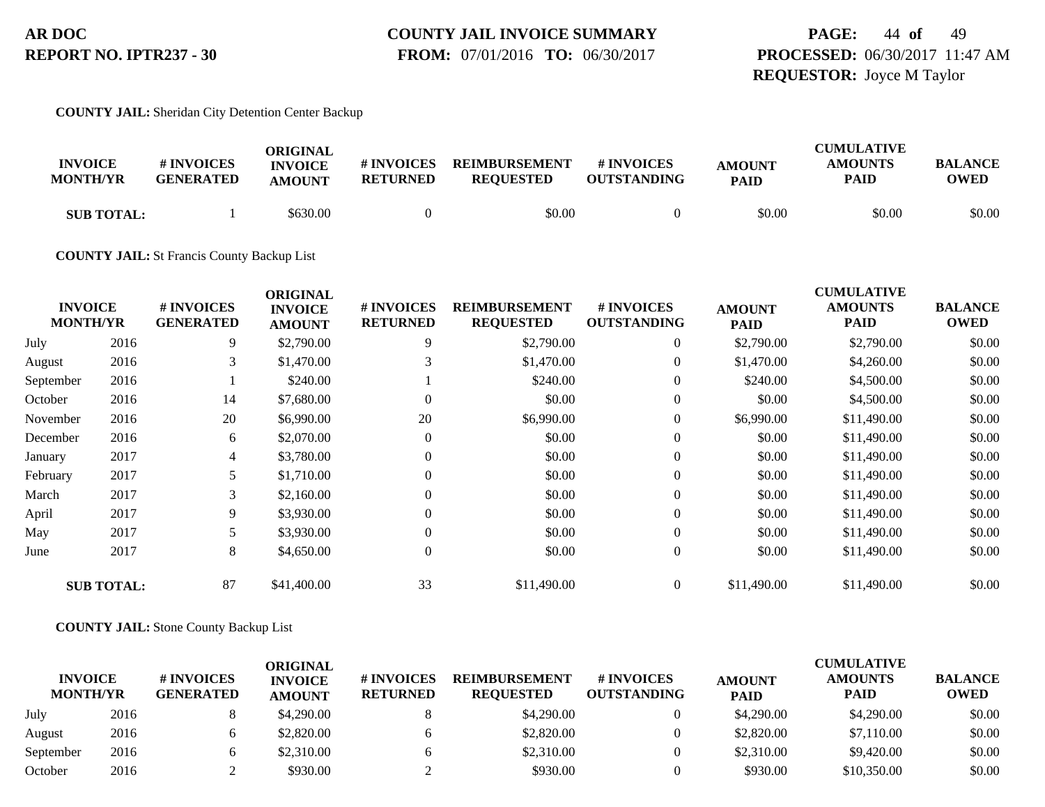**COUNTY JAIL:** Sheridan City Detention Center Backup

| INVOICE MONTH/YR | | # INVOICES GENERATED | ORIGINAL INVOICE AMOUNT | # INVOICES RETURNED | REIMBURSEMENT REQUESTED | # INVOICES OUTSTANDING | AMOUNT PAID | CUMULATIVE AMOUNTS PAID | BALANCE OWED |
|---|---|---|---|---|---|---|---|---|---|
| **SUB TOTAL:** | | 1 | $630.00 | 0 | $0.00 | 0 | $0.00 | $0.00 | $0.00 |

**COUNTY JAIL:** St Francis County Backup List

| INVOICE MONTH/YR | | # INVOICES GENERATED | ORIGINAL INVOICE AMOUNT | # INVOICES RETURNED | REIMBURSEMENT REQUESTED | # INVOICES OUTSTANDING | AMOUNT PAID | CUMULATIVE AMOUNTS PAID | BALANCE OWED |
|---|---|---|---|---|---|---|---|---|---|
| July | 2016 | 9 | $2,790.00 | 9 | $2,790.00 | 0 | $2,790.00 | $2,790.00 | $0.00 |
| August | 2016 | 3 | $1,470.00 | 3 | $1,470.00 | 0 | $1,470.00 | $4,260.00 | $0.00 |
| September | 2016 | 1 | $240.00 | 1 | $240.00 | 0 | $240.00 | $4,500.00 | $0.00 |
| October | 2016 | 14 | $7,680.00 | 0 | $0.00 | 0 | $0.00 | $4,500.00 | $0.00 |
| November | 2016 | 20 | $6,990.00 | 20 | $6,990.00 | 0 | $6,990.00 | $11,490.00 | $0.00 |
| December | 2016 | 6 | $2,070.00 | 0 | $0.00 | 0 | $0.00 | $11,490.00 | $0.00 |
| January | 2017 | 4 | $3,780.00 | 0 | $0.00 | 0 | $0.00 | $11,490.00 | $0.00 |
| February | 2017 | 5 | $1,710.00 | 0 | $0.00 | 0 | $0.00 | $11,490.00 | $0.00 |
| March | 2017 | 3 | $2,160.00 | 0 | $0.00 | 0 | $0.00 | $11,490.00 | $0.00 |
| April | 2017 | 9 | $3,930.00 | 0 | $0.00 | 0 | $0.00 | $11,490.00 | $0.00 |
| May | 2017 | 5 | $3,930.00 | 0 | $0.00 | 0 | $0.00 | $11,490.00 | $0.00 |
| June | 2017 | 8 | $4,650.00 | 0 | $0.00 | 0 | $0.00 | $11,490.00 | $0.00 |
| **SUB TOTAL:** | | 87 | $41,400.00 | 33 | $11,490.00 | 0 | $11,490.00 | $11,490.00 | $0.00 |

**COUNTY JAIL:** Stone County Backup List

| INVOICE MONTH/YR | | # INVOICES GENERATED | ORIGINAL INVOICE AMOUNT | # INVOICES RETURNED | REIMBURSEMENT REQUESTED | # INVOICES OUTSTANDING | AMOUNT PAID | CUMULATIVE AMOUNTS PAID | BALANCE OWED |
|---|---|---|---|---|---|---|---|---|---|
| July | 2016 | 8 | $4,290.00 | 8 | $4,290.00 | 0 | $4,290.00 | $4,290.00 | $0.00 |
| August | 2016 | 6 | $2,820.00 | 6 | $2,820.00 | 0 | $2,820.00 | $7,110.00 | $0.00 |
| September | 2016 | 6 | $2,310.00 | 6 | $2,310.00 | 0 | $2,310.00 | $9,420.00 | $0.00 |
| October | 2016 | 2 | $930.00 | 2 | $930.00 | 0 | $930.00 | $10,350.00 | $0.00 |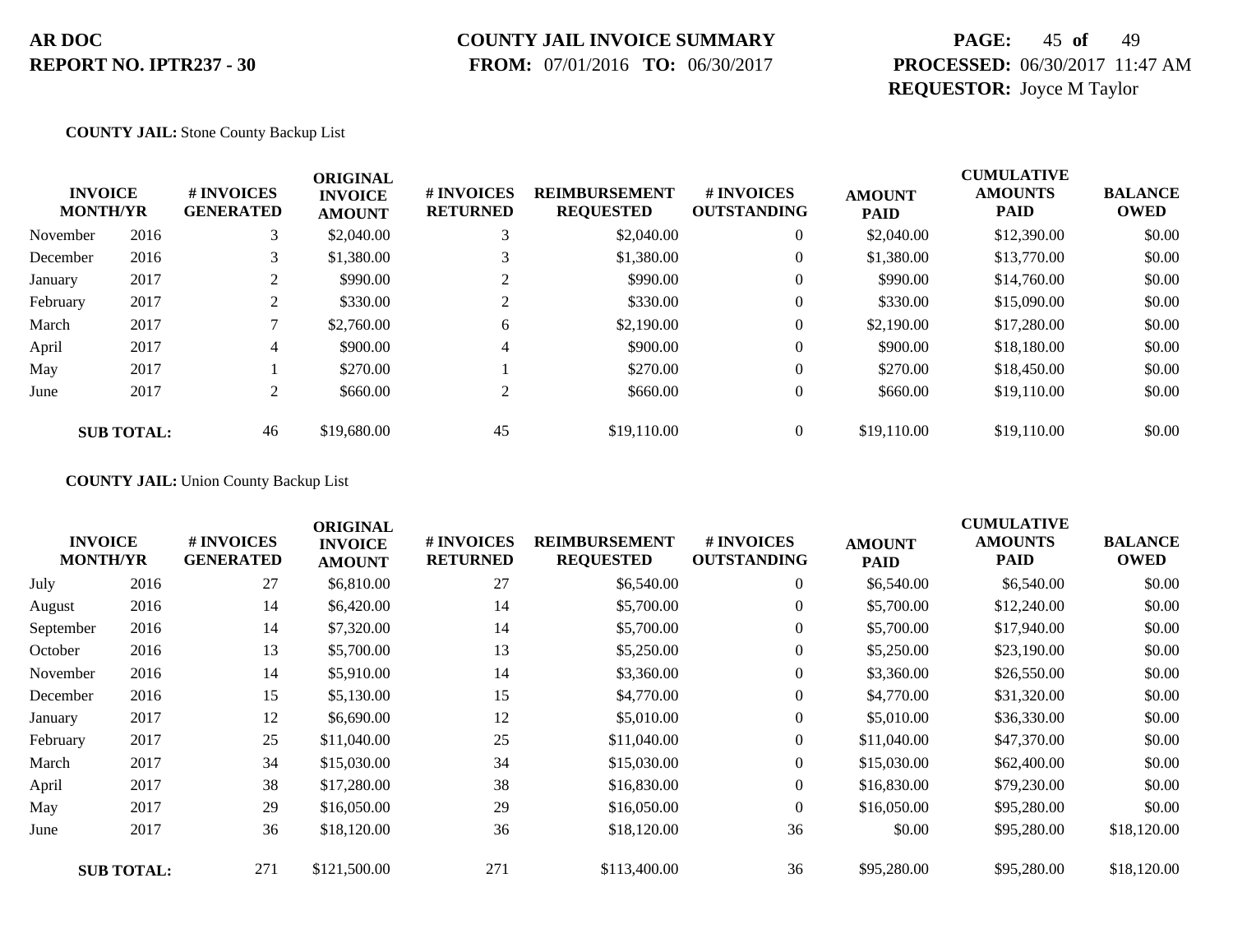**AR DOC**
**REPORT NO. IPTR237 - 30**

**COUNTY JAIL INVOICE SUMMARY**
**FROM:** 07/01/2016 **TO:** 06/30/2017

**PROCESSED:** 06/30/2017 11:47 AM
**REQUESTOR:** Joyce M Taylor

**COUNTY JAIL:** Stone County Backup List

| INVOICE MONTH/YR | | # INVOICES GENERATED | ORIGINAL INVOICE AMOUNT | # INVOICES RETURNED | REIMBURSEMENT REQUESTED | # INVOICES OUTSTANDING | AMOUNT PAID | CUMULATIVE AMOUNTS PAID | BALANCE OWED |
|---|---|---|---|---|---|---|---|---|---|
| November | 2016 | 3 | $2,040.00 | 3 | $2,040.00 | 0 | $2,040.00 | $12,390.00 | $0.00 |
| December | 2016 | 3 | $1,380.00 | 3 | $1,380.00 | 0 | $1,380.00 | $13,770.00 | $0.00 |
| January | 2017 | 2 | $990.00 | 2 | $990.00 | 0 | $990.00 | $14,760.00 | $0.00 |
| February | 2017 | 2 | $330.00 | 2 | $330.00 | 0 | $330.00 | $15,090.00 | $0.00 |
| March | 2017 | 7 | $2,760.00 | 6 | $2,190.00 | 0 | $2,190.00 | $17,280.00 | $0.00 |
| April | 2017 | 4 | $900.00 | 4 | $900.00 | 0 | $900.00 | $18,180.00 | $0.00 |
| May | 2017 | 1 | $270.00 | 1 | $270.00 | 0 | $270.00 | $18,450.00 | $0.00 |
| June | 2017 | 2 | $660.00 | 2 | $660.00 | 0 | $660.00 | $19,110.00 | $0.00 |
| **SUB TOTAL:** | | 46 | $19,680.00 | 45 | $19,110.00 | 0 | $19,110.00 | $19,110.00 | $0.00 |

**COUNTY JAIL:** Union County Backup List

| INVOICE MONTH/YR | | # INVOICES GENERATED | ORIGINAL INVOICE AMOUNT | # INVOICES RETURNED | REIMBURSEMENT REQUESTED | # INVOICES OUTSTANDING | AMOUNT PAID | CUMULATIVE AMOUNTS PAID | BALANCE OWED |
|---|---|---|---|---|---|---|---|---|---|
| July | 2016 | 27 | $6,810.00 | 27 | $6,540.00 | 0 | $6,540.00 | $6,540.00 | $0.00 |
| August | 2016 | 14 | $6,420.00 | 14 | $5,700.00 | 0 | $5,700.00 | $12,240.00 | $0.00 |
| September | 2016 | 14 | $7,320.00 | 14 | $5,700.00 | 0 | $5,700.00 | $17,940.00 | $0.00 |
| October | 2016 | 13 | $5,700.00 | 13 | $5,250.00 | 0 | $5,250.00 | $23,190.00 | $0.00 |
| November | 2016 | 14 | $5,910.00 | 14 | $3,360.00 | 0 | $3,360.00 | $26,550.00 | $0.00 |
| December | 2016 | 15 | $5,130.00 | 15 | $4,770.00 | 0 | $4,770.00 | $31,320.00 | $0.00 |
| January | 2017 | 12 | $6,690.00 | 12 | $5,010.00 | 0 | $5,010.00 | $36,330.00 | $0.00 |
| February | 2017 | 25 | $11,040.00 | 25 | $11,040.00 | 0 | $11,040.00 | $47,370.00 | $0.00 |
| March | 2017 | 34 | $15,030.00 | 34 | $15,030.00 | 0 | $15,030.00 | $62,400.00 | $0.00 |
| April | 2017 | 38 | $17,280.00 | 38 | $16,830.00 | 0 | $16,830.00 | $79,230.00 | $0.00 |
| May | 2017 | 29 | $16,050.00 | 29 | $16,050.00 | 0 | $16,050.00 | $95,280.00 | $0.00 |
| June | 2017 | 36 | $18,120.00 | 36 | $18,120.00 | 36 | $0.00 | $95,280.00 | $18,120.00 |
| **SUB TOTAL:** | | 271 | $121,500.00 | 271 | $113,400.00 | 36 | $95,280.00 | $95,280.00 | $18,120.00 |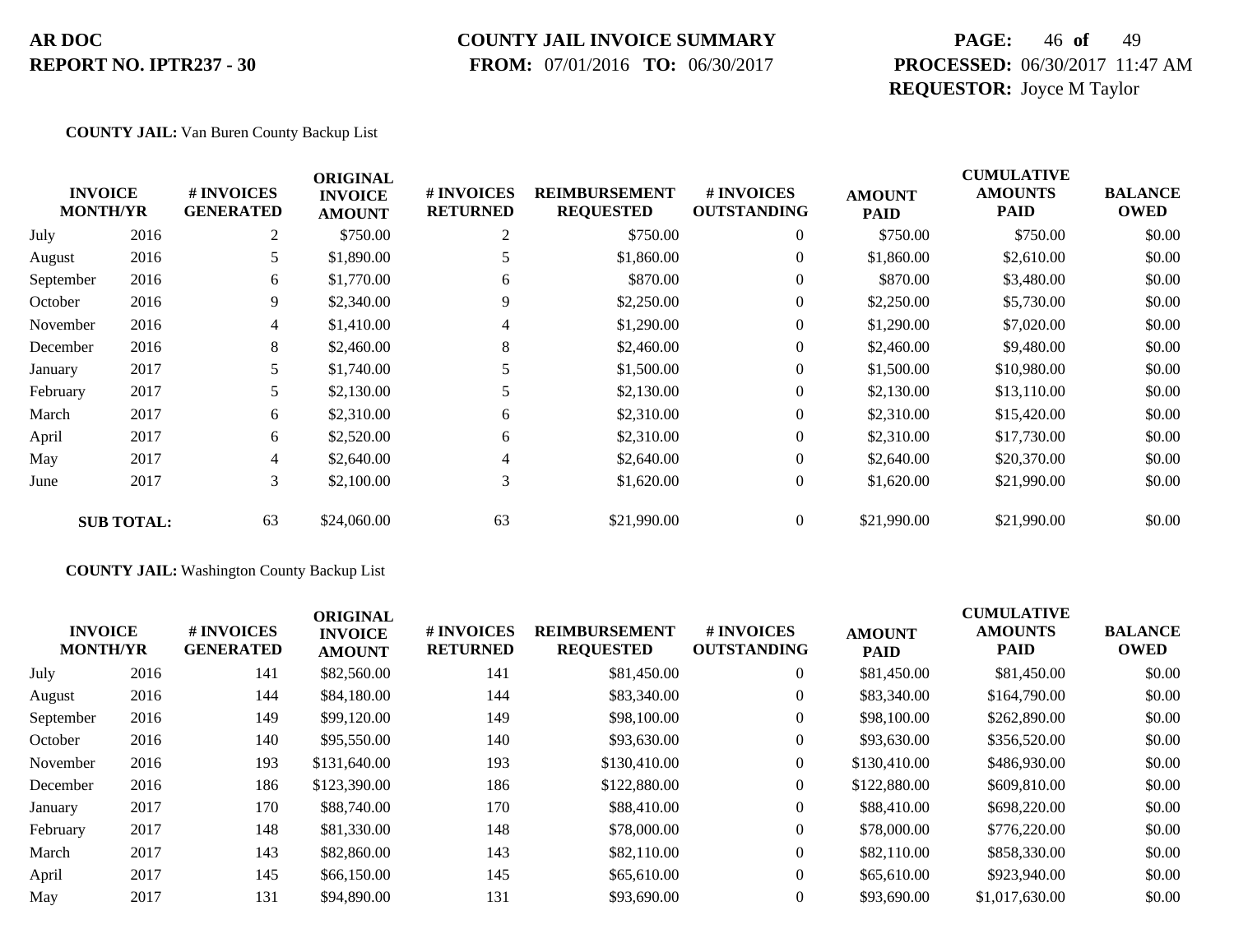**AR DOC**
**REPORT NO. IPTR237 - 30**

**COUNTY JAIL INVOICE SUMMARY**
**FROM:** 07/01/2016 **TO:** 06/30/2017

**PROCESSED:** 06/30/2017 11:47 AM
**REQUESTOR:** Joyce M Taylor

**COUNTY JAIL:** Van Buren County Backup List

| INVOICE MONTH/YR | | # INVOICES GENERATED | ORIGINAL INVOICE AMOUNT | # INVOICES RETURNED | REIMBURSEMENT REQUESTED | # INVOICES OUTSTANDING | AMOUNT PAID | CUMULATIVE AMOUNTS PAID | BALANCE OWED |
|---|---|---|---|---|---|---|---|---|---|
| July | 2016 | 2 | $750.00 | 2 | $750.00 | 0 | $750.00 | $750.00 | $0.00 |
| August | 2016 | 5 | $1,890.00 | 5 | $1,860.00 | 0 | $1,860.00 | $2,610.00 | $0.00 |
| September | 2016 | 6 | $1,770.00 | 6 | $870.00 | 0 | $870.00 | $3,480.00 | $0.00 |
| October | 2016 | 9 | $2,340.00 | 9 | $2,250.00 | 0 | $2,250.00 | $5,730.00 | $0.00 |
| November | 2016 | 4 | $1,410.00 | 4 | $1,290.00 | 0 | $1,290.00 | $7,020.00 | $0.00 |
| December | 2016 | 8 | $2,460.00 | 8 | $2,460.00 | 0 | $2,460.00 | $9,480.00 | $0.00 |
| January | 2017 | 5 | $1,740.00 | 5 | $1,500.00 | 0 | $1,500.00 | $10,980.00 | $0.00 |
| February | 2017 | 5 | $2,130.00 | 5 | $2,130.00 | 0 | $2,130.00 | $13,110.00 | $0.00 |
| March | 2017 | 6 | $2,310.00 | 6 | $2,310.00 | 0 | $2,310.00 | $15,420.00 | $0.00 |
| April | 2017 | 6 | $2,520.00 | 6 | $2,310.00 | 0 | $2,310.00 | $17,730.00 | $0.00 |
| May | 2017 | 4 | $2,640.00 | 4 | $2,640.00 | 0 | $2,640.00 | $20,370.00 | $0.00 |
| June | 2017 | 3 | $2,100.00 | 3 | $1,620.00 | 0 | $1,620.00 | $21,990.00 | $0.00 |
| **SUB TOTAL:** | | 63 | $24,060.00 | 63 | $21,990.00 | 0 | $21,990.00 | $21,990.00 | $0.00 |

**COUNTY JAIL:** Washington County Backup List

| INVOICE MONTH/YR | | # INVOICES GENERATED | ORIGINAL INVOICE AMOUNT | # INVOICES RETURNED | REIMBURSEMENT REQUESTED | # INVOICES OUTSTANDING | AMOUNT PAID | CUMULATIVE AMOUNTS PAID | BALANCE OWED |
|---|---|---|---|---|---|---|---|---|---|
| July | 2016 | 141 | $82,560.00 | 141 | $81,450.00 | 0 | $81,450.00 | $81,450.00 | $0.00 |
| August | 2016 | 144 | $84,180.00 | 144 | $83,340.00 | 0 | $83,340.00 | $164,790.00 | $0.00 |
| September | 2016 | 149 | $99,120.00 | 149 | $98,100.00 | 0 | $98,100.00 | $262,890.00 | $0.00 |
| October | 2016 | 140 | $95,550.00 | 140 | $93,630.00 | 0 | $93,630.00 | $356,520.00 | $0.00 |
| November | 2016 | 193 | $131,640.00 | 193 | $130,410.00 | 0 | $130,410.00 | $486,930.00 | $0.00 |
| December | 2016 | 186 | $123,390.00 | 186 | $122,880.00 | 0 | $122,880.00 | $609,810.00 | $0.00 |
| January | 2017 | 170 | $88,740.00 | 170 | $88,410.00 | 0 | $88,410.00 | $698,220.00 | $0.00 |
| February | 2017 | 148 | $81,330.00 | 148 | $78,000.00 | 0 | $78,000.00 | $776,220.00 | $0.00 |
| March | 2017 | 143 | $82,860.00 | 143 | $82,110.00 | 0 | $82,110.00 | $858,330.00 | $0.00 |
| April | 2017 | 145 | $66,150.00 | 145 | $65,610.00 | 0 | $65,610.00 | $923,940.00 | $0.00 |
| May | 2017 | 131 | $94,890.00 | 131 | $93,690.00 | 0 | $93,690.00 | $1,017,630.00 | $0.00 |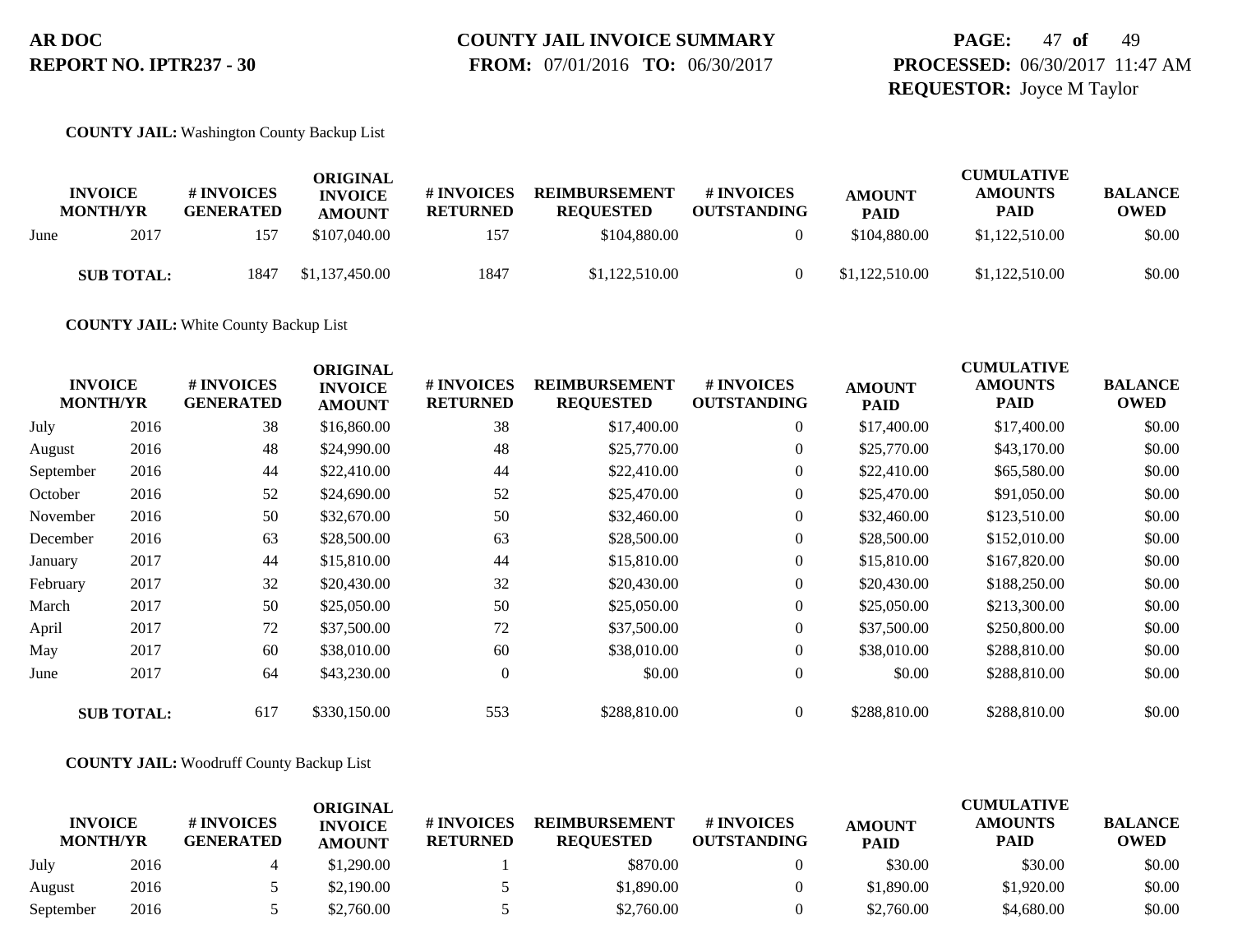**COUNTY JAIL:** Washington County Backup List

| INVOICE MONTH/YR | | # INVOICES GENERATED | ORIGINAL INVOICE AMOUNT | # INVOICES RETURNED | REIMBURSEMENT REQUESTED | # INVOICES OUTSTANDING | AMOUNT PAID | CUMULATIVE AMOUNTS PAID | BALANCE OWED |
|---|---|---|---|---|---|---|---|---|---|
| June | 2017 | 157 | $107,040.00 | 157 | $104,880.00 | 0 | $104,880.00 | $1,122,510.00 | $0.00 |
| **SUB TOTAL:** | | 1847 | $1,137,450.00 | 1847 | $1,122,510.00 | 0 | $1,122,510.00 | $1,122,510.00 | $0.00 |

**COUNTY JAIL:** White County Backup List

| INVOICE MONTH/YR | | # INVOICES GENERATED | ORIGINAL INVOICE AMOUNT | # INVOICES RETURNED | REIMBURSEMENT REQUESTED | # INVOICES OUTSTANDING | AMOUNT PAID | CUMULATIVE AMOUNTS PAID | BALANCE OWED |
|---|---|---|---|---|---|---|---|---|---|
| July | 2016 | 38 | $16,860.00 | 38 | $17,400.00 | 0 | $17,400.00 | $17,400.00 | $0.00 |
| August | 2016 | 48 | $24,990.00 | 48 | $25,770.00 | 0 | $25,770.00 | $43,170.00 | $0.00 |
| September | 2016 | 44 | $22,410.00 | 44 | $22,410.00 | 0 | $22,410.00 | $65,580.00 | $0.00 |
| October | 2016 | 52 | $24,690.00 | 52 | $25,470.00 | 0 | $25,470.00 | $91,050.00 | $0.00 |
| November | 2016 | 50 | $32,670.00 | 50 | $32,460.00 | 0 | $32,460.00 | $123,510.00 | $0.00 |
| December | 2016 | 63 | $28,500.00 | 63 | $28,500.00 | 0 | $28,500.00 | $152,010.00 | $0.00 |
| January | 2017 | 44 | $15,810.00 | 44 | $15,810.00 | 0 | $15,810.00 | $167,820.00 | $0.00 |
| February | 2017 | 32 | $20,430.00 | 32 | $20,430.00 | 0 | $20,430.00 | $188,250.00 | $0.00 |
| March | 2017 | 50 | $25,050.00 | 50 | $25,050.00 | 0 | $25,050.00 | $213,300.00 | $0.00 |
| April | 2017 | 72 | $37,500.00 | 72 | $37,500.00 | 0 | $37,500.00 | $250,800.00 | $0.00 |
| May | 2017 | 60 | $38,010.00 | 60 | $38,010.00 | 0 | $38,010.00 | $288,810.00 | $0.00 |
| June | 2017 | 64 | $43,230.00 | 0 | $0.00 | 0 | $0.00 | $288,810.00 | $0.00 |
| **SUB TOTAL:** | | 617 | $330,150.00 | 553 | $288,810.00 | 0 | $288,810.00 | $288,810.00 | $0.00 |

**COUNTY JAIL:** Woodruff County Backup List

| INVOICE MONTH/YR | | # INVOICES GENERATED | ORIGINAL INVOICE AMOUNT | # INVOICES RETURNED | REIMBURSEMENT REQUESTED | # INVOICES OUTSTANDING | AMOUNT PAID | CUMULATIVE AMOUNTS PAID | BALANCE OWED |
|---|---|---|---|---|---|---|---|---|---|
| July | 2016 | 4 | $1,290.00 | 1 | $870.00 | 0 | $30.00 | $30.00 | $0.00 |
| August | 2016 | 5 | $2,190.00 | 5 | $1,890.00 | 0 | $1,890.00 | $1,920.00 | $0.00 |
| September | 2016 | 5 | $2,760.00 | 5 | $2,760.00 | 0 | $2,760.00 | $4,680.00 | $0.00 |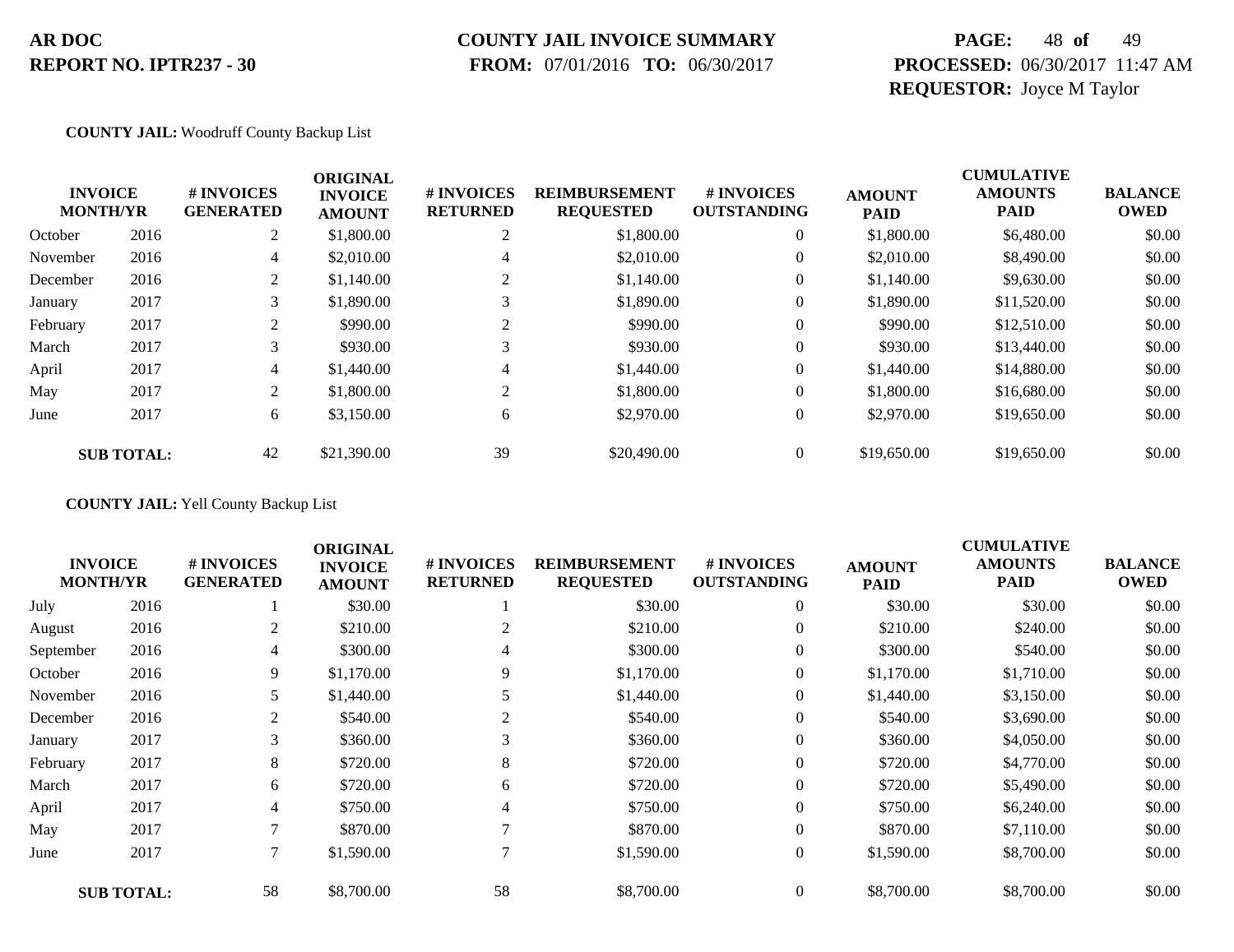**COUNTY JAIL:** Woodruff County Backup List

| INVOICE MONTH/YR | | # INVOICES GENERATED | ORIGINAL INVOICE AMOUNT | # INVOICES RETURNED | REIMBURSEMENT REQUESTED | # INVOICES OUTSTANDING | AMOUNT PAID | CUMULATIVE AMOUNTS PAID | BALANCE OWED |
|---|---|---|---|---|---|---|---|---|---|
| October | 2016 | 2 | $1,800.00 | 2 | $1,800.00 | 0 | $1,800.00 | $6,480.00 | $0.00 |
| November | 2016 | 4 | $2,010.00 | 4 | $2,010.00 | 0 | $2,010.00 | $8,490.00 | $0.00 |
| December | 2016 | 2 | $1,140.00 | 2 | $1,140.00 | 0 | $1,140.00 | $9,630.00 | $0.00 |
| January | 2017 | 3 | $1,890.00 | 3 | $1,890.00 | 0 | $1,890.00 | $11,520.00 | $0.00 |
| February | 2017 | 2 | $990.00 | 2 | $990.00 | 0 | $990.00 | $12,510.00 | $0.00 |
| March | 2017 | 3 | $930.00 | 3 | $930.00 | 0 | $930.00 | $13,440.00 | $0.00 |
| April | 2017 | 4 | $1,440.00 | 4 | $1,440.00 | 0 | $1,440.00 | $14,880.00 | $0.00 |
| May | 2017 | 2 | $1,800.00 | 2 | $1,800.00 | 0 | $1,800.00 | $16,680.00 | $0.00 |
| June | 2017 | 6 | $3,150.00 | 6 | $2,970.00 | 0 | $2,970.00 | $19,650.00 | $0.00 |
| **SUB TOTAL:** | | 42 | $21,390.00 | 39 | $20,490.00 | 0 | $19,650.00 | $19,650.00 | $0.00 |

**COUNTY JAIL:** Yell County Backup List

| INVOICE MONTH/YR | | # INVOICES GENERATED | ORIGINAL INVOICE AMOUNT | # INVOICES RETURNED | REIMBURSEMENT REQUESTED | # INVOICES OUTSTANDING | AMOUNT PAID | CUMULATIVE AMOUNTS PAID | BALANCE OWED |
|---|---|---|---|---|---|---|---|---|---|
| July | 2016 | 1 | $30.00 | 1 | $30.00 | 0 | $30.00 | $30.00 | $0.00 |
| August | 2016 | 2 | $210.00 | 2 | $210.00 | 0 | $210.00 | $240.00 | $0.00 |
| September | 2016 | 4 | $300.00 | 4 | $300.00 | 0 | $300.00 | $540.00 | $0.00 |
| October | 2016 | 9 | $1,170.00 | 9 | $1,170.00 | 0 | $1,170.00 | $1,710.00 | $0.00 |
| November | 2016 | 5 | $1,440.00 | 5 | $1,440.00 | 0 | $1,440.00 | $3,150.00 | $0.00 |
| December | 2016 | 2 | $540.00 | 2 | $540.00 | 0 | $540.00 | $3,690.00 | $0.00 |
| January | 2017 | 3 | $360.00 | 3 | $360.00 | 0 | $360.00 | $4,050.00 | $0.00 |
| February | 2017 | 8 | $720.00 | 8 | $720.00 | 0 | $720.00 | $4,770.00 | $0.00 |
| March | 2017 | 6 | $720.00 | 6 | $720.00 | 0 | $720.00 | $5,490.00 | $0.00 |
| April | 2017 | 4 | $750.00 | 4 | $750.00 | 0 | $750.00 | $6,240.00 | $0.00 |
| May | 2017 | 7 | $870.00 | 7 | $870.00 | 0 | $870.00 | $7,110.00 | $0.00 |
| June | 2017 | 7 | $1,590.00 | 7 | $1,590.00 | 0 | $1,590.00 | $8,700.00 | $0.00 |
| **SUB TOTAL:** | | 58 | $8,700.00 | 58 | $8,700.00 | 0 | $8,700.00 | $8,700.00 | $0.00 |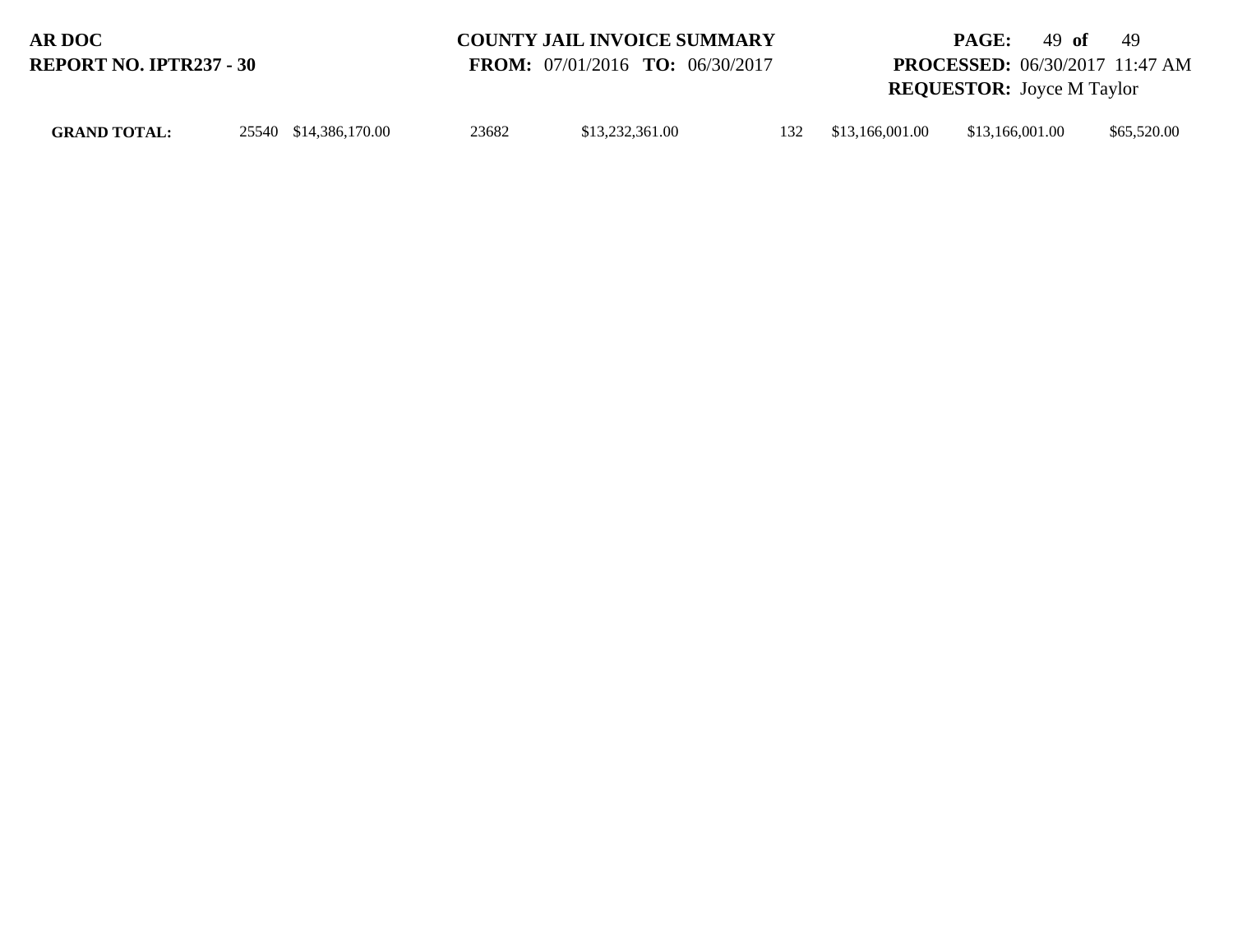**AR DOC** **COUNTY JAIL INVOICE SUMMARY**

**REPORT NO. IPTR237 - 30** **FROM:** 07/01/2016 **TO:** 06/30/2017

**PROCESSED:** 06/30/2017 11:47 AM

**REQUESTOR:** Joyce M Taylor

| | | | | | | | | |
|---|---|---|---|---|---|---|---|---|
| **GRAND TOTAL:** | 25540 | $14,386,170.00 | 23682 | $13,232,361.00 | 132 | $13,166,001.00 | $13,166,001.00 | $65,520.00 |